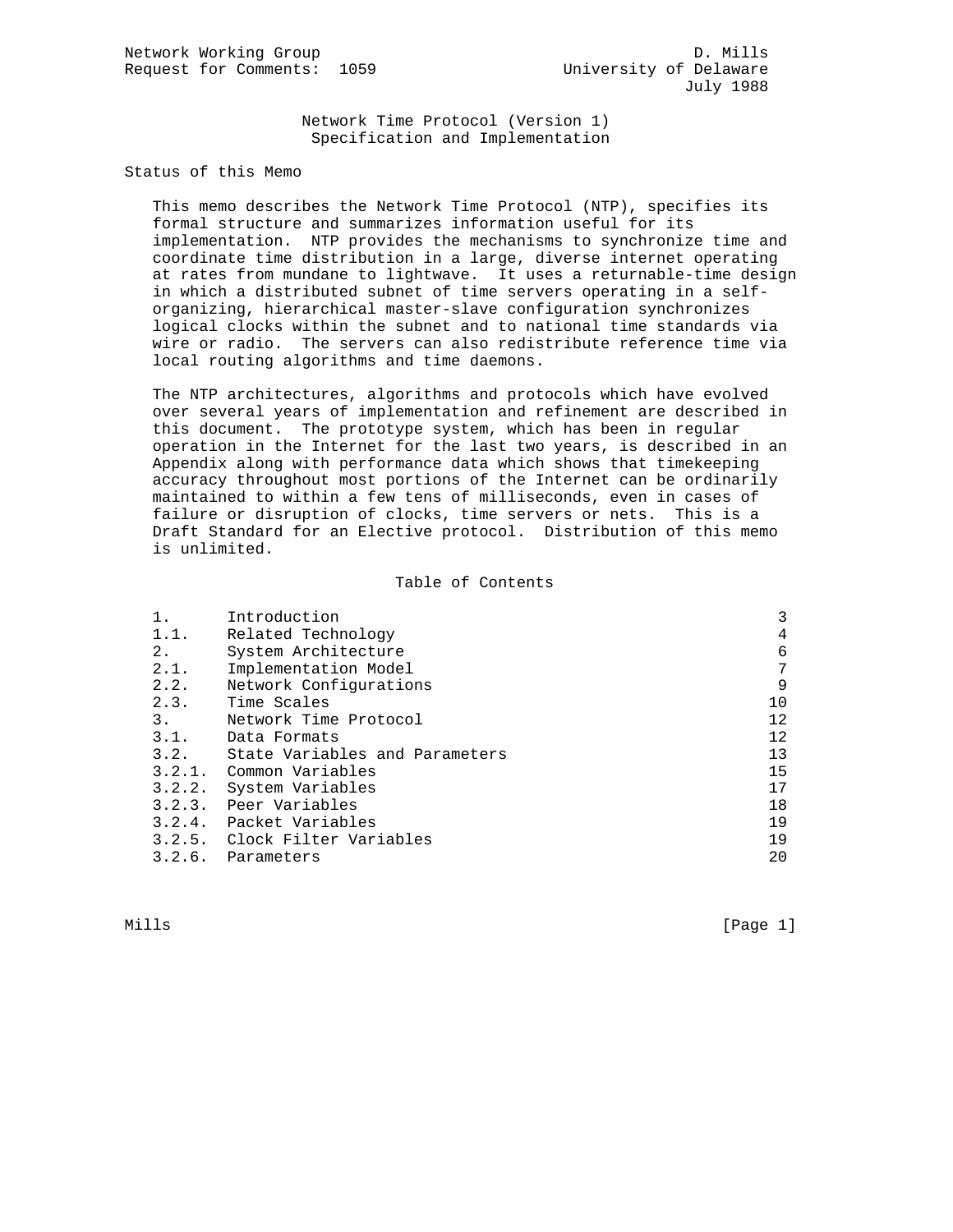Network Working Group D. Mills
Request for Comments: 1059 University of Delaware
July 1988

# Network Time Protocol (Version 1) Specification and Implementation

## Status of this Memo

This memo describes the Network Time Protocol (NTP), specifies its formal structure and summarizes information useful for its implementation. NTP provides the mechanisms to synchronize time and coordinate time distribution in a large, diverse internet operating at rates from mundane to lightwave. It uses a returnable-time design in which a distributed subnet of time servers operating in a self-organizing, hierarchical master-slave configuration synchronizes logical clocks within the subnet and to national time standards via wire or radio. The servers can also redistribute reference time via local routing algorithms and time daemons.

The NTP architectures, algorithms and protocols which have evolved over several years of implementation and refinement are described in this document. The prototype system, which has been in regular operation in the Internet for the last two years, is described in an Appendix along with performance data which shows that timekeeping accuracy throughout most portions of the Internet can be ordinarily maintained to within a few tens of milliseconds, even in cases of failure or disruption of clocks, time servers or nets. This is a Draft Standard for an Elective protocol. Distribution of this memo is unlimited.

## Table of Contents

| | | |
|---|---|---|
| 1. | Introduction | 3 |
| 1.1. | Related Technology | 4 |
| 2. | System Architecture | 6 |
| 2.1. | Implementation Model | 7 |
| 2.2. | Network Configurations | 9 |
| 2.3. | Time Scales | 10 |
| 3. | Network Time Protocol | 12 |
| 3.1. | Data Formats | 12 |
| 3.2. | State Variables and Parameters | 13 |
| 3.2.1. | Common Variables | 15 |
| 3.2.2. | System Variables | 17 |
| 3.2.3. | Peer Variables | 18 |
| 3.2.4. | Packet Variables | 19 |
| 3.2.5. | Clock Filter Variables | 19 |
| 3.2.6. | Parameters | 20 |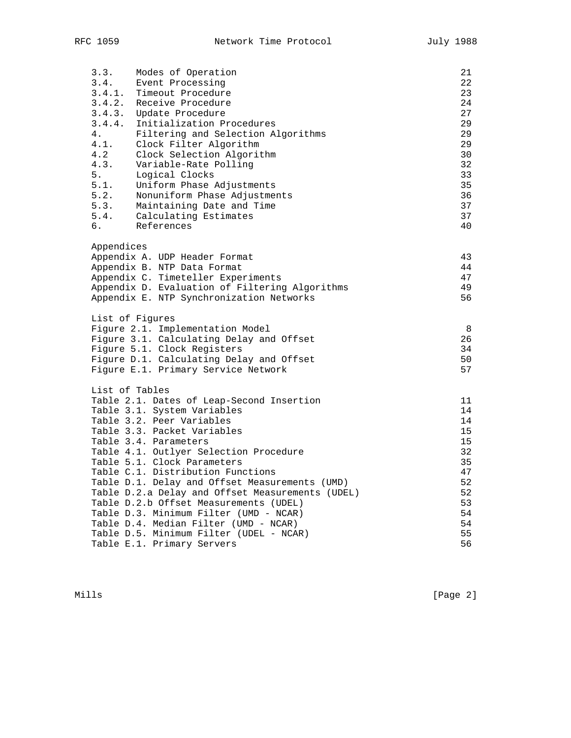| | | |
|---|---|---|
| 3.3. | Modes of Operation | 21 |
| 3.4. | Event Processing | 22 |
| 3.4.1. | Timeout Procedure | 23 |
| 3.4.2. | Receive Procedure | 24 |
| 3.4.3. | Update Procedure | 27 |
| 3.4.4. | Initialization Procedures | 29 |
| 4. | Filtering and Selection Algorithms | 29 |
| 4.1. | Clock Filter Algorithm | 29 |
| 4.2 | Clock Selection Algorithm | 30 |
| 4.3. | Variable-Rate Polling | 32 |
| 5. | Logical Clocks | 33 |
| 5.1. | Uniform Phase Adjustments | 35 |
| 5.2. | Nonuniform Phase Adjustments | 36 |
| 5.3. | Maintaining Date and Time | 37 |
| 5.4. | Calculating Estimates | 37 |
| 6. | References | 40 |

Appendices

| | |
|---|---|
| Appendix A. UDP Header Format | 43 |
| Appendix B. NTP Data Format | 44 |
| Appendix C. Timeteller Experiments | 47 |
| Appendix D. Evaluation of Filtering Algorithms | 49 |
| Appendix E. NTP Synchronization Networks | 56 |

List of Figures

| | |
|---|---|
| Figure 2.1. Implementation Model | 8 |
| Figure 3.1. Calculating Delay and Offset | 26 |
| Figure 5.1. Clock Registers | 34 |
| Figure D.1. Calculating Delay and Offset | 50 |
| Figure E.1. Primary Service Network | 57 |

List of Tables

| | |
|---|---|
| Table 2.1. Dates of Leap-Second Insertion | 11 |
| Table 3.1. System Variables | 14 |
| Table 3.2. Peer Variables | 14 |
| Table 3.3. Packet Variables | 15 |
| Table 3.4. Parameters | 15 |
| Table 4.1. Outlyer Selection Procedure | 32 |
| Table 5.1. Clock Parameters | 35 |
| Table C.1. Distribution Functions | 47 |
| Table D.1. Delay and Offset Measurements (UMD) | 52 |
| Table D.2.a Delay and Offset Measurements (UDEL) | 52 |
| Table D.2.b Offset Measurements (UDEL) | 53 |
| Table D.3. Minimum Filter (UMD - NCAR) | 54 |
| Table D.4. Median Filter (UMD - NCAR) | 54 |
| Table D.5. Minimum Filter (UDEL - NCAR) | 55 |
| Table E.1. Primary Servers | 56 |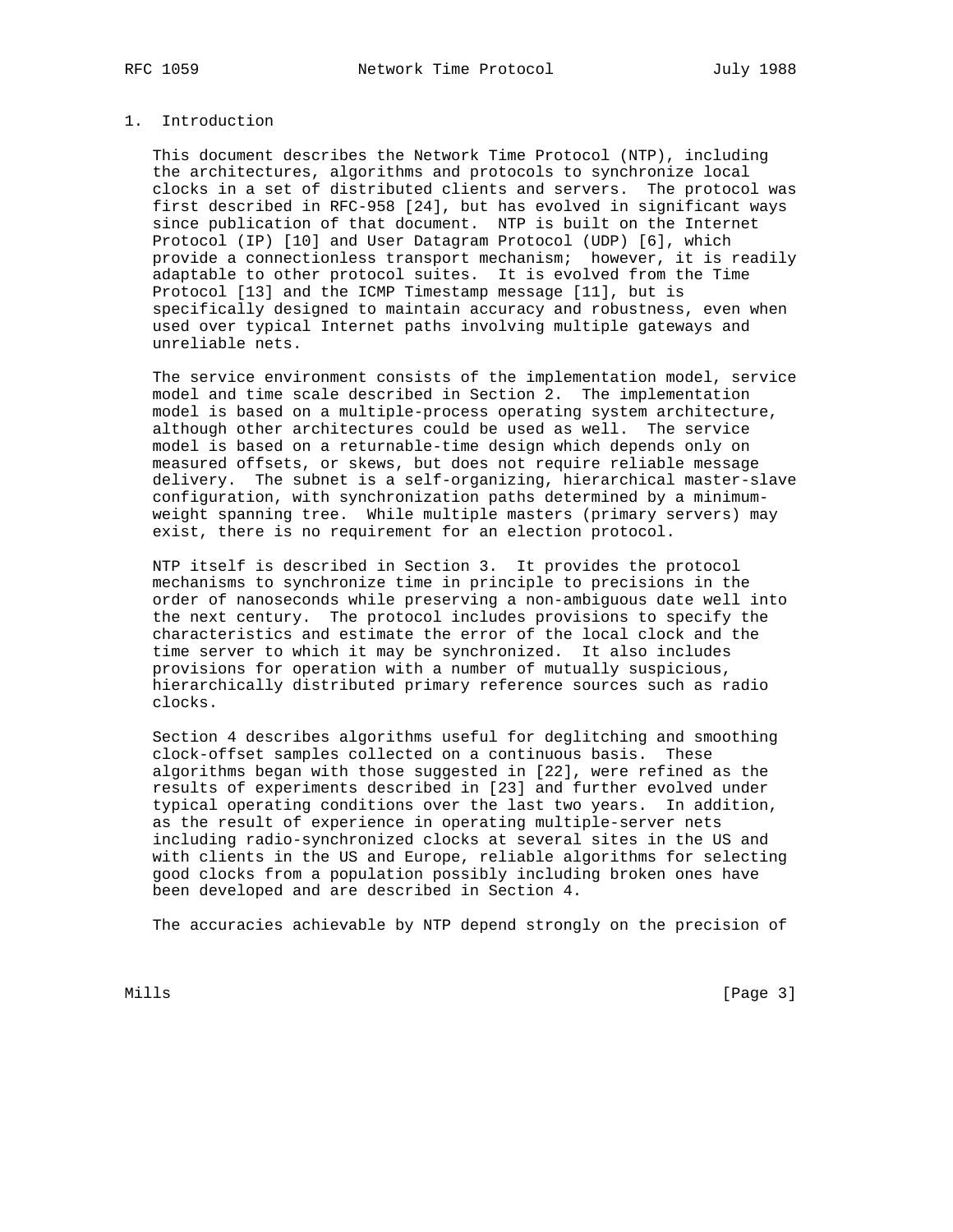## 1. Introduction

This document describes the Network Time Protocol (NTP), including the architectures, algorithms and protocols to synchronize local clocks in a set of distributed clients and servers. The protocol was first described in RFC-958 [24], but has evolved in significant ways since publication of that document. NTP is built on the Internet Protocol (IP) [10] and User Datagram Protocol (UDP) [6], which provide a connectionless transport mechanism; however, it is readily adaptable to other protocol suites. It is evolved from the Time Protocol [13] and the ICMP Timestamp message [11], but is specifically designed to maintain accuracy and robustness, even when used over typical Internet paths involving multiple gateways and unreliable nets.

The service environment consists of the implementation model, service model and time scale described in Section 2. The implementation model is based on a multiple-process operating system architecture, although other architectures could be used as well. The service model is based on a returnable-time design which depends only on measured offsets, or skews, but does not require reliable message delivery. The subnet is a self-organizing, hierarchical master-slave configuration, with synchronization paths determined by a minimum-weight spanning tree. While multiple masters (primary servers) may exist, there is no requirement for an election protocol.

NTP itself is described in Section 3. It provides the protocol mechanisms to synchronize time in principle to precisions in the order of nanoseconds while preserving a non-ambiguous date well into the next century. The protocol includes provisions to specify the characteristics and estimate the error of the local clock and the time server to which it may be synchronized. It also includes provisions for operation with a number of mutually suspicious, hierarchically distributed primary reference sources such as radio clocks.

Section 4 describes algorithms useful for deglitching and smoothing clock-offset samples collected on a continuous basis. These algorithms began with those suggested in [22], were refined as the results of experiments described in [23] and further evolved under typical operating conditions over the last two years. In addition, as the result of experience in operating multiple-server nets including radio-synchronized clocks at several sites in the US and with clients in the US and Europe, reliable algorithms for selecting good clocks from a population possibly including broken ones have been developed and are described in Section 4.

The accuracies achievable by NTP depend strongly on the precision of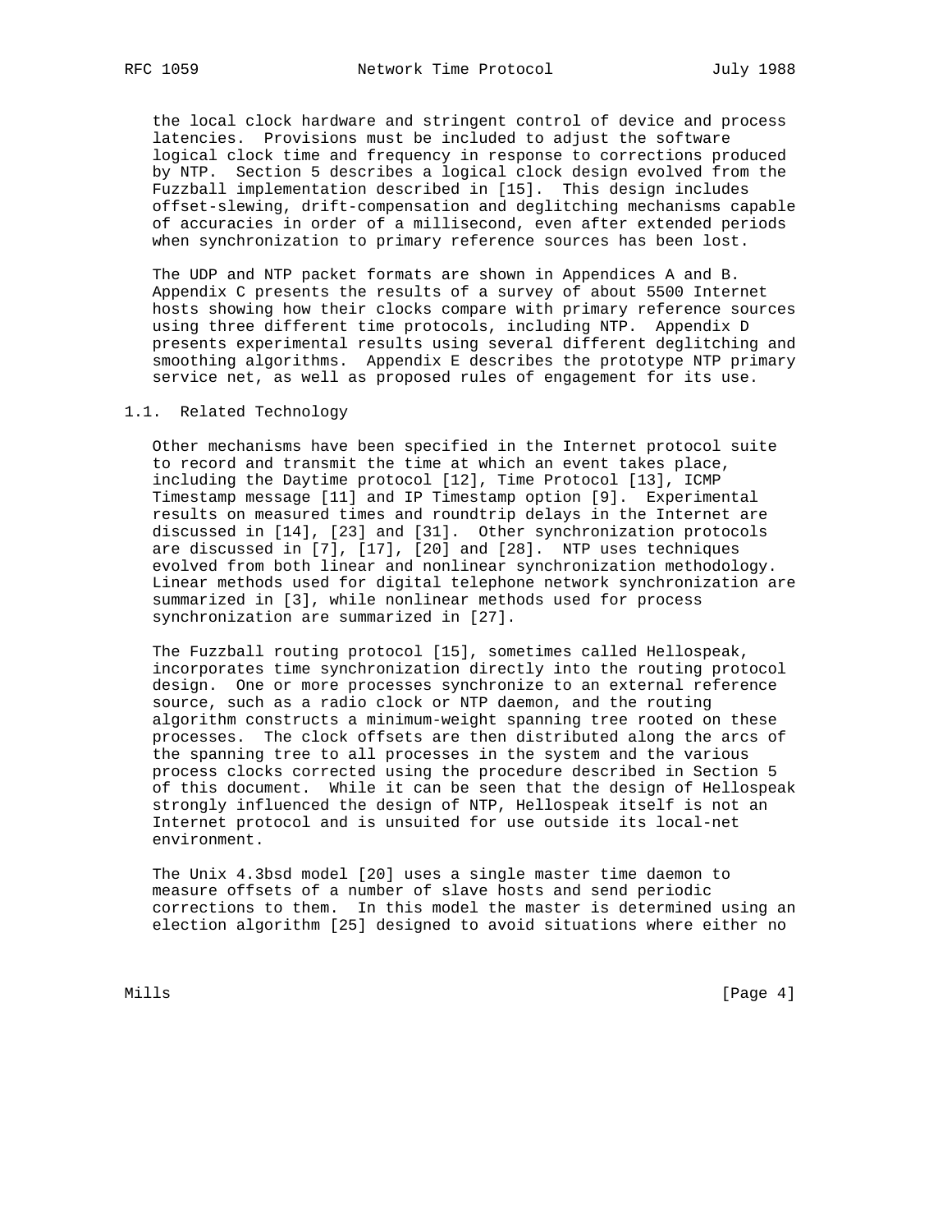the local clock hardware and stringent control of device and process latencies. Provisions must be included to adjust the software logical clock time and frequency in response to corrections produced by NTP. Section 5 describes a logical clock design evolved from the Fuzzball implementation described in [15]. This design includes offset-slewing, drift-compensation and deglitching mechanisms capable of accuracies in order of a millisecond, even after extended periods when synchronization to primary reference sources has been lost.

The UDP and NTP packet formats are shown in Appendices A and B. Appendix C presents the results of a survey of about 5500 Internet hosts showing how their clocks compare with primary reference sources using three different time protocols, including NTP. Appendix D presents experimental results using several different deglitching and smoothing algorithms. Appendix E describes the prototype NTP primary service net, as well as proposed rules of engagement for its use.

## 1.1. Related Technology

Other mechanisms have been specified in the Internet protocol suite to record and transmit the time at which an event takes place, including the Daytime protocol [12], Time Protocol [13], ICMP Timestamp message [11] and IP Timestamp option [9]. Experimental results on measured times and roundtrip delays in the Internet are discussed in [14], [23] and [31]. Other synchronization protocols are discussed in [7], [17], [20] and [28]. NTP uses techniques evolved from both linear and nonlinear synchronization methodology. Linear methods used for digital telephone network synchronization are summarized in [3], while nonlinear methods used for process synchronization are summarized in [27].

The Fuzzball routing protocol [15], sometimes called Hellospeak, incorporates time synchronization directly into the routing protocol design. One or more processes synchronize to an external reference source, such as a radio clock or NTP daemon, and the routing algorithm constructs a minimum-weight spanning tree rooted on these processes. The clock offsets are then distributed along the arcs of the spanning tree to all processes in the system and the various process clocks corrected using the procedure described in Section 5 of this document. While it can be seen that the design of Hellospeak strongly influenced the design of NTP, Hellospeak itself is not an Internet protocol and is unsuited for use outside its local-net environment.

The Unix 4.3bsd model [20] uses a single master time daemon to measure offsets of a number of slave hosts and send periodic corrections to them. In this model the master is determined using an election algorithm [25] designed to avoid situations where either no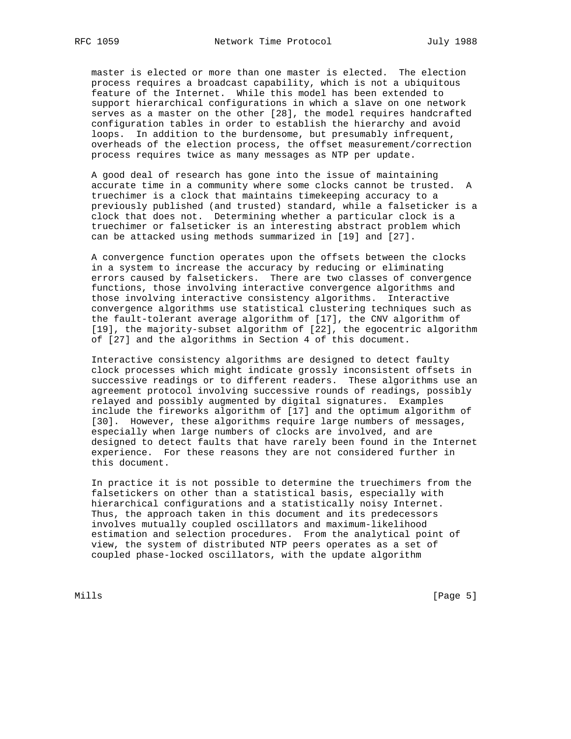master is elected or more than one master is elected. The election process requires a broadcast capability, which is not a ubiquitous feature of the Internet. While this model has been extended to support hierarchical configurations in which a slave on one network serves as a master on the other [28], the model requires handcrafted configuration tables in order to establish the hierarchy and avoid loops. In addition to the burdensome, but presumably infrequent, overheads of the election process, the offset measurement/correction process requires twice as many messages as NTP per update.

A good deal of research has gone into the issue of maintaining accurate time in a community where some clocks cannot be trusted. A truechimer is a clock that maintains timekeeping accuracy to a previously published (and trusted) standard, while a falseticker is a clock that does not. Determining whether a particular clock is a truechimer or falseticker is an interesting abstract problem which can be attacked using methods summarized in [19] and [27].

A convergence function operates upon the offsets between the clocks in a system to increase the accuracy by reducing or eliminating errors caused by falsetickers. There are two classes of convergence functions, those involving interactive convergence algorithms and those involving interactive consistency algorithms. Interactive convergence algorithms use statistical clustering techniques such as the fault-tolerant average algorithm of [17], the CNV algorithm of [19], the majority-subset algorithm of [22], the egocentric algorithm of [27] and the algorithms in Section 4 of this document.

Interactive consistency algorithms are designed to detect faulty clock processes which might indicate grossly inconsistent offsets in successive readings or to different readers. These algorithms use an agreement protocol involving successive rounds of readings, possibly relayed and possibly augmented by digital signatures. Examples include the fireworks algorithm of [17] and the optimum algorithm of [30]. However, these algorithms require large numbers of messages, especially when large numbers of clocks are involved, and are designed to detect faults that have rarely been found in the Internet experience. For these reasons they are not considered further in this document.

In practice it is not possible to determine the truechimers from the falsetickers on other than a statistical basis, especially with hierarchical configurations and a statistically noisy Internet. Thus, the approach taken in this document and its predecessors involves mutually coupled oscillators and maximum-likelihood estimation and selection procedures. From the analytical point of view, the system of distributed NTP peers operates as a set of coupled phase-locked oscillators, with the update algorithm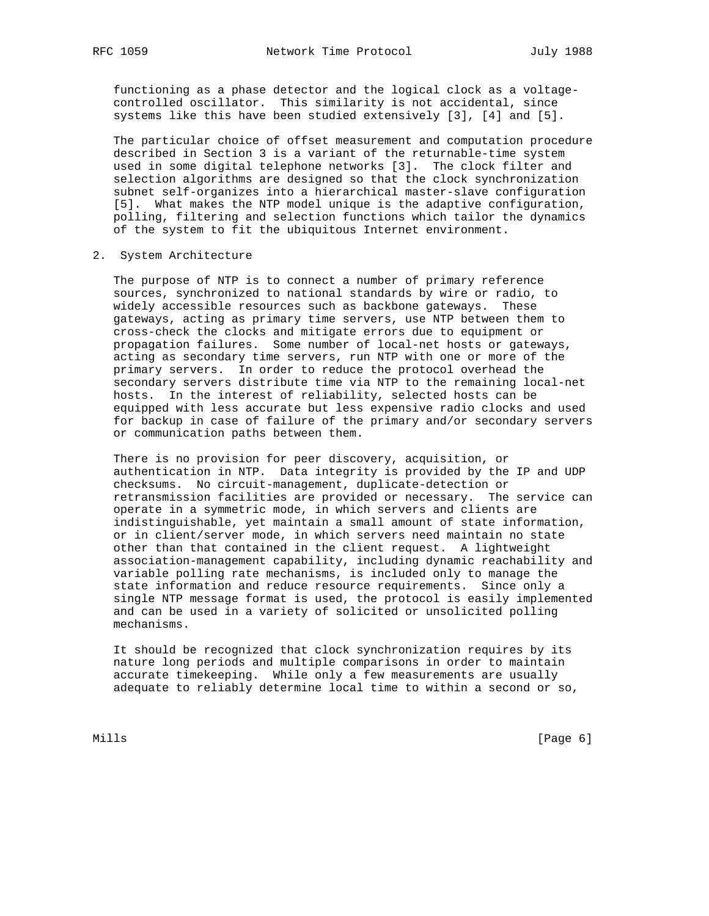functioning as a phase detector and the logical clock as a voltage-controlled oscillator. This similarity is not accidental, since systems like this have been studied extensively [3], [4] and [5].

The particular choice of offset measurement and computation procedure described in Section 3 is a variant of the returnable-time system used in some digital telephone networks [3]. The clock filter and selection algorithms are designed so that the clock synchronization subnet self-organizes into a hierarchical master-slave configuration [5]. What makes the NTP model unique is the adaptive configuration, polling, filtering and selection functions which tailor the dynamics of the system to fit the ubiquitous Internet environment.

## 2. System Architecture

The purpose of NTP is to connect a number of primary reference sources, synchronized to national standards by wire or radio, to widely accessible resources such as backbone gateways. These gateways, acting as primary time servers, use NTP between them to cross-check the clocks and mitigate errors due to equipment or propagation failures. Some number of local-net hosts or gateways, acting as secondary time servers, run NTP with one or more of the primary servers. In order to reduce the protocol overhead the secondary servers distribute time via NTP to the remaining local-net hosts. In the interest of reliability, selected hosts can be equipped with less accurate but less expensive radio clocks and used for backup in case of failure of the primary and/or secondary servers or communication paths between them.

There is no provision for peer discovery, acquisition, or authentication in NTP. Data integrity is provided by the IP and UDP checksums. No circuit-management, duplicate-detection or retransmission facilities are provided or necessary. The service can operate in a symmetric mode, in which servers and clients are indistinguishable, yet maintain a small amount of state information, or in client/server mode, in which servers need maintain no state other than that contained in the client request. A lightweight association-management capability, including dynamic reachability and variable polling rate mechanisms, is included only to manage the state information and reduce resource requirements. Since only a single NTP message format is used, the protocol is easily implemented and can be used in a variety of solicited or unsolicited polling mechanisms.

It should be recognized that clock synchronization requires by its nature long periods and multiple comparisons in order to maintain accurate timekeeping. While only a few measurements are usually adequate to reliably determine local time to within a second or so,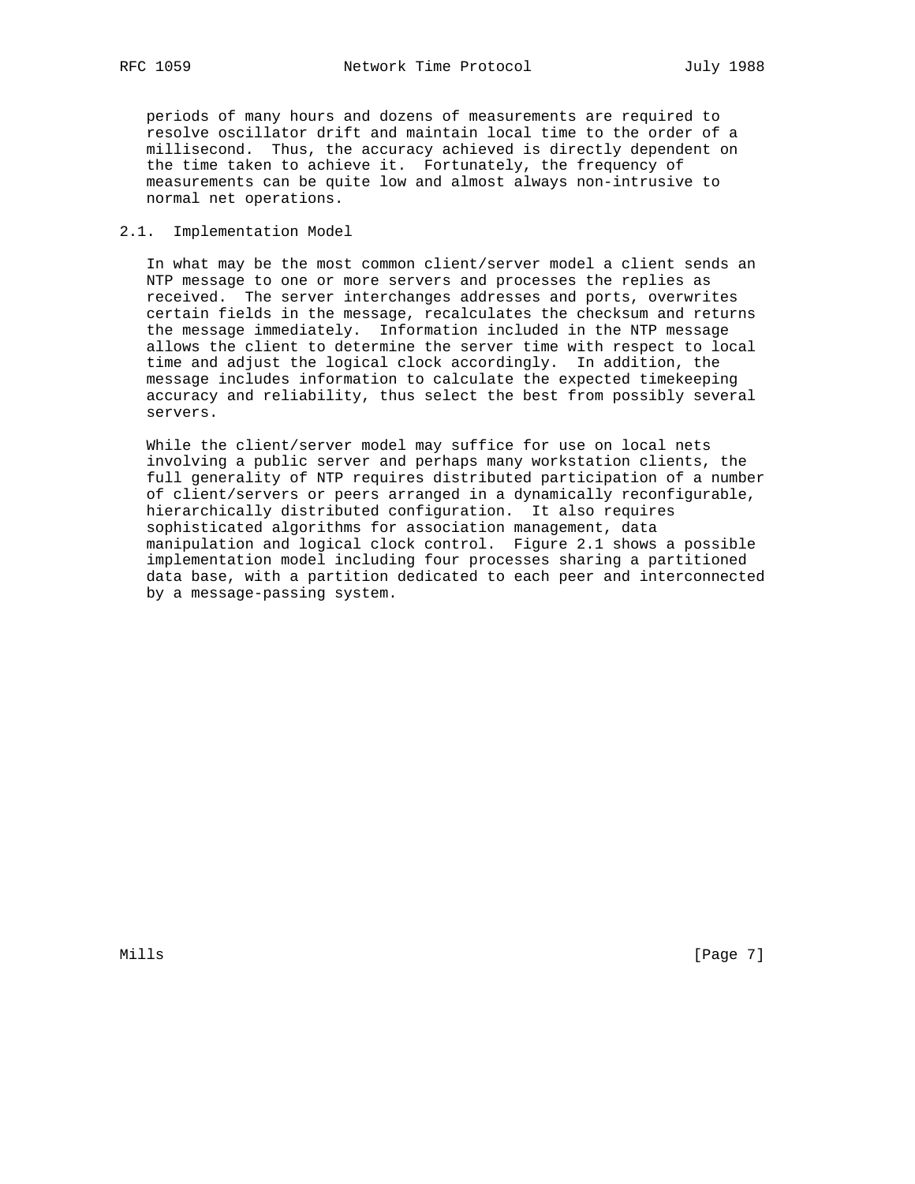periods of many hours and dozens of measurements are required to resolve oscillator drift and maintain local time to the order of a millisecond. Thus, the accuracy achieved is directly dependent on the time taken to achieve it. Fortunately, the frequency of measurements can be quite low and almost always non-intrusive to normal net operations.

## 2.1. Implementation Model

In what may be the most common client/server model a client sends an NTP message to one or more servers and processes the replies as received. The server interchanges addresses and ports, overwrites certain fields in the message, recalculates the checksum and returns the message immediately. Information included in the NTP message allows the client to determine the server time with respect to local time and adjust the logical clock accordingly. In addition, the message includes information to calculate the expected timekeeping accuracy and reliability, thus select the best from possibly several servers.

While the client/server model may suffice for use on local nets involving a public server and perhaps many workstation clients, the full generality of NTP requires distributed participation of a number of client/servers or peers arranged in a dynamically reconfigurable, hierarchically distributed configuration. It also requires sophisticated algorithms for association management, data manipulation and logical clock control. Figure 2.1 shows a possible implementation model including four processes sharing a partitioned data base, with a partition dedicated to each peer and interconnected by a message-passing system.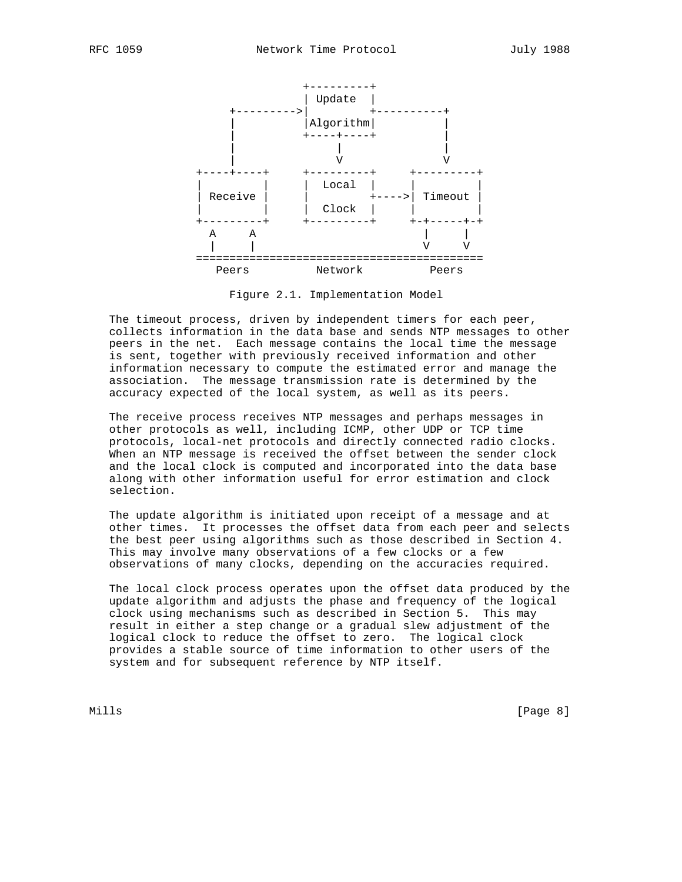```
                     +---------+
                     | Update  |
          +--------->|         +----------+
          |          |Algorithm|          |
          |          +----+----+          |
          |               |               |
          |               V               V
     +----+----+     +---------+     +---------+
     |         |     |  Local  |     |         |
     | Receive |     |         +---->| Timeout |
     |         |     |  Clock  |     |         |
     +---------+     +---------+     +-+-----+-+
       A     A                         |     |
       |     |                         V     V
     ===========================================
        Peers          Network          Peers
```

Figure 2.1. Implementation Model

The timeout process, driven by independent timers for each peer, collects information in the data base and sends NTP messages to other peers in the net. Each message contains the local time the message is sent, together with previously received information and other information necessary to compute the estimated error and manage the association. The message transmission rate is determined by the accuracy expected of the local system, as well as its peers.

The receive process receives NTP messages and perhaps messages in other protocols as well, including ICMP, other UDP or TCP time protocols, local-net protocols and directly connected radio clocks. When an NTP message is received the offset between the sender clock and the local clock is computed and incorporated into the data base along with other information useful for error estimation and clock selection.

The update algorithm is initiated upon receipt of a message and at other times. It processes the offset data from each peer and selects the best peer using algorithms such as those described in Section 4. This may involve many observations of a few clocks or a few observations of many clocks, depending on the accuracies required.

The local clock process operates upon the offset data produced by the update algorithm and adjusts the phase and frequency of the logical clock using mechanisms such as described in Section 5. This may result in either a step change or a gradual slew adjustment of the logical clock to reduce the offset to zero. The logical clock provides a stable source of time information to other users of the system and for subsequent reference by NTP itself.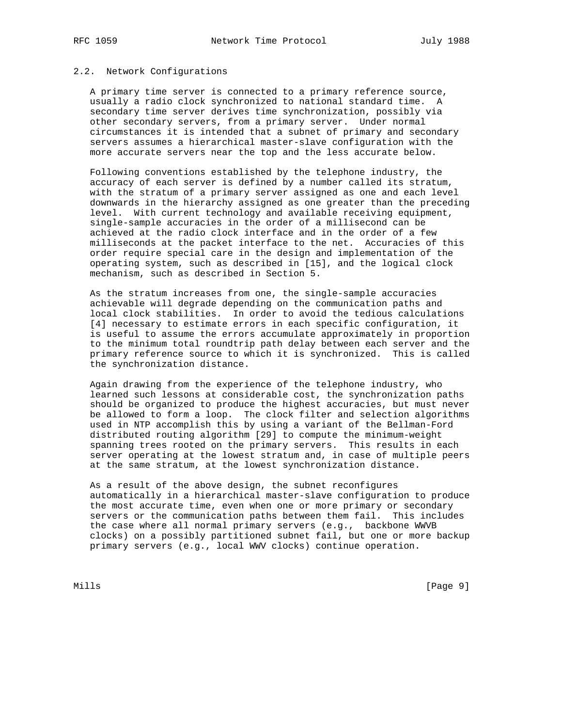## 2.2. Network Configurations

A primary time server is connected to a primary reference source, usually a radio clock synchronized to national standard time. A secondary time server derives time synchronization, possibly via other secondary servers, from a primary server. Under normal circumstances it is intended that a subnet of primary and secondary servers assumes a hierarchical master-slave configuration with the more accurate servers near the top and the less accurate below.

Following conventions established by the telephone industry, the accuracy of each server is defined by a number called its stratum, with the stratum of a primary server assigned as one and each level downwards in the hierarchy assigned as one greater than the preceding level. With current technology and available receiving equipment, single-sample accuracies in the order of a millisecond can be achieved at the radio clock interface and in the order of a few milliseconds at the packet interface to the net. Accuracies of this order require special care in the design and implementation of the operating system, such as described in [15], and the logical clock mechanism, such as described in Section 5.

As the stratum increases from one, the single-sample accuracies achievable will degrade depending on the communication paths and local clock stabilities. In order to avoid the tedious calculations [4] necessary to estimate errors in each specific configuration, it is useful to assume the errors accumulate approximately in proportion to the minimum total roundtrip path delay between each server and the primary reference source to which it is synchronized. This is called the synchronization distance.

Again drawing from the experience of the telephone industry, who learned such lessons at considerable cost, the synchronization paths should be organized to produce the highest accuracies, but must never be allowed to form a loop. The clock filter and selection algorithms used in NTP accomplish this by using a variant of the Bellman-Ford distributed routing algorithm [29] to compute the minimum-weight spanning trees rooted on the primary servers. This results in each server operating at the lowest stratum and, in case of multiple peers at the same stratum, at the lowest synchronization distance.

As a result of the above design, the subnet reconfigures automatically in a hierarchical master-slave configuration to produce the most accurate time, even when one or more primary or secondary servers or the communication paths between them fail. This includes the case where all normal primary servers (e.g., backbone WWVB clocks) on a possibly partitioned subnet fail, but one or more backup primary servers (e.g., local WWV clocks) continue operation.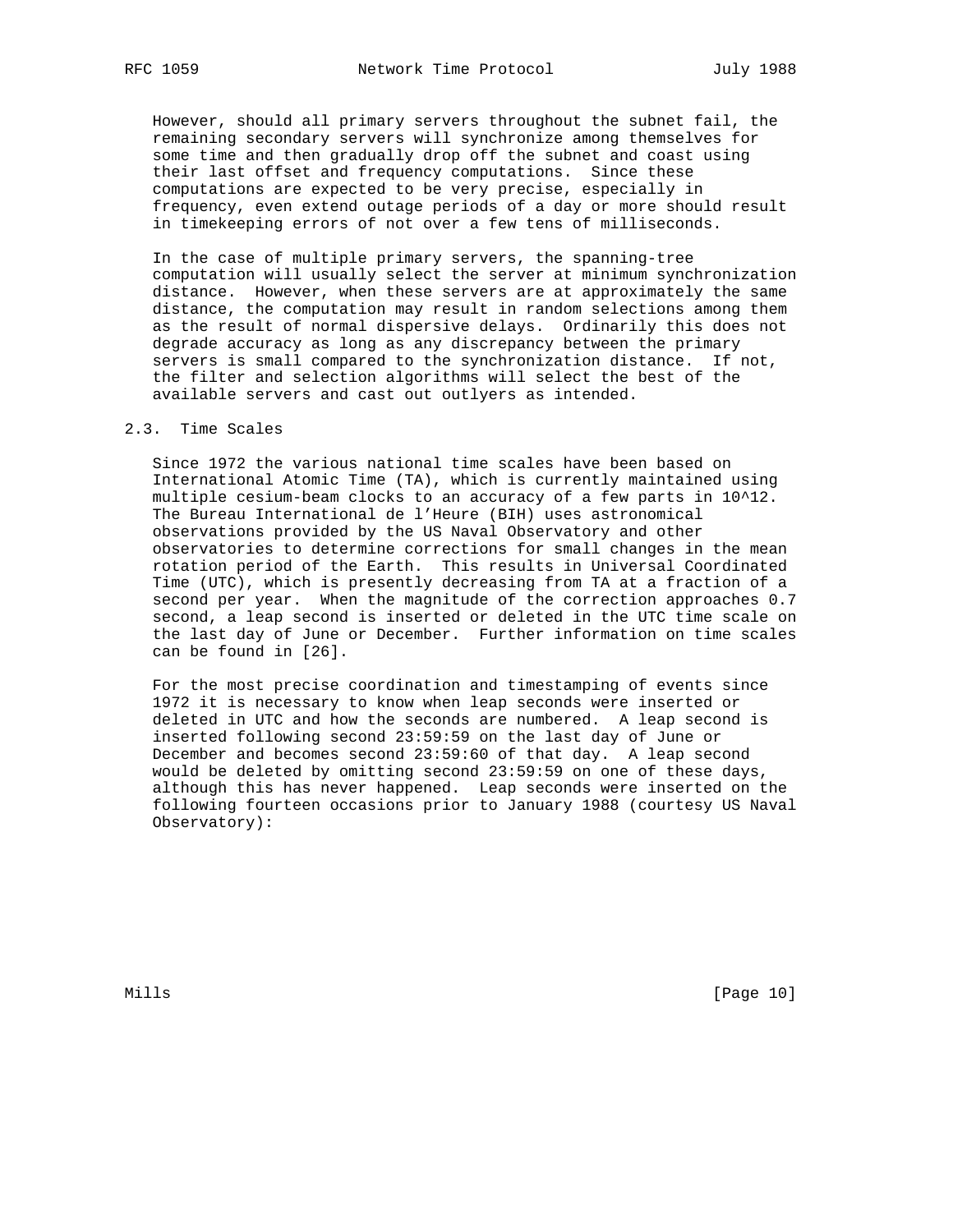However, should all primary servers throughout the subnet fail, the remaining secondary servers will synchronize among themselves for some time and then gradually drop off the subnet and coast using their last offset and frequency computations. Since these computations are expected to be very precise, especially in frequency, even extend outage periods of a day or more should result in timekeeping errors of not over a few tens of milliseconds.

In the case of multiple primary servers, the spanning-tree computation will usually select the server at minimum synchronization distance. However, when these servers are at approximately the same distance, the computation may result in random selections among them as the result of normal dispersive delays. Ordinarily this does not degrade accuracy as long as any discrepancy between the primary servers is small compared to the synchronization distance. If not, the filter and selection algorithms will select the best of the available servers and cast out outlyers as intended.

## 2.3. Time Scales

Since 1972 the various national time scales have been based on International Atomic Time (TA), which is currently maintained using multiple cesium-beam clocks to an accuracy of a few parts in $10^{12}$. The Bureau International de l’Heure (BIH) uses astronomical observations provided by the US Naval Observatory and other observatories to determine corrections for small changes in the mean rotation period of the Earth. This results in Universal Coordinated Time (UTC), which is presently decreasing from TA at a fraction of a second per year. When the magnitude of the correction approaches 0.7 second, a leap second is inserted or deleted in the UTC time scale on the last day of June or December. Further information on time scales can be found in [26].

For the most precise coordination and timestamping of events since 1972 it is necessary to know when leap seconds were inserted or deleted in UTC and how the seconds are numbered. A leap second is inserted following second 23:59:59 on the last day of June or December and becomes second 23:59:60 of that day. A leap second would be deleted by omitting second 23:59:59 on one of these days, although this has never happened. Leap seconds were inserted on the following fourteen occasions prior to January 1988 (courtesy US Naval Observatory):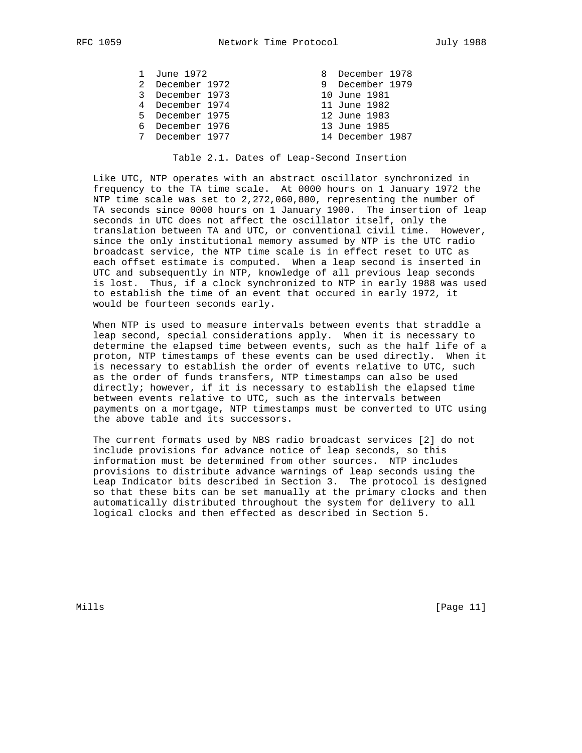| | | | |
|---|---|---|---|
| 1 | June 1972 | 8 | December 1978 |
| 2 | December 1972 | 9 | December 1979 |
| 3 | December 1973 | 10 | June 1981 |
| 4 | December 1974 | 11 | June 1982 |
| 5 | December 1975 | 12 | June 1983 |
| 6 | December 1976 | 13 | June 1985 |
| 7 | December 1977 | 14 | December 1987 |

Table 2.1. Dates of Leap-Second Insertion

Like UTC, NTP operates with an abstract oscillator synchronized in frequency to the TA time scale. At 0000 hours on 1 January 1972 the NTP time scale was set to 2,272,060,800, representing the number of TA seconds since 0000 hours on 1 January 1900. The insertion of leap seconds in UTC does not affect the oscillator itself, only the translation between TA and UTC, or conventional civil time. However, since the only institutional memory assumed by NTP is the UTC radio broadcast service, the NTP time scale is in effect reset to UTC as each offset estimate is computed. When a leap second is inserted in UTC and subsequently in NTP, knowledge of all previous leap seconds is lost. Thus, if a clock synchronized to NTP in early 1988 was used to establish the time of an event that occured in early 1972, it would be fourteen seconds early.

When NTP is used to measure intervals between events that straddle a leap second, special considerations apply. When it is necessary to determine the elapsed time between events, such as the half life of a proton, NTP timestamps of these events can be used directly. When it is necessary to establish the order of events relative to UTC, such as the order of funds transfers, NTP timestamps can also be used directly; however, if it is necessary to establish the elapsed time between events relative to UTC, such as the intervals between payments on a mortgage, NTP timestamps must be converted to UTC using the above table and its successors.

The current formats used by NBS radio broadcast services [2] do not include provisions for advance notice of leap seconds, so this information must be determined from other sources. NTP includes provisions to distribute advance warnings of leap seconds using the Leap Indicator bits described in Section 3. The protocol is designed so that these bits can be set manually at the primary clocks and then automatically distributed throughout the system for delivery to all logical clocks and then effected as described in Section 5.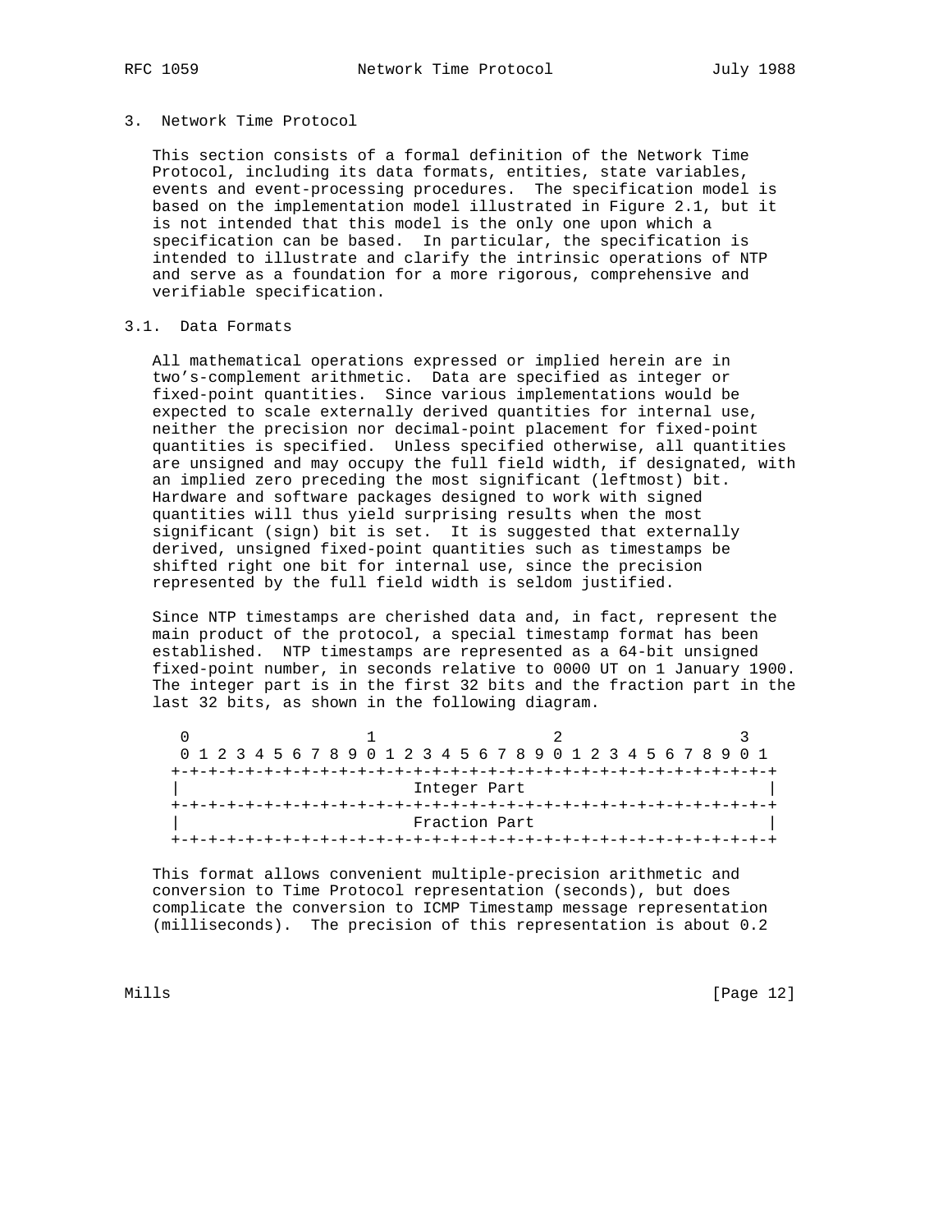## 3. Network Time Protocol

This section consists of a formal definition of the Network Time Protocol, including its data formats, entities, state variables, events and event-processing procedures. The specification model is based on the implementation model illustrated in Figure 2.1, but it is not intended that this model is the only one upon which a specification can be based. In particular, the specification is intended to illustrate and clarify the intrinsic operations of NTP and serve as a foundation for a more rigorous, comprehensive and verifiable specification.

### 3.1. Data Formats

All mathematical operations expressed or implied herein are in two's-complement arithmetic. Data are specified as integer or fixed-point quantities. Since various implementations would be expected to scale externally derived quantities for internal use, neither the precision nor decimal-point placement for fixed-point quantities is specified. Unless specified otherwise, all quantities are unsigned and may occupy the full field width, if designated, with an implied zero preceding the most significant (leftmost) bit. Hardware and software packages designed to work with signed quantities will thus yield surprising results when the most significant (sign) bit is set. It is suggested that externally derived, unsigned fixed-point quantities such as timestamps be shifted right one bit for internal use, since the precision represented by the full field width is seldom justified.

Since NTP timestamps are cherished data and, in fact, represent the main product of the protocol, a special timestamp format has been established. NTP timestamps are represented as a 64-bit unsigned fixed-point number, in seconds relative to 0000 UT on 1 January 1900. The integer part is in the first 32 bits and the fraction part in the last 32 bits, as shown in the following diagram.

```
 0                   1                   2                   3
 0 1 2 3 4 5 6 7 8 9 0 1 2 3 4 5 6 7 8 9 0 1 2 3 4 5 6 7 8 9 0 1
+-+-+-+-+-+-+-+-+-+-+-+-+-+-+-+-+-+-+-+-+-+-+-+-+-+-+-+-+-+-+-+-+
|                         Integer Part                          |
+-+-+-+-+-+-+-+-+-+-+-+-+-+-+-+-+-+-+-+-+-+-+-+-+-+-+-+-+-+-+-+-+
|                         Fraction Part                         |
+-+-+-+-+-+-+-+-+-+-+-+-+-+-+-+-+-+-+-+-+-+-+-+-+-+-+-+-+-+-+-+-+
```

This format allows convenient multiple-precision arithmetic and conversion to Time Protocol representation (seconds), but does complicate the conversion to ICMP Timestamp message representation (milliseconds). The precision of this representation is about 0.2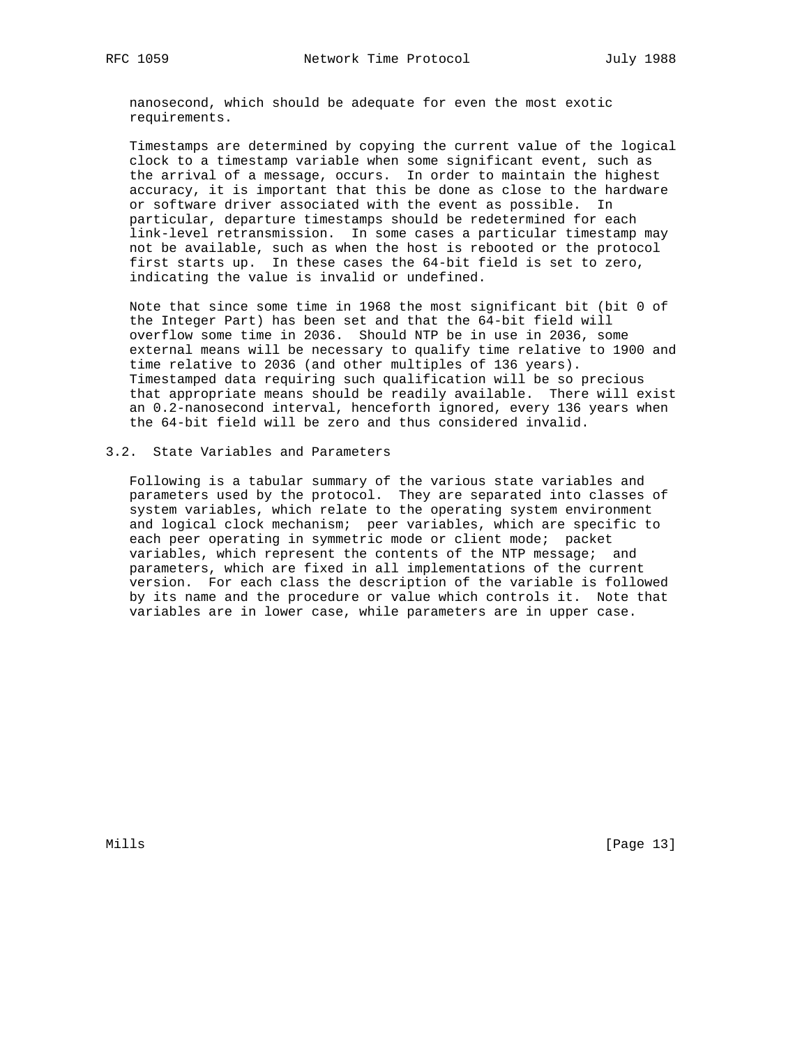nanosecond, which should be adequate for even the most exotic requirements.

Timestamps are determined by copying the current value of the logical clock to a timestamp variable when some significant event, such as the arrival of a message, occurs. In order to maintain the highest accuracy, it is important that this be done as close to the hardware or software driver associated with the event as possible. In particular, departure timestamps should be redetermined for each link-level retransmission. In some cases a particular timestamp may not be available, such as when the host is rebooted or the protocol first starts up. In these cases the 64-bit field is set to zero, indicating the value is invalid or undefined.

Note that since some time in 1968 the most significant bit (bit 0 of the Integer Part) has been set and that the 64-bit field will overflow some time in 2036. Should NTP be in use in 2036, some external means will be necessary to qualify time relative to 1900 and time relative to 2036 (and other multiples of 136 years). Timestamped data requiring such qualification will be so precious that appropriate means should be readily available. There will exist an 0.2-nanosecond interval, henceforth ignored, every 136 years when the 64-bit field will be zero and thus considered invalid.

## 3.2. State Variables and Parameters

Following is a tabular summary of the various state variables and parameters used by the protocol. They are separated into classes of system variables, which relate to the operating system environment and logical clock mechanism; peer variables, which are specific to each peer operating in symmetric mode or client mode; packet variables, which represent the contents of the NTP message; and parameters, which are fixed in all implementations of the current version. For each class the description of the variable is followed by its name and the procedure or value which controls it. Note that variables are in lower case, while parameters are in upper case.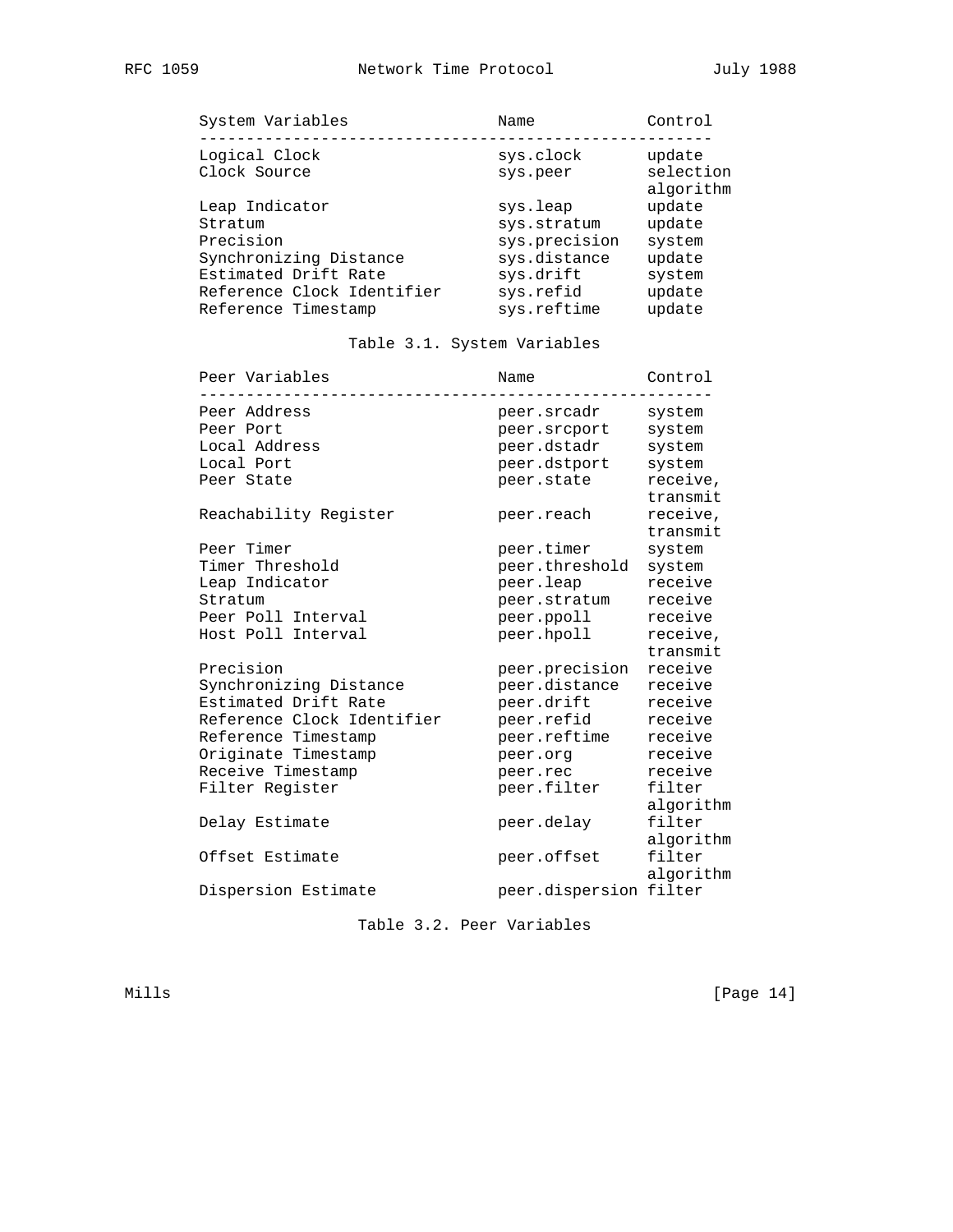| System Variables | Name | Control |
| --- | --- | --- |
| Logical Clock | sys.clock | update |
| Clock Source | sys.peer | selection algorithm |
| Leap Indicator | sys.leap | update |
| Stratum | sys.stratum | update |
| Precision | sys.precision | system |
| Synchronizing Distance | sys.distance | update |
| Estimated Drift Rate | sys.drift | system |
| Reference Clock Identifier | sys.refid | update |
| Reference Timestamp | sys.reftime | update |

Table 3.1. System Variables

| Peer Variables | Name | Control |
| --- | --- | --- |
| Peer Address | peer.srcadr | system |
| Peer Port | peer.srcport | system |
| Local Address | peer.dstadr | system |
| Local Port | peer.dstport | system |
| Peer State | peer.state | receive, transmit |
| Reachability Register | peer.reach | receive, transmit |
| Peer Timer | peer.timer | system |
| Timer Threshold | peer.threshold | system |
| Leap Indicator | peer.leap | receive |
| Stratum | peer.stratum | receive |
| Peer Poll Interval | peer.ppoll | receive |
| Host Poll Interval | peer.hpoll | receive, transmit |
| Precision | peer.precision | receive |
| Synchronizing Distance | peer.distance | receive |
| Estimated Drift Rate | peer.drift | receive |
| Reference Clock Identifier | peer.refid | receive |
| Reference Timestamp | peer.reftime | receive |
| Originate Timestamp | peer.org | receive |
| Receive Timestamp | peer.rec | receive |
| Filter Register | peer.filter | filter algorithm |
| Delay Estimate | peer.delay | filter algorithm |
| Offset Estimate | peer.offset | filter algorithm |
| Dispersion Estimate | peer.dispersion | filter |

Table 3.2. Peer Variables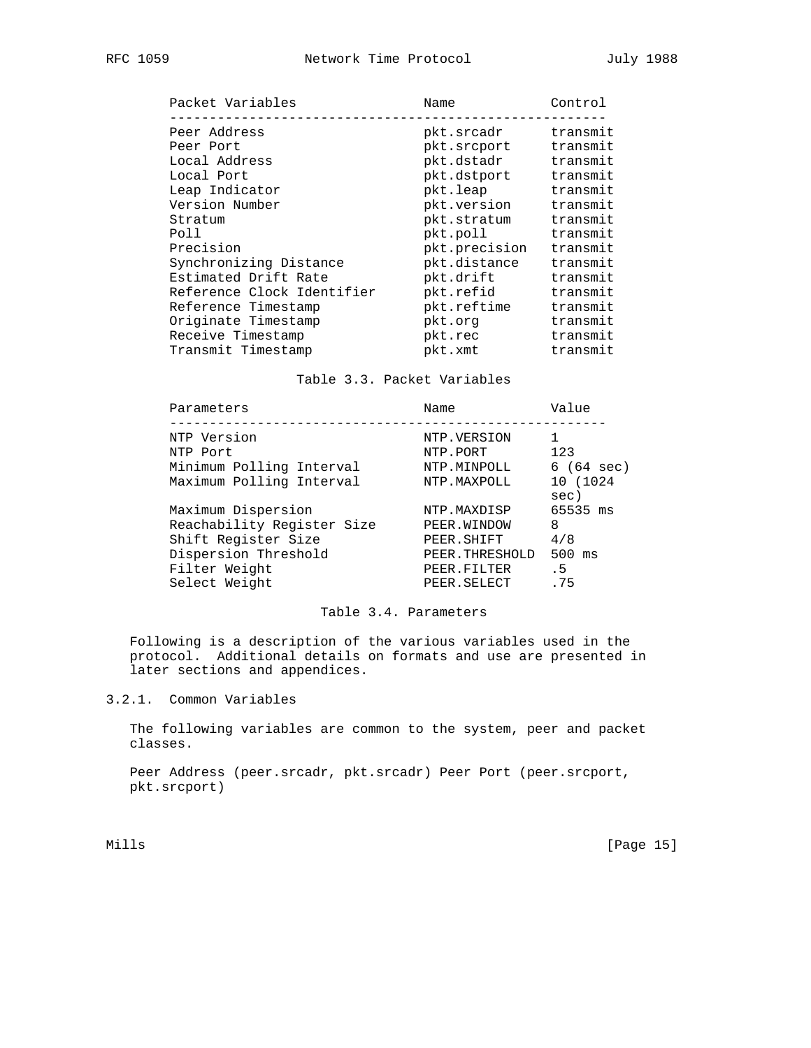| Packet Variables | Name | Control |
| --- | --- | --- |
| Peer Address | pkt.srcadr | transmit |
| Peer Port | pkt.srcport | transmit |
| Local Address | pkt.dstadr | transmit |
| Local Port | pkt.dstport | transmit |
| Leap Indicator | pkt.leap | transmit |
| Version Number | pkt.version | transmit |
| Stratum | pkt.stratum | transmit |
| Poll | pkt.poll | transmit |
| Precision | pkt.precision | transmit |
| Synchronizing Distance | pkt.distance | transmit |
| Estimated Drift Rate | pkt.drift | transmit |
| Reference Clock Identifier | pkt.refid | transmit |
| Reference Timestamp | pkt.reftime | transmit |
| Originate Timestamp | pkt.org | transmit |
| Receive Timestamp | pkt.rec | transmit |
| Transmit Timestamp | pkt.xmt | transmit |

Table 3.3. Packet Variables

| Parameters | Name | Value |
| --- | --- | --- |
| NTP Version | NTP.VERSION | 1 |
| NTP Port | NTP.PORT | 123 |
| Minimum Polling Interval | NTP.MINPOLL | 6 (64 sec) |
| Maximum Polling Interval | NTP.MAXPOLL | 10 (1024 sec) |
| Maximum Dispersion | NTP.MAXDISP | 65535 ms |
| Reachability Register Size | PEER.WINDOW | 8 |
| Shift Register Size | PEER.SHIFT | 4/8 |
| Dispersion Threshold | PEER.THRESHOLD | 500 ms |
| Filter Weight | PEER.FILTER | .5 |
| Select Weight | PEER.SELECT | .75 |

Table 3.4. Parameters

Following is a description of the various variables used in the protocol. Additional details on formats and use are presented in later sections and appendices.

### 3.2.1. Common Variables

The following variables are common to the system, peer and packet classes.

Peer Address (peer.srcadr, pkt.srcadr) Peer Port (peer.srcport, pkt.srcport)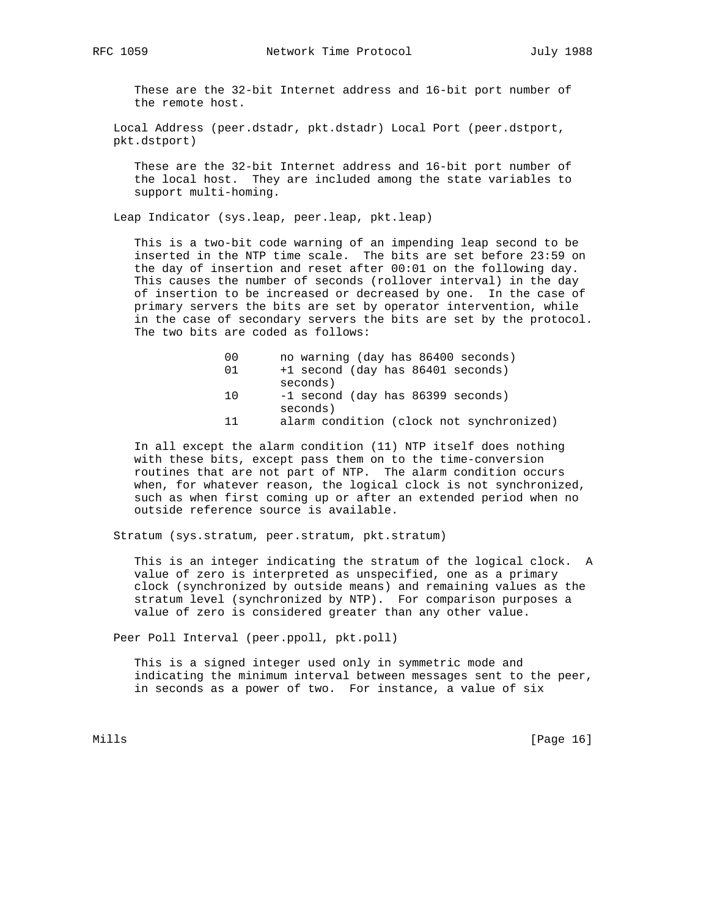These are the 32-bit Internet address and 16-bit port number of the remote host.

Local Address (peer.dstadr, pkt.dstadr) Local Port (peer.dstport, pkt.dstport)

These are the 32-bit Internet address and 16-bit port number of the local host. They are included among the state variables to support multi-homing.

Leap Indicator (sys.leap, peer.leap, pkt.leap)

This is a two-bit code warning of an impending leap second to be inserted in the NTP time scale. The bits are set before 23:59 on the day of insertion and reset after 00:01 on the following day. This causes the number of seconds (rollover interval) in the day of insertion to be increased or decreased by one. In the case of primary servers the bits are set by operator intervention, while in the case of secondary servers the bits are set by the protocol. The two bits are coded as follows:

```
00      no warning (day has 86400 seconds)
01      +1 second (day has 86401 seconds)
        seconds)
10      -1 second (day has 86399 seconds)
        seconds)
11      alarm condition (clock not synchronized)
```

In all except the alarm condition (11) NTP itself does nothing with these bits, except pass them on to the time-conversion routines that are not part of NTP. The alarm condition occurs when, for whatever reason, the logical clock is not synchronized, such as when first coming up or after an extended period when no outside reference source is available.

Stratum (sys.stratum, peer.stratum, pkt.stratum)

This is an integer indicating the stratum of the logical clock. A value of zero is interpreted as unspecified, one as a primary clock (synchronized by outside means) and remaining values as the stratum level (synchronized by NTP). For comparison purposes a value of zero is considered greater than any other value.

Peer Poll Interval (peer.ppoll, pkt.poll)

This is a signed integer used only in symmetric mode and indicating the minimum interval between messages sent to the peer, in seconds as a power of two. For instance, a value of six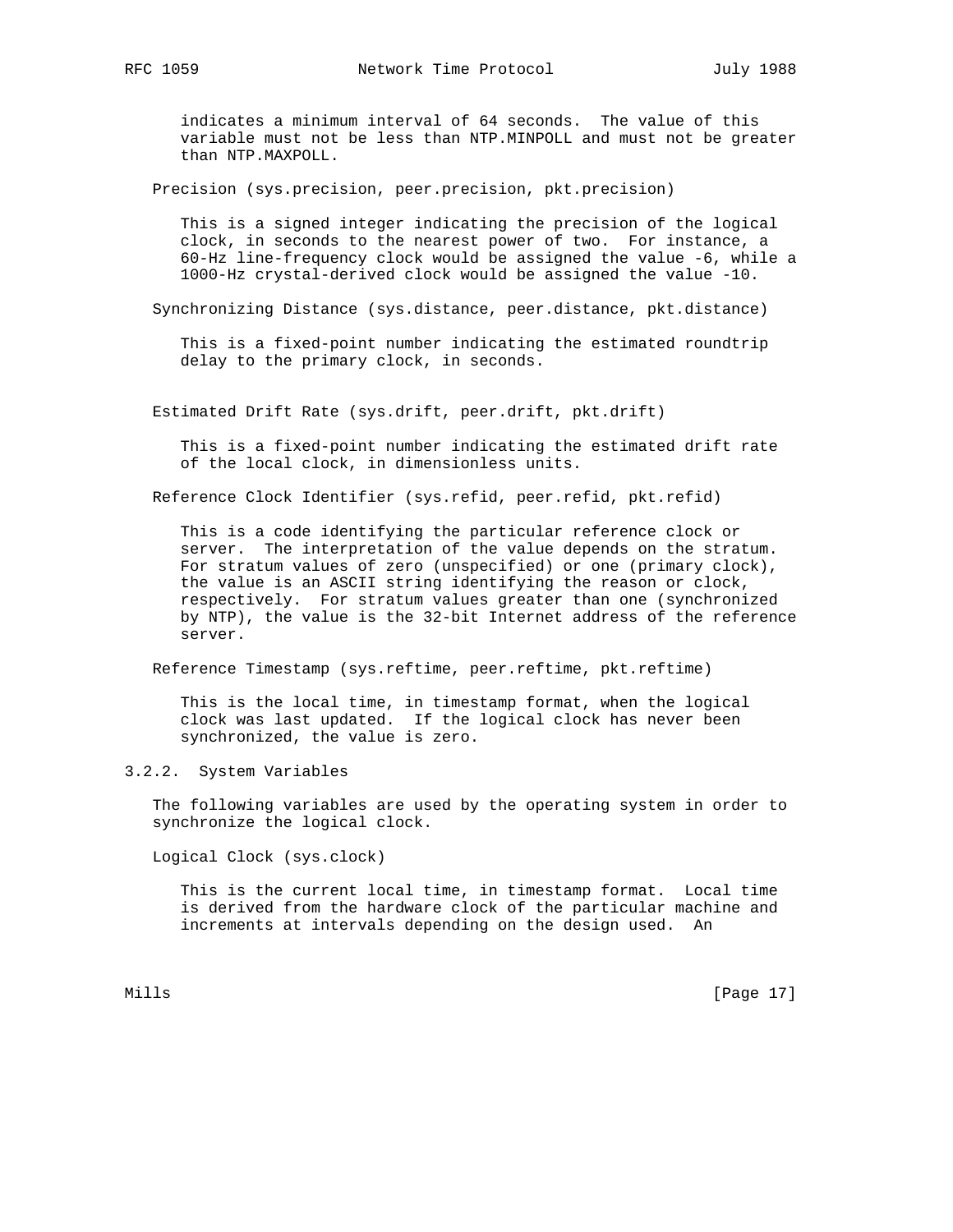indicates a minimum interval of 64 seconds. The value of this variable must not be less than NTP.MINPOLL and must not be greater than NTP.MAXPOLL.

Precision (sys.precision, peer.precision, pkt.precision)

This is a signed integer indicating the precision of the logical clock, in seconds to the nearest power of two. For instance, a 60-Hz line-frequency clock would be assigned the value -6, while a 1000-Hz crystal-derived clock would be assigned the value -10.

Synchronizing Distance (sys.distance, peer.distance, pkt.distance)

This is a fixed-point number indicating the estimated roundtrip delay to the primary clock, in seconds.

Estimated Drift Rate (sys.drift, peer.drift, pkt.drift)

This is a fixed-point number indicating the estimated drift rate of the local clock, in dimensionless units.

Reference Clock Identifier (sys.refid, peer.refid, pkt.refid)

This is a code identifying the particular reference clock or server. The interpretation of the value depends on the stratum. For stratum values of zero (unspecified) or one (primary clock), the value is an ASCII string identifying the reason or clock, respectively. For stratum values greater than one (synchronized by NTP), the value is the 32-bit Internet address of the reference server.

Reference Timestamp (sys.reftime, peer.reftime, pkt.reftime)

This is the local time, in timestamp format, when the logical clock was last updated. If the logical clock has never been synchronized, the value is zero.

### 3.2.2. System Variables

The following variables are used by the operating system in order to synchronize the logical clock.

Logical Clock (sys.clock)

This is the current local time, in timestamp format. Local time is derived from the hardware clock of the particular machine and increments at intervals depending on the design used. An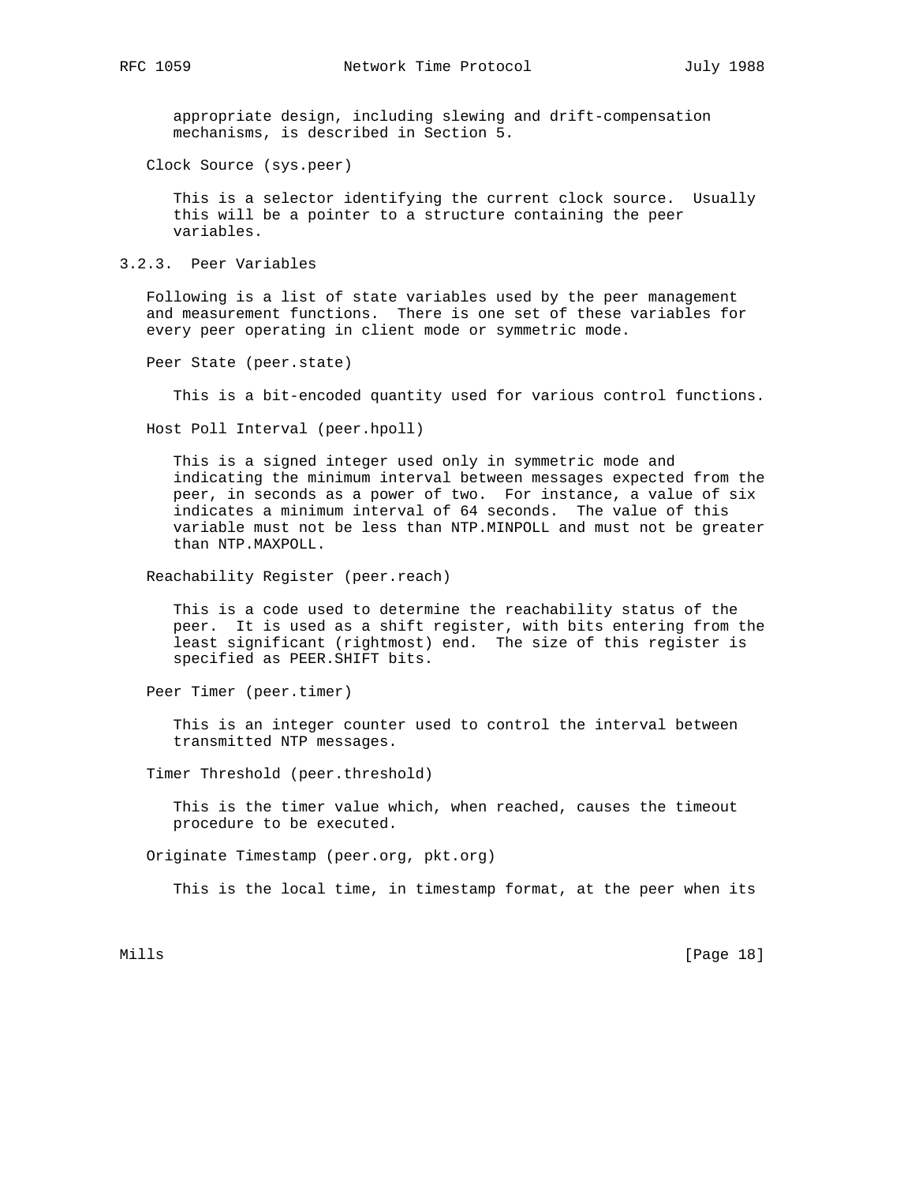appropriate design, including slewing and drift-compensation mechanisms, is described in Section 5.

Clock Source (sys.peer)

This is a selector identifying the current clock source. Usually this will be a pointer to a structure containing the peer variables.

### 3.2.3. Peer Variables

Following is a list of state variables used by the peer management and measurement functions. There is one set of these variables for every peer operating in client mode or symmetric mode.

Peer State (peer.state)

This is a bit-encoded quantity used for various control functions.

Host Poll Interval (peer.hpoll)

This is a signed integer used only in symmetric mode and indicating the minimum interval between messages expected from the peer, in seconds as a power of two. For instance, a value of six indicates a minimum interval of 64 seconds. The value of this variable must not be less than NTP.MINPOLL and must not be greater than NTP.MAXPOLL.

Reachability Register (peer.reach)

This is a code used to determine the reachability status of the peer. It is used as a shift register, with bits entering from the least significant (rightmost) end. The size of this register is specified as PEER.SHIFT bits.

Peer Timer (peer.timer)

This is an integer counter used to control the interval between transmitted NTP messages.

Timer Threshold (peer.threshold)

This is the timer value which, when reached, causes the timeout procedure to be executed.

Originate Timestamp (peer.org, pkt.org)

This is the local time, in timestamp format, at the peer when its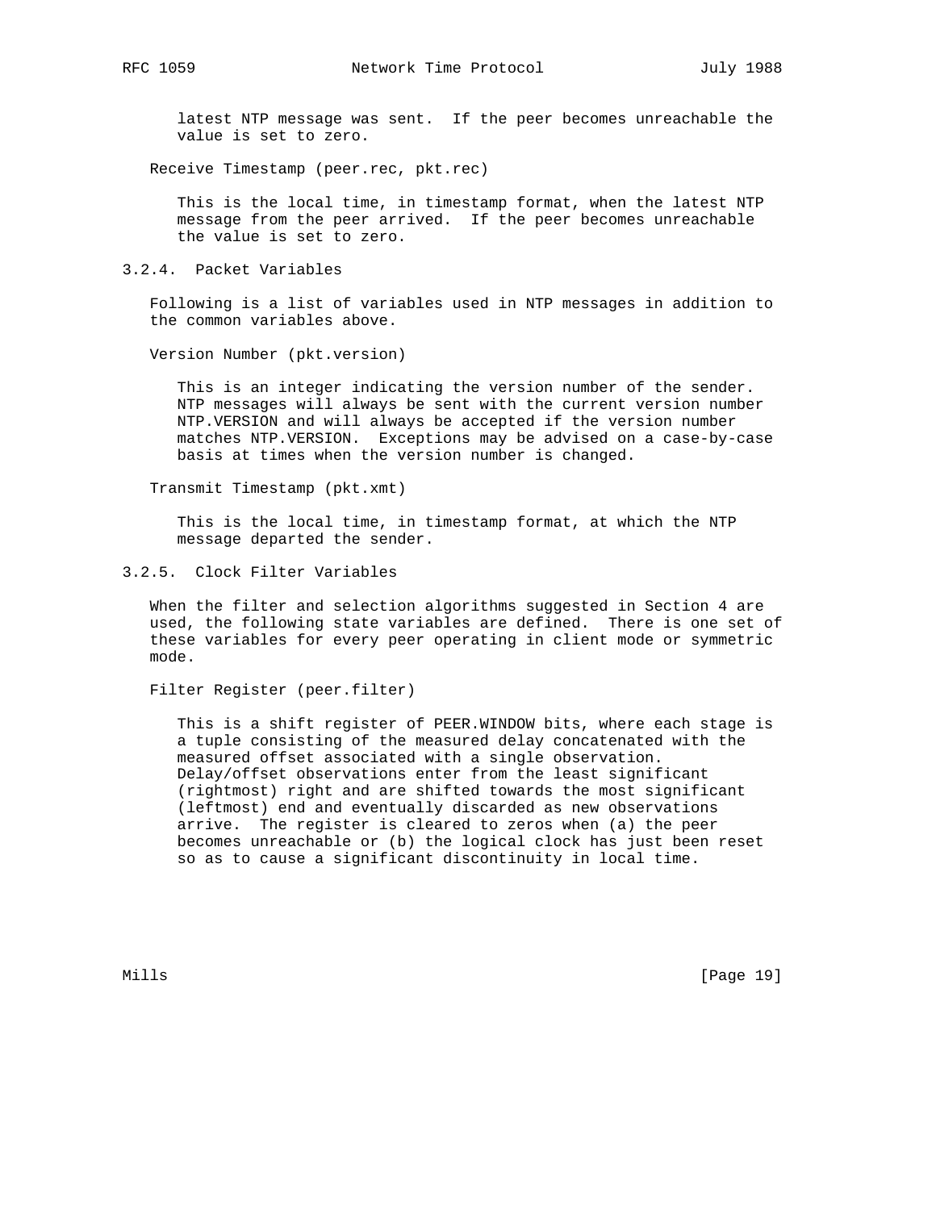latest NTP message was sent. If the peer becomes unreachable the value is set to zero.

Receive Timestamp (peer.rec, pkt.rec)

This is the local time, in timestamp format, when the latest NTP message from the peer arrived. If the peer becomes unreachable the value is set to zero.

#### 3.2.4. Packet Variables

Following is a list of variables used in NTP messages in addition to the common variables above.

Version Number (pkt.version)

This is an integer indicating the version number of the sender. NTP messages will always be sent with the current version number NTP.VERSION and will always be accepted if the version number matches NTP.VERSION. Exceptions may be advised on a case-by-case basis at times when the version number is changed.

Transmit Timestamp (pkt.xmt)

This is the local time, in timestamp format, at which the NTP message departed the sender.

#### 3.2.5. Clock Filter Variables

When the filter and selection algorithms suggested in Section 4 are used, the following state variables are defined. There is one set of these variables for every peer operating in client mode or symmetric mode.

Filter Register (peer.filter)

This is a shift register of PEER.WINDOW bits, where each stage is a tuple consisting of the measured delay concatenated with the measured offset associated with a single observation. Delay/offset observations enter from the least significant (rightmost) right and are shifted towards the most significant (leftmost) end and eventually discarded as new observations arrive. The register is cleared to zeros when (a) the peer becomes unreachable or (b) the logical clock has just been reset so as to cause a significant discontinuity in local time.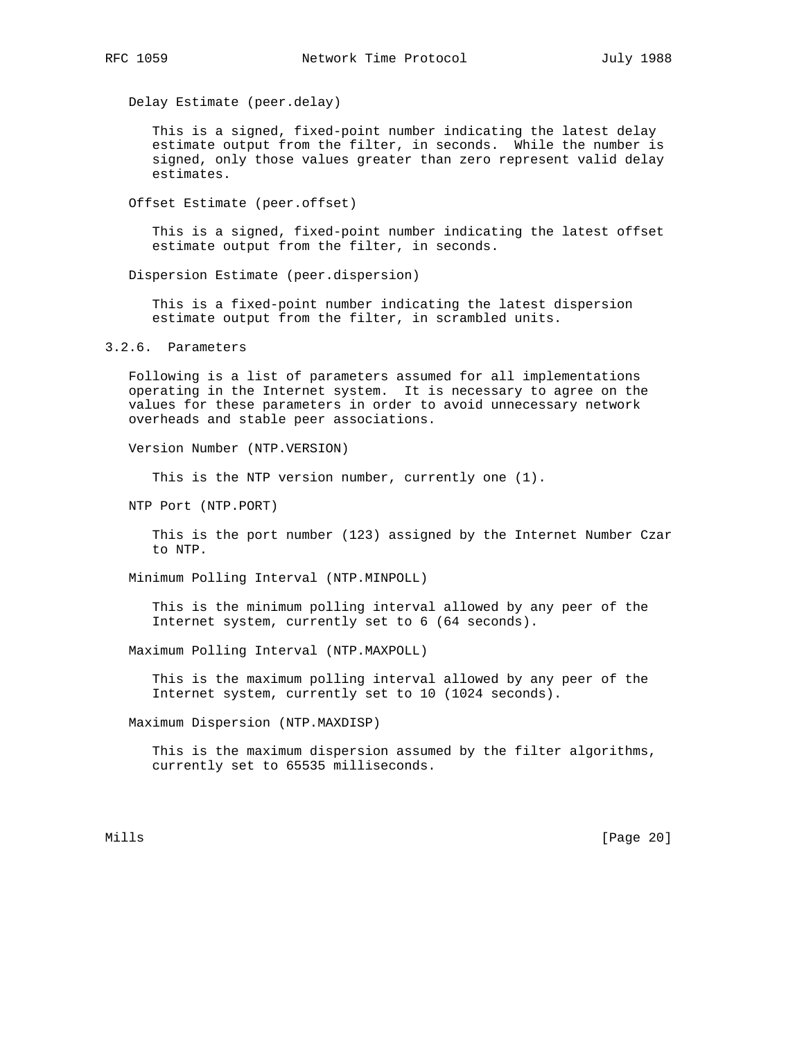Delay Estimate (peer.delay)

This is a signed, fixed-point number indicating the latest delay estimate output from the filter, in seconds. While the number is signed, only those values greater than zero represent valid delay estimates.

Offset Estimate (peer.offset)

This is a signed, fixed-point number indicating the latest offset estimate output from the filter, in seconds.

Dispersion Estimate (peer.dispersion)

This is a fixed-point number indicating the latest dispersion estimate output from the filter, in scrambled units.

### 3.2.6. Parameters

Following is a list of parameters assumed for all implementations operating in the Internet system. It is necessary to agree on the values for these parameters in order to avoid unnecessary network overheads and stable peer associations.

Version Number (NTP.VERSION)

This is the NTP version number, currently one (1).

NTP Port (NTP.PORT)

This is the port number (123) assigned by the Internet Number Czar to NTP.

Minimum Polling Interval (NTP.MINPOLL)

This is the minimum polling interval allowed by any peer of the Internet system, currently set to 6 (64 seconds).

Maximum Polling Interval (NTP.MAXPOLL)

This is the maximum polling interval allowed by any peer of the Internet system, currently set to 10 (1024 seconds).

Maximum Dispersion (NTP.MAXDISP)

This is the maximum dispersion assumed by the filter algorithms, currently set to 65535 milliseconds.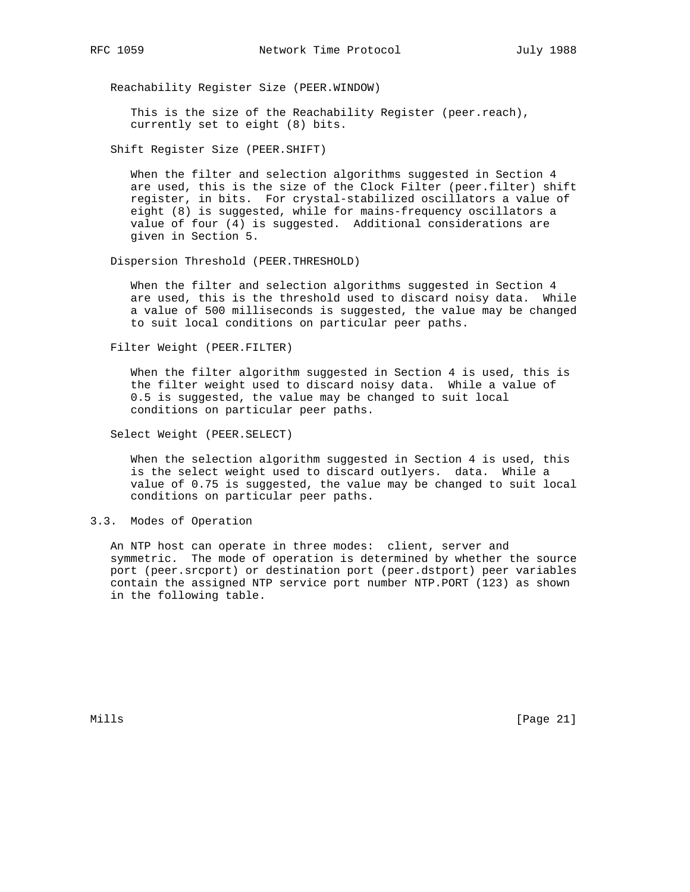Reachability Register Size (PEER.WINDOW)

This is the size of the Reachability Register (peer.reach), currently set to eight (8) bits.

Shift Register Size (PEER.SHIFT)

When the filter and selection algorithms suggested in Section 4 are used, this is the size of the Clock Filter (peer.filter) shift register, in bits. For crystal-stabilized oscillators a value of eight (8) is suggested, while for mains-frequency oscillators a value of four (4) is suggested. Additional considerations are given in Section 5.

Dispersion Threshold (PEER.THRESHOLD)

When the filter and selection algorithms suggested in Section 4 are used, this is the threshold used to discard noisy data. While a value of 500 milliseconds is suggested, the value may be changed to suit local conditions on particular peer paths.

Filter Weight (PEER.FILTER)

When the filter algorithm suggested in Section 4 is used, this is the filter weight used to discard noisy data. While a value of 0.5 is suggested, the value may be changed to suit local conditions on particular peer paths.

Select Weight (PEER.SELECT)

When the selection algorithm suggested in Section 4 is used, this is the select weight used to discard outlyers. data. While a value of 0.75 is suggested, the value may be changed to suit local conditions on particular peer paths.

## 3.3. Modes of Operation

An NTP host can operate in three modes: client, server and symmetric. The mode of operation is determined by whether the source port (peer.srcport) or destination port (peer.dstport) peer variables contain the assigned NTP service port number NTP.PORT (123) as shown in the following table.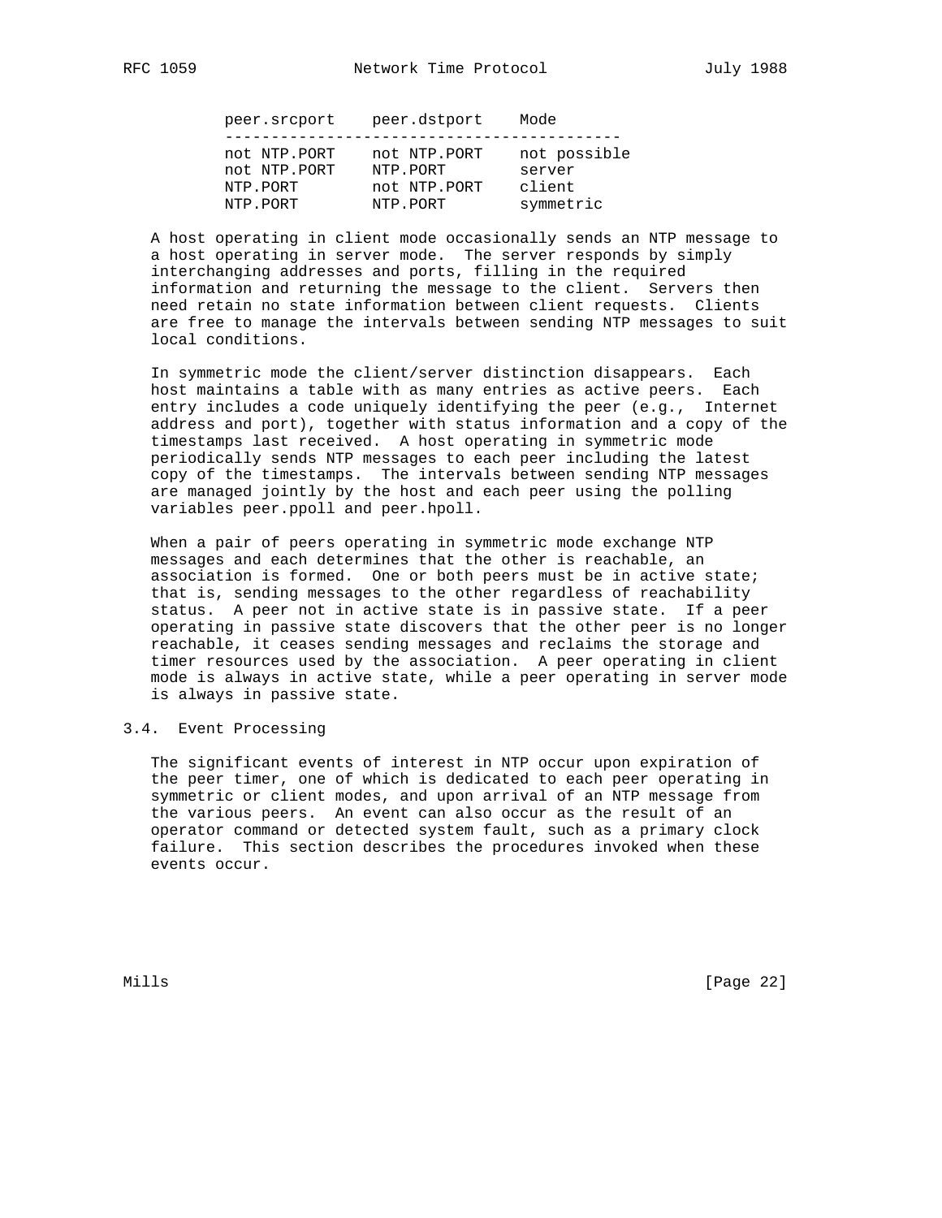| peer.srcport | peer.dstport | Mode |
|---|---|---|
| not NTP.PORT | not NTP.PORT | not possible |
| not NTP.PORT | NTP.PORT | server |
| NTP.PORT | not NTP.PORT | client |
| NTP.PORT | NTP.PORT | symmetric |

A host operating in client mode occasionally sends an NTP message to a host operating in server mode. The server responds by simply interchanging addresses and ports, filling in the required information and returning the message to the client. Servers then need retain no state information between client requests. Clients are free to manage the intervals between sending NTP messages to suit local conditions.

In symmetric mode the client/server distinction disappears. Each host maintains a table with as many entries as active peers. Each entry includes a code uniquely identifying the peer (e.g., Internet address and port), together with status information and a copy of the timestamps last received. A host operating in symmetric mode periodically sends NTP messages to each peer including the latest copy of the timestamps. The intervals between sending NTP messages are managed jointly by the host and each peer using the polling variables peer.ppoll and peer.hpoll.

When a pair of peers operating in symmetric mode exchange NTP messages and each determines that the other is reachable, an association is formed. One or both peers must be in active state; that is, sending messages to the other regardless of reachability status. A peer not in active state is in passive state. If a peer operating in passive state discovers that the other peer is no longer reachable, it ceases sending messages and reclaims the storage and timer resources used by the association. A peer operating in client mode is always in active state, while a peer operating in server mode is always in passive state.

## 3.4. Event Processing

The significant events of interest in NTP occur upon expiration of the peer timer, one of which is dedicated to each peer operating in symmetric or client modes, and upon arrival of an NTP message from the various peers. An event can also occur as the result of an operator command or detected system fault, such as a primary clock failure. This section describes the procedures invoked when these events occur.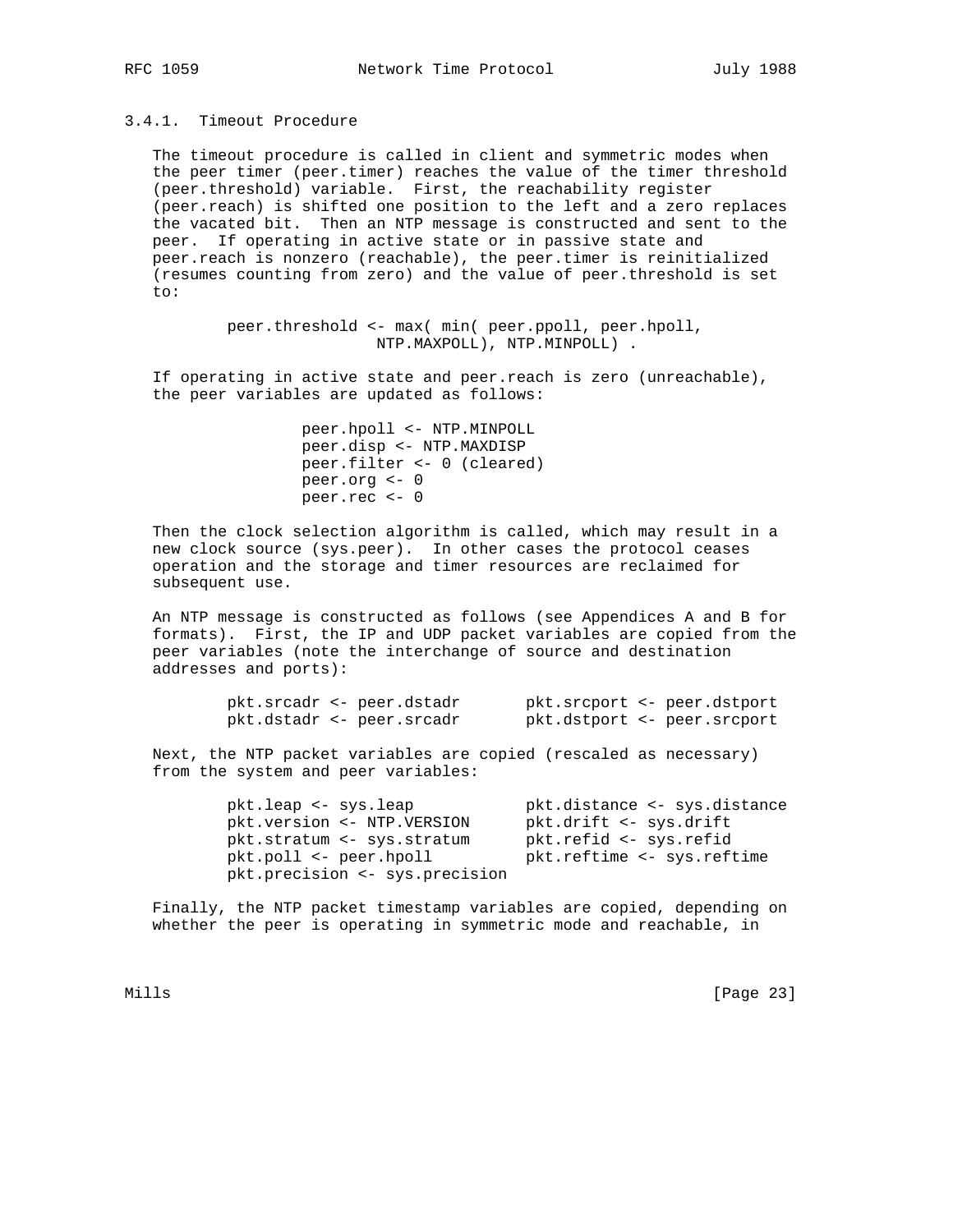### 3.4.1. Timeout Procedure

The timeout procedure is called in client and symmetric modes when the peer timer (peer.timer) reaches the value of the timer threshold (peer.threshold) variable. First, the reachability register (peer.reach) is shifted one position to the left and a zero replaces the vacated bit. Then an NTP message is constructed and sent to the peer. If operating in active state or in passive state and peer.reach is nonzero (reachable), the peer.timer is reinitialized (resumes counting from zero) and the value of peer.threshold is set to:

```
peer.threshold <- max( min( peer.ppoll, peer.hpoll,
                  NTP.MAXPOLL), NTP.MINPOLL) .
```

If operating in active state and peer.reach is zero (unreachable), the peer variables are updated as follows:

```
peer.hpoll <- NTP.MINPOLL
peer.disp <- NTP.MAXDISP
peer.filter <- 0 (cleared)
peer.org <- 0
peer.rec <- 0
```

Then the clock selection algorithm is called, which may result in a new clock source (sys.peer). In other cases the protocol ceases operation and the storage and timer resources are reclaimed for subsequent use.

An NTP message is constructed as follows (see Appendices A and B for formats). First, the IP and UDP packet variables are copied from the peer variables (note the interchange of source and destination addresses and ports):

```
pkt.srcadr <- peer.dstadr       pkt.srcport <- peer.dstport
pkt.dstadr <- peer.srcadr       pkt.dstport <- peer.srcport
```

Next, the NTP packet variables are copied (rescaled as necessary) from the system and peer variables:

```
pkt.leap <- sys.leap            pkt.distance <- sys.distance
pkt.version <- NTP.VERSION      pkt.drift <- sys.drift
pkt.stratum <- sys.stratum      pkt.refid <- sys.refid
pkt.poll <- peer.hpoll          pkt.reftime <- sys.reftime
pkt.precision <- sys.precision
```

Finally, the NTP packet timestamp variables are copied, depending on whether the peer is operating in symmetric mode and reachable, in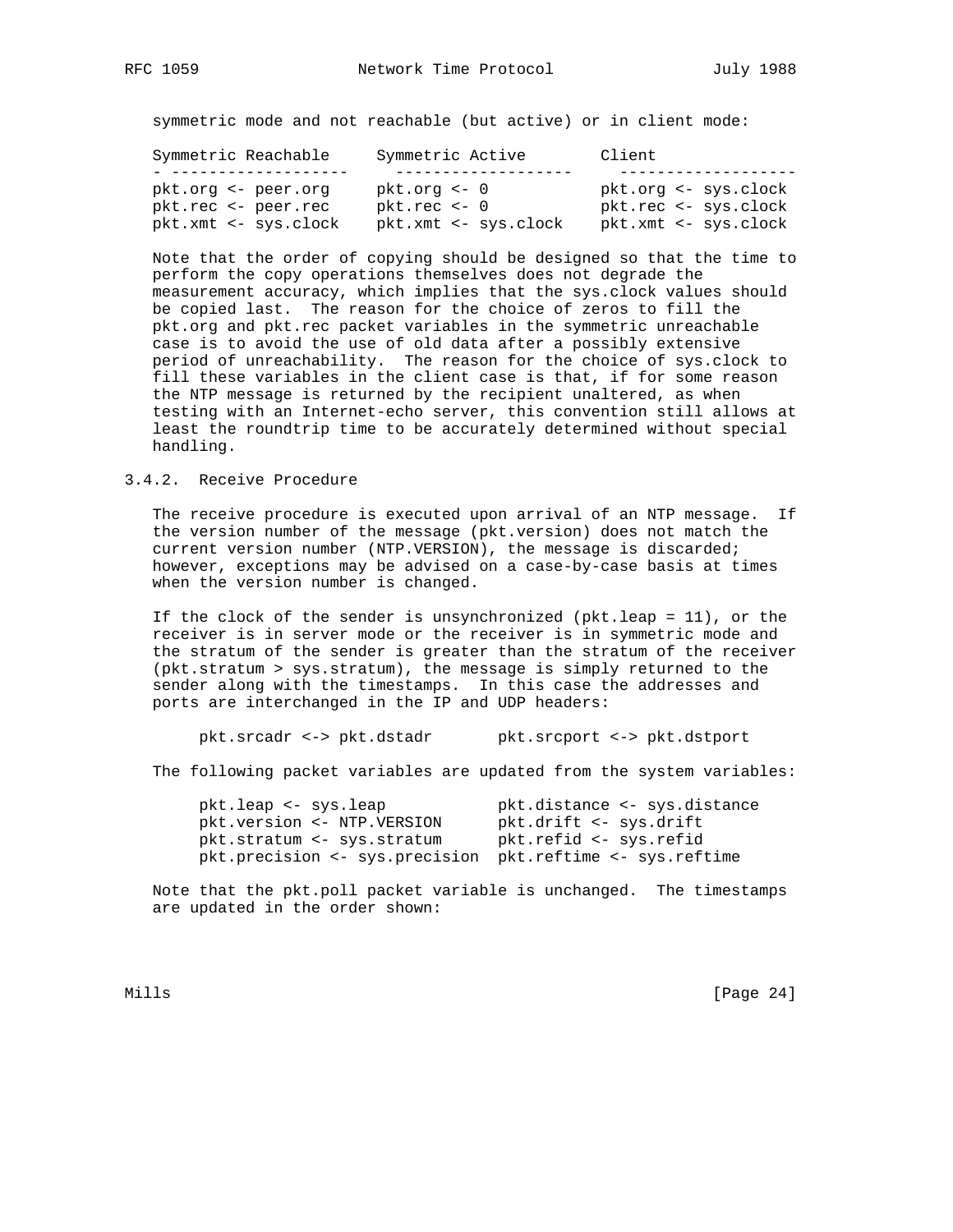symmetric mode and not reachable (but active) or in client mode:

| Symmetric Reachable | Symmetric Active | Client |
| --- | --- | --- |
| pkt.org <- peer.org | pkt.org <- 0 | pkt.org <- sys.clock |
| pkt.rec <- peer.rec | pkt.rec <- 0 | pkt.rec <- sys.clock |
| pkt.xmt <- sys.clock | pkt.xmt <- sys.clock | pkt.xmt <- sys.clock |

Note that the order of copying should be designed so that the time to perform the copy operations themselves does not degrade the measurement accuracy, which implies that the sys.clock values should be copied last. The reason for the choice of zeros to fill the pkt.org and pkt.rec packet variables in the symmetric unreachable case is to avoid the use of old data after a possibly extensive period of unreachability. The reason for the choice of sys.clock to fill these variables in the client case is that, if for some reason the NTP message is returned by the recipient unaltered, as when testing with an Internet-echo server, this convention still allows at least the roundtrip time to be accurately determined without special handling.

### 3.4.2. Receive Procedure

The receive procedure is executed upon arrival of an NTP message. If the version number of the message (pkt.version) does not match the current version number (NTP.VERSION), the message is discarded; however, exceptions may be advised on a case-by-case basis at times when the version number is changed.

If the clock of the sender is unsynchronized (pkt.leap = 11), or the receiver is in server mode or the receiver is in symmetric mode and the stratum of the sender is greater than the stratum of the receiver (pkt.stratum > sys.stratum), the message is simply returned to the sender along with the timestamps. In this case the addresses and ports are interchanged in the IP and UDP headers:

```
pkt.srcadr <-> pkt.dstadr       pkt.srcport <-> pkt.dstport
```

The following packet variables are updated from the system variables:

```
pkt.leap <- sys.leap            pkt.distance <- sys.distance
pkt.version <- NTP.VERSION      pkt.drift <- sys.drift
pkt.stratum <- sys.stratum      pkt.refid <- sys.refid
pkt.precision <- sys.precision  pkt.reftime <- sys.reftime
```

Note that the pkt.poll packet variable is unchanged. The timestamps are updated in the order shown: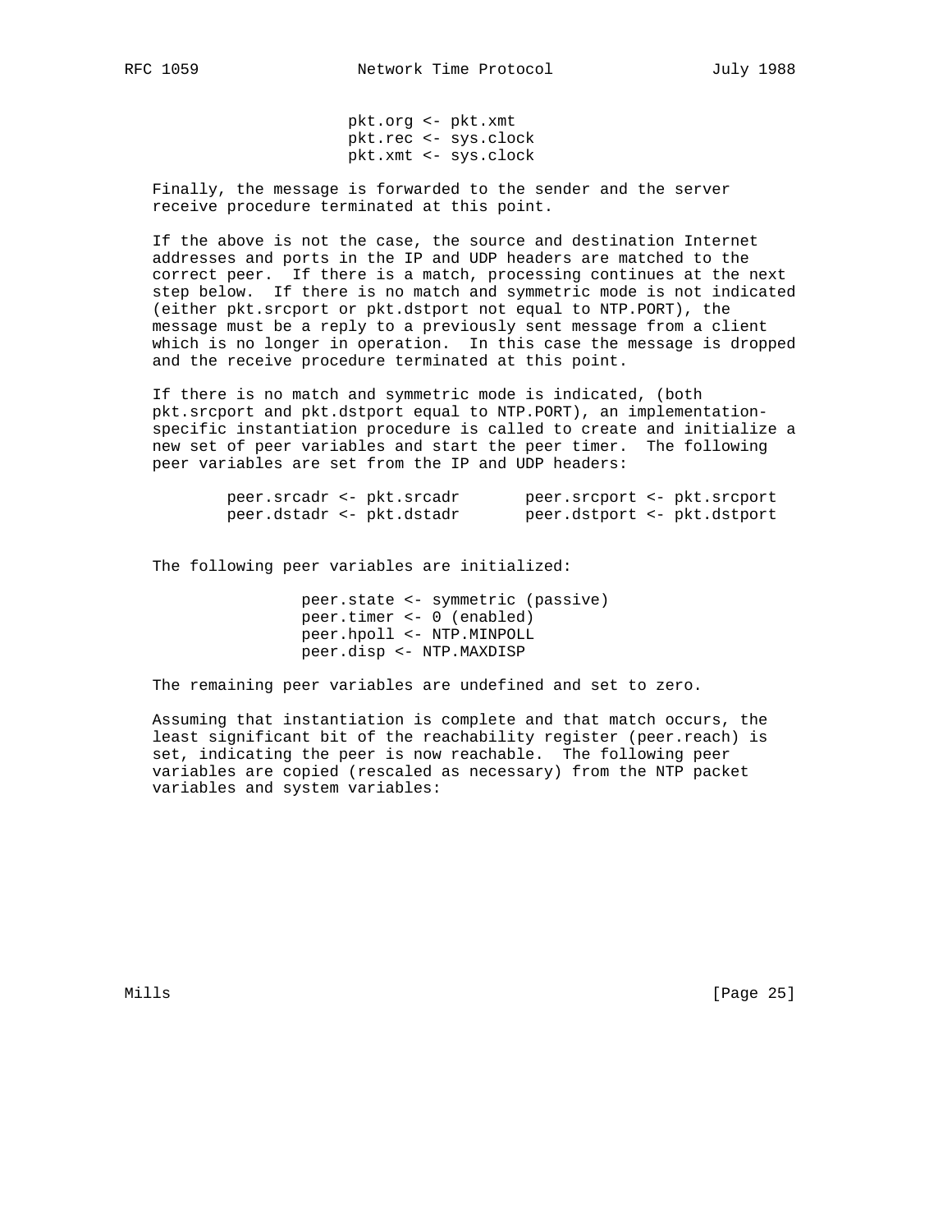```
pkt.org <- pkt.xmt
pkt.rec <- sys.clock
pkt.xmt <- sys.clock
```

Finally, the message is forwarded to the sender and the server receive procedure terminated at this point.

If the above is not the case, the source and destination Internet addresses and ports in the IP and UDP headers are matched to the correct peer. If there is a match, processing continues at the next step below. If there is no match and symmetric mode is not indicated (either pkt.srcport or pkt.dstport not equal to NTP.PORT), the message must be a reply to a previously sent message from a client which is no longer in operation. In this case the message is dropped and the receive procedure terminated at this point.

If there is no match and symmetric mode is indicated, (both pkt.srcport and pkt.dstport equal to NTP.PORT), an implementation-specific instantiation procedure is called to create and initialize a new set of peer variables and start the peer timer. The following peer variables are set from the IP and UDP headers:

```
peer.srcadr <- pkt.srcadr       peer.srcport <- pkt.srcport
peer.dstadr <- pkt.dstadr       peer.dstport <- pkt.dstport
```

The following peer variables are initialized:

```
peer.state <- symmetric (passive)
peer.timer <- 0 (enabled)
peer.hpoll <- NTP.MINPOLL
peer.disp <- NTP.MAXDISP
```

The remaining peer variables are undefined and set to zero.

Assuming that instantiation is complete and that match occurs, the least significant bit of the reachability register (peer.reach) is set, indicating the peer is now reachable. The following peer variables are copied (rescaled as necessary) from the NTP packet variables and system variables: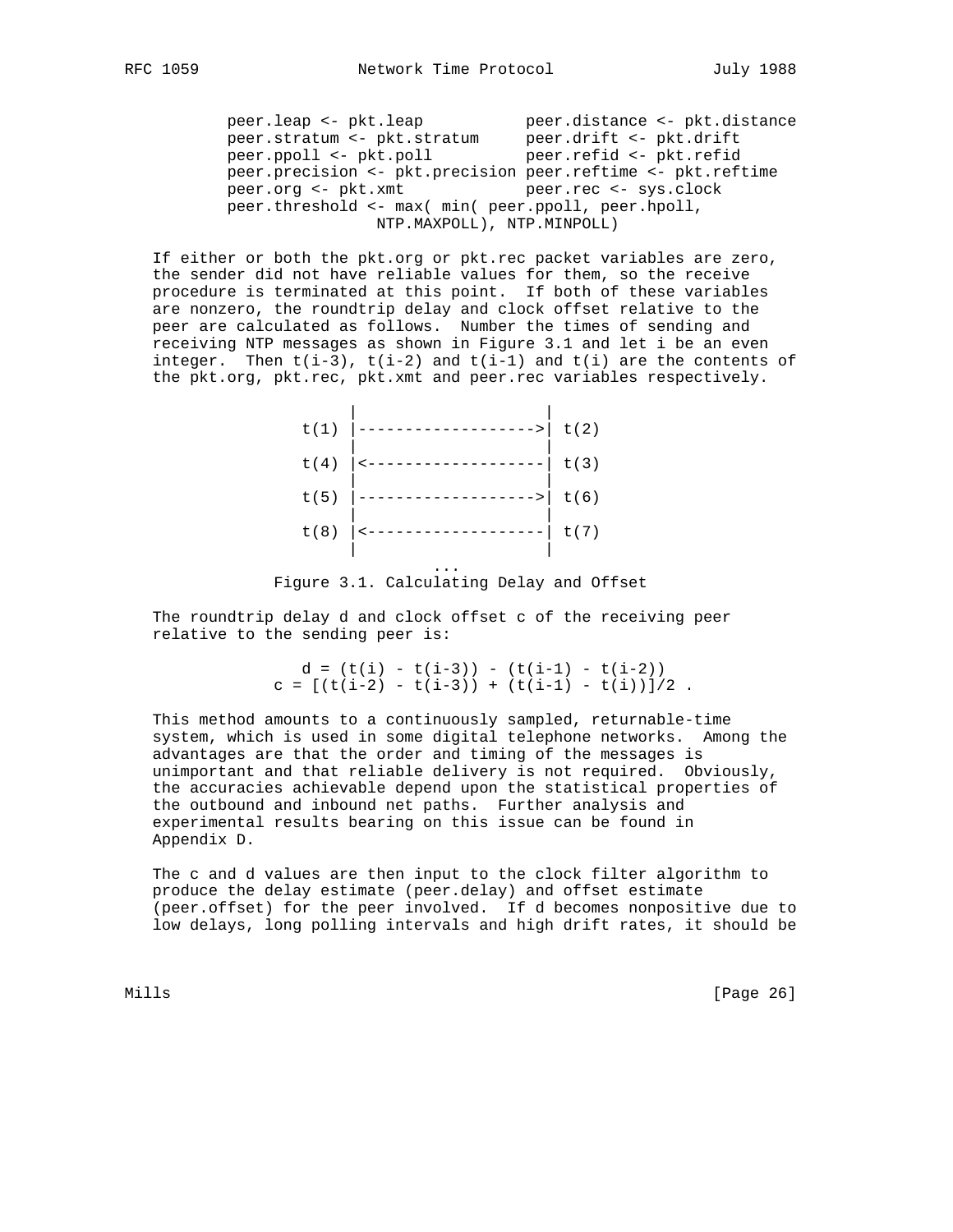```
peer.leap <- pkt.leap           peer.distance <- pkt.distance
peer.stratum <- pkt.stratum     peer.drift <- pkt.drift
peer.ppoll <- pkt.poll          peer.refid <- pkt.refid
peer.precision <- pkt.precision peer.reftime <- pkt.reftime
peer.org <- pkt.xmt             peer.rec <- sys.clock
peer.threshold <- max( min( peer.ppoll, peer.hpoll,
                NTP.MAXPOLL), NTP.MINPOLL)
```

If either or both the pkt.org or pkt.rec packet variables are zero, the sender did not have reliable values for them, so the receive procedure is terminated at this point. If both of these variables are nonzero, the roundtrip delay and clock offset relative to the peer are calculated as follows. Number the times of sending and receiving NTP messages as shown in Figure 3.1 and let i be an even integer. Then t(i-3), t(i-2) and t(i-1) and t(i) are the contents of the pkt.org, pkt.rec, pkt.xmt and peer.rec variables respectively.

```
     |                   |
t(1) |------------------>| t(2)
     |                   |
t(4) |<------------------| t(3)
     |                   |
t(5) |------------------>| t(6)
     |                   |
t(8) |<------------------| t(7)
     |                   |
             ...
```

Figure 3.1. Calculating Delay and Offset

The roundtrip delay d and clock offset c of the receiving peer relative to the sending peer is:

$$d = (t(i) - t(i-3)) - (t(i-1) - t(i-2))$$

$$c = [(t(i-2) - t(i-3)) + (t(i-1) - t(i))]/2 .$$

This method amounts to a continuously sampled, returnable-time system, which is used in some digital telephone networks. Among the advantages are that the order and timing of the messages is unimportant and that reliable delivery is not required. Obviously, the accuracies achievable depend upon the statistical properties of the outbound and inbound net paths. Further analysis and experimental results bearing on this issue can be found in Appendix D.

The c and d values are then input to the clock filter algorithm to produce the delay estimate (peer.delay) and offset estimate (peer.offset) for the peer involved. If d becomes nonpositive due to low delays, long polling intervals and high drift rates, it should be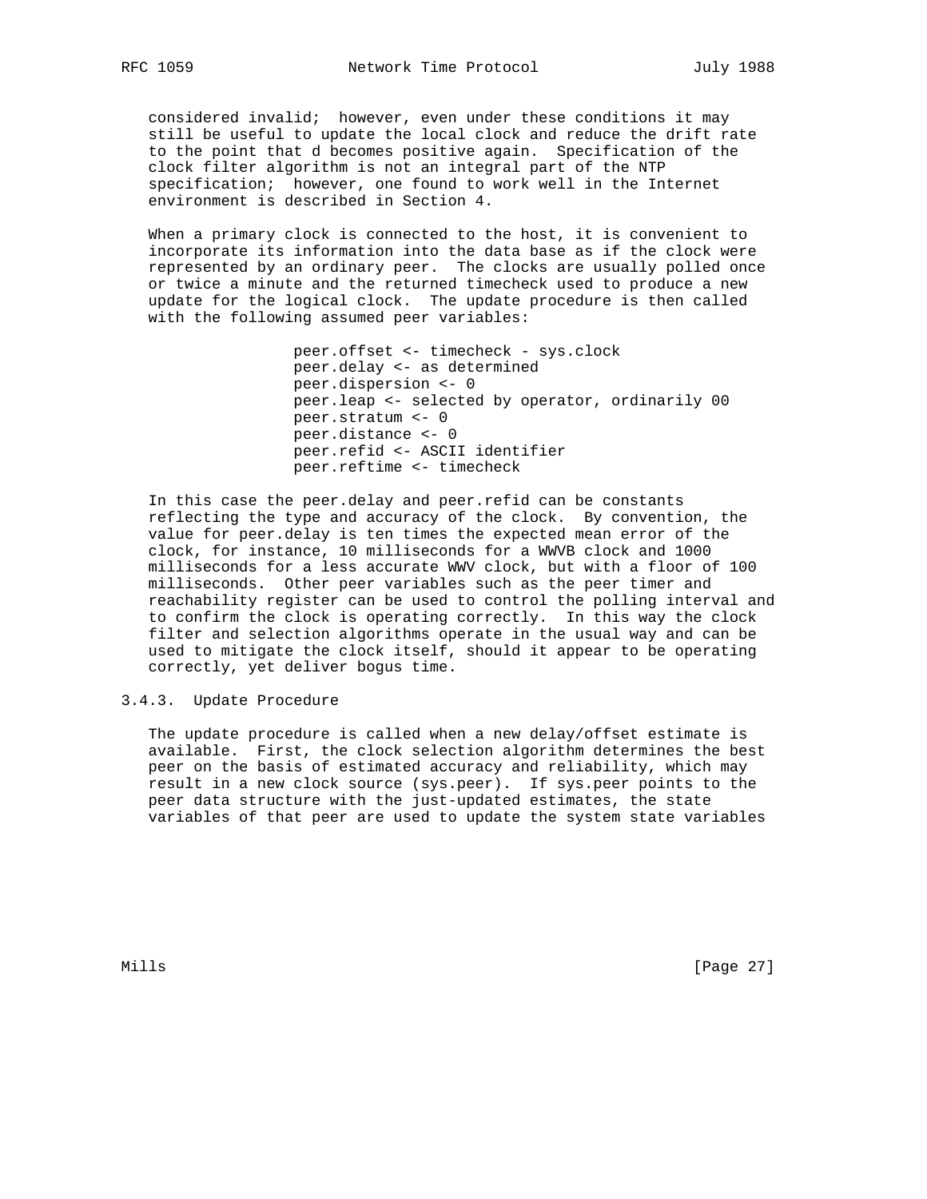considered invalid; however, even under these conditions it may still be useful to update the local clock and reduce the drift rate to the point that d becomes positive again. Specification of the clock filter algorithm is not an integral part of the NTP specification; however, one found to work well in the Internet environment is described in Section 4.

When a primary clock is connected to the host, it is convenient to incorporate its information into the data base as if the clock were represented by an ordinary peer. The clocks are usually polled once or twice a minute and the returned timecheck used to produce a new update for the logical clock. The update procedure is then called with the following assumed peer variables:

```
peer.offset <- timecheck - sys.clock
peer.delay <- as determined
peer.dispersion <- 0
peer.leap <- selected by operator, ordinarily 00
peer.stratum <- 0
peer.distance <- 0
peer.refid <- ASCII identifier
peer.reftime <- timecheck
```

In this case the peer.delay and peer.refid can be constants reflecting the type and accuracy of the clock. By convention, the value for peer.delay is ten times the expected mean error of the clock, for instance, 10 milliseconds for a WWVB clock and 1000 milliseconds for a less accurate WWV clock, but with a floor of 100 milliseconds. Other peer variables such as the peer timer and reachability register can be used to control the polling interval and to confirm the clock is operating correctly. In this way the clock filter and selection algorithms operate in the usual way and can be used to mitigate the clock itself, should it appear to be operating correctly, yet deliver bogus time.

### 3.4.3. Update Procedure

The update procedure is called when a new delay/offset estimate is available. First, the clock selection algorithm determines the best peer on the basis of estimated accuracy and reliability, which may result in a new clock source (sys.peer). If sys.peer points to the peer data structure with the just-updated estimates, the state variables of that peer are used to update the system state variables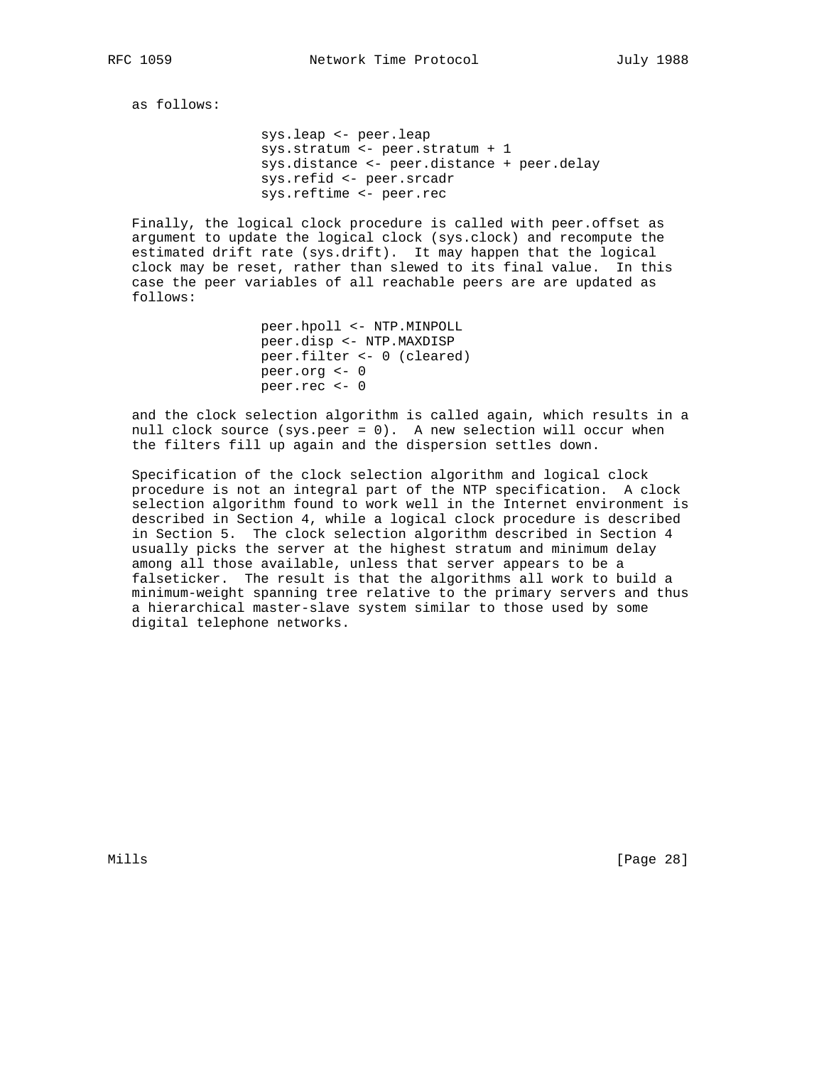as follows:

```
sys.leap <- peer.leap
sys.stratum <- peer.stratum + 1
sys.distance <- peer.distance + peer.delay
sys.refid <- peer.srcadr
sys.reftime <- peer.rec
```

Finally, the logical clock procedure is called with peer.offset as argument to update the logical clock (sys.clock) and recompute the estimated drift rate (sys.drift). It may happen that the logical clock may be reset, rather than slewed to its final value. In this case the peer variables of all reachable peers are are updated as follows:

```
peer.hpoll <- NTP.MINPOLL
peer.disp <- NTP.MAXDISP
peer.filter <- 0 (cleared)
peer.org <- 0
peer.rec <- 0
```

and the clock selection algorithm is called again, which results in a null clock source (sys.peer = 0). A new selection will occur when the filters fill up again and the dispersion settles down.

Specification of the clock selection algorithm and logical clock procedure is not an integral part of the NTP specification. A clock selection algorithm found to work well in the Internet environment is described in Section 4, while a logical clock procedure is described in Section 5. The clock selection algorithm described in Section 4 usually picks the server at the highest stratum and minimum delay among all those available, unless that server appears to be a falseticker. The result is that the algorithms all work to build a minimum-weight spanning tree relative to the primary servers and thus a hierarchical master-slave system similar to those used by some digital telephone networks.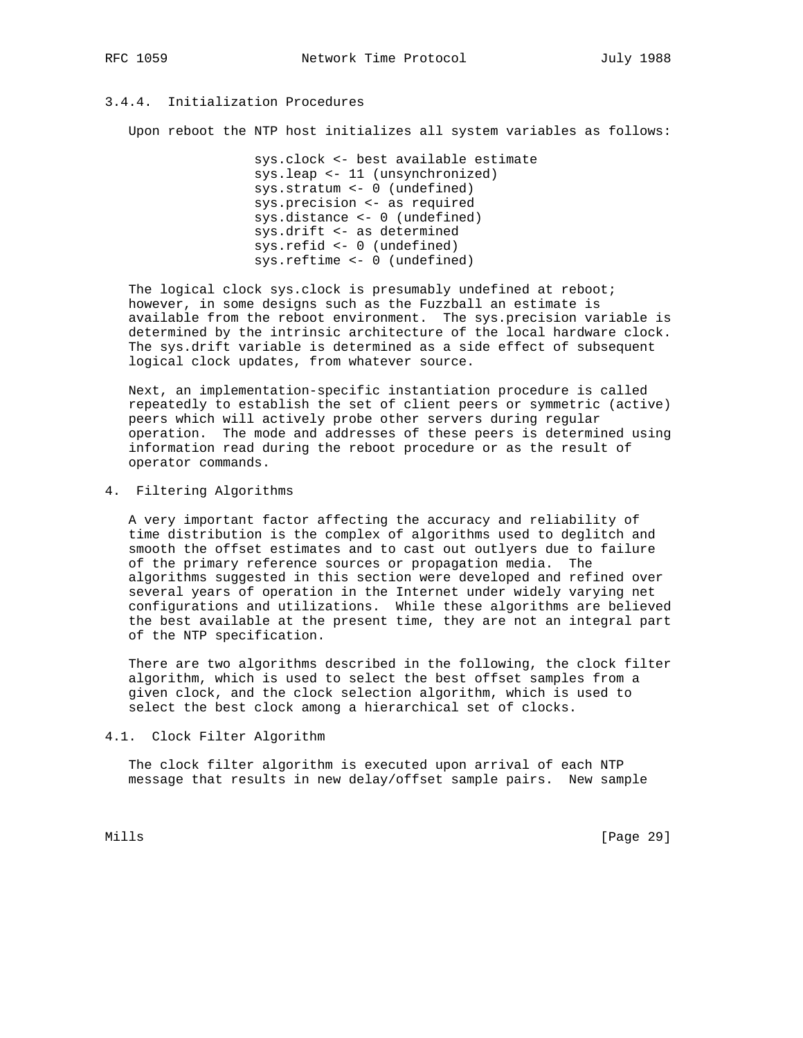### 3.4.4. Initialization Procedures

Upon reboot the NTP host initializes all system variables as follows:

```
sys.clock <- best available estimate
sys.leap <- 11 (unsynchronized)
sys.stratum <- 0 (undefined)
sys.precision <- as required
sys.distance <- 0 (undefined)
sys.drift <- as determined
sys.refid <- 0 (undefined)
sys.reftime <- 0 (undefined)
```

The logical clock sys.clock is presumably undefined at reboot; however, in some designs such as the Fuzzball an estimate is available from the reboot environment. The sys.precision variable is determined by the intrinsic architecture of the local hardware clock. The sys.drift variable is determined as a side effect of subsequent logical clock updates, from whatever source.

Next, an implementation-specific instantiation procedure is called repeatedly to establish the set of client peers or symmetric (active) peers which will actively probe other servers during regular operation. The mode and addresses of these peers is determined using information read during the reboot procedure or as the result of operator commands.

## 4. Filtering Algorithms

A very important factor affecting the accuracy and reliability of time distribution is the complex of algorithms used to deglitch and smooth the offset estimates and to cast out outlyers due to failure of the primary reference sources or propagation media. The algorithms suggested in this section were developed and refined over several years of operation in the Internet under widely varying net configurations and utilizations. While these algorithms are believed the best available at the present time, they are not an integral part of the NTP specification.

There are two algorithms described in the following, the clock filter algorithm, which is used to select the best offset samples from a given clock, and the clock selection algorithm, which is used to select the best clock among a hierarchical set of clocks.

### 4.1. Clock Filter Algorithm

The clock filter algorithm is executed upon arrival of each NTP message that results in new delay/offset sample pairs. New sample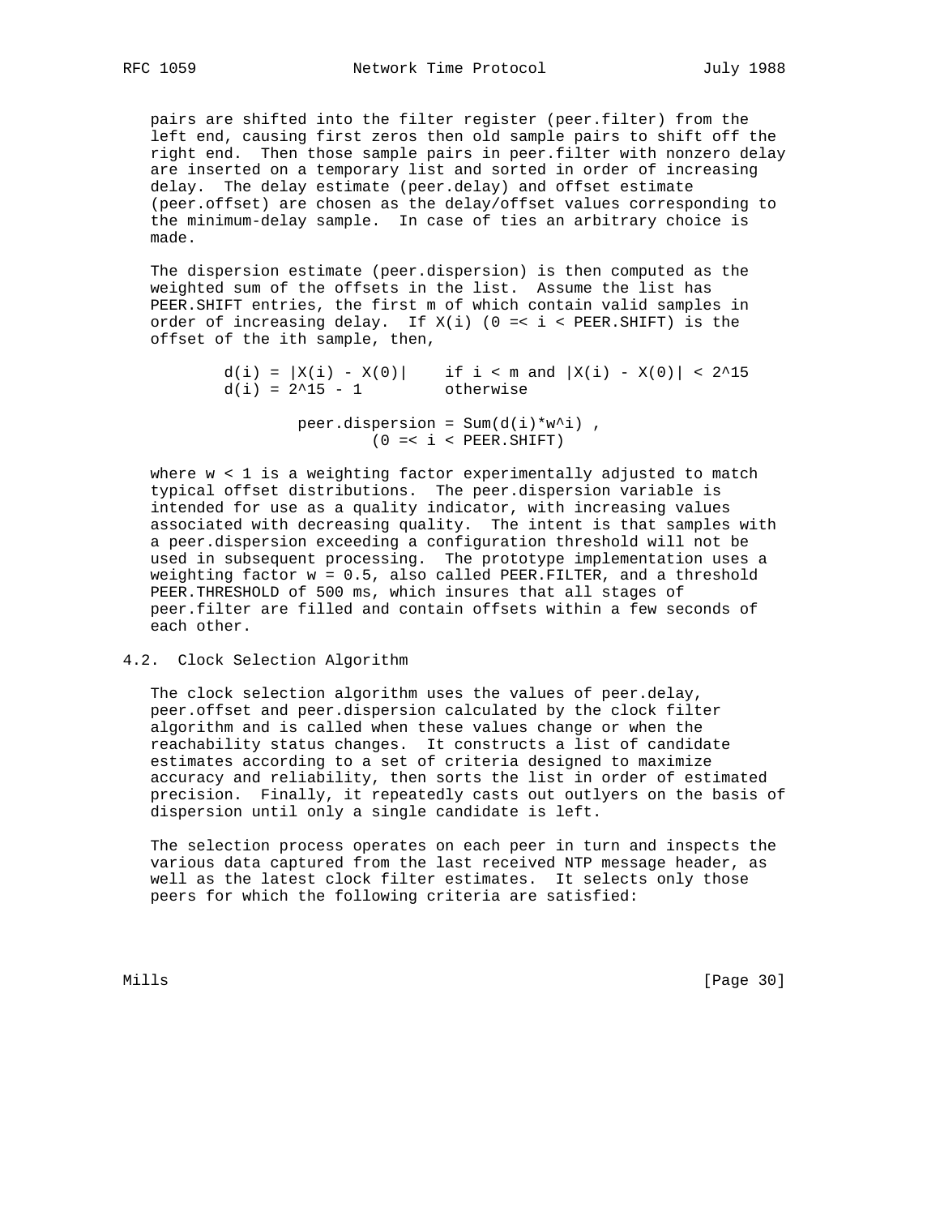pairs are shifted into the filter register (peer.filter) from the left end, causing first zeros then old sample pairs to shift off the right end. Then those sample pairs in peer.filter with nonzero delay are inserted on a temporary list and sorted in order of increasing delay. The delay estimate (peer.delay) and offset estimate (peer.offset) are chosen as the delay/offset values corresponding to the minimum-delay sample. In case of ties an arbitrary choice is made.

The dispersion estimate (peer.dispersion) is then computed as the weighted sum of the offsets in the list. Assume the list has PEER.SHIFT entries, the first m of which contain valid samples in order of increasing delay. If $X(i)$ ($0 \le i <$ PEER.SHIFT) is the offset of the ith sample, then,

$$d(i) = |X(i) - X(0)| \quad \text{if } i < m \text{ and } |X(i) - X(0)| < 2^{15}$$
$$d(i) = 2^{15} - 1 \quad \text{otherwise}$$

$$\text{peer.dispersion} = \text{Sum}(d(i) \cdot w^i) \,, \quad (0 \le i < \text{PEER.SHIFT})$$

where $w < 1$ is a weighting factor experimentally adjusted to match typical offset distributions. The peer.dispersion variable is intended for use as a quality indicator, with increasing values associated with decreasing quality. The intent is that samples with a peer.dispersion exceeding a configuration threshold will not be used in subsequent processing. The prototype implementation uses a weighting factor $w = 0.5$, also called PEER.FILTER, and a threshold PEER.THRESHOLD of 500 ms, which insures that all stages of peer.filter are filled and contain offsets within a few seconds of each other.

## 4.2. Clock Selection Algorithm

The clock selection algorithm uses the values of peer.delay, peer.offset and peer.dispersion calculated by the clock filter algorithm and is called when these values change or when the reachability status changes. It constructs a list of candidate estimates according to a set of criteria designed to maximize accuracy and reliability, then sorts the list in order of estimated precision. Finally, it repeatedly casts out outlyers on the basis of dispersion until only a single candidate is left.

The selection process operates on each peer in turn and inspects the various data captured from the last received NTP message header, as well as the latest clock filter estimates. It selects only those peers for which the following criteria are satisfied: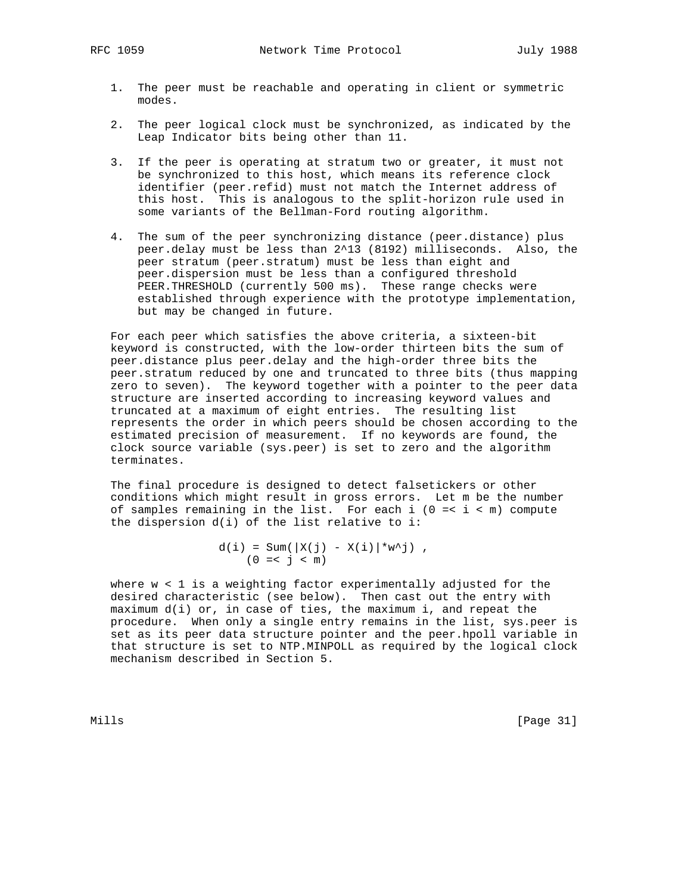1. The peer must be reachable and operating in client or symmetric modes.

2. The peer logical clock must be synchronized, as indicated by the Leap Indicator bits being other than 11.

3. If the peer is operating at stratum two or greater, it must not be synchronized to this host, which means its reference clock identifier (peer.refid) must not match the Internet address of this host. This is analogous to the split-horizon rule used in some variants of the Bellman-Ford routing algorithm.

4. The sum of the peer synchronizing distance (peer.distance) plus peer.delay must be less than $2^{13}$ (8192) milliseconds. Also, the peer stratum (peer.stratum) must be less than eight and peer.dispersion must be less than a configured threshold PEER.THRESHOLD (currently 500 ms). These range checks were established through experience with the prototype implementation, but may be changed in future.

For each peer which satisfies the above criteria, a sixteen-bit keyword is constructed, with the low-order thirteen bits the sum of peer.distance plus peer.delay and the high-order three bits the peer.stratum reduced by one and truncated to three bits (thus mapping zero to seven). The keyword together with a pointer to the peer data structure are inserted according to increasing keyword values and truncated at a maximum of eight entries. The resulting list represents the order in which peers should be chosen according to the estimated precision of measurement. If no keywords are found, the clock source variable (sys.peer) is set to zero and the algorithm terminates.

The final procedure is designed to detect falsetickers or other conditions which might result in gross errors. Let m be the number of samples remaining in the list. For each i ($0 \le i < m$) compute the dispersion d(i) of the list relative to i:

$$d(i) = \mathrm{Sum}(|X(j) - X(i)| \cdot w^j), \quad (0 \le j < m)$$

where $w < 1$ is a weighting factor experimentally adjusted for the desired characteristic (see below). Then cast out the entry with maximum d(i) or, in case of ties, the maximum i, and repeat the procedure. When only a single entry remains in the list, sys.peer is set as its peer data structure pointer and the peer.hpoll variable in that structure is set to NTP.MINPOLL as required by the logical clock mechanism described in Section 5.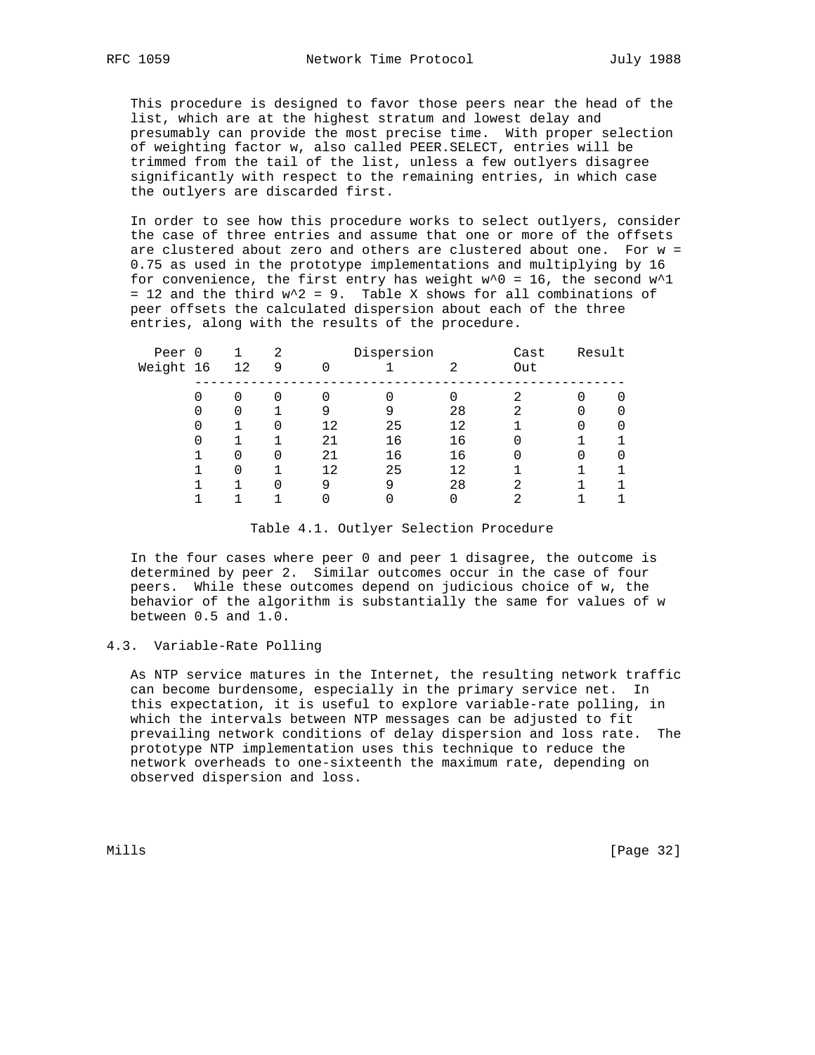This procedure is designed to favor those peers near the head of the list, which are at the highest stratum and lowest delay and presumably can provide the most precise time. With proper selection of weighting factor w, also called PEER.SELECT, entries will be trimmed from the tail of the list, unless a few outlyers disagree significantly with respect to the remaining entries, in which case the outlyers are discarded first.

In order to see how this procedure works to select outlyers, consider the case of three entries and assume that one or more of the offsets are clustered about zero and others are clustered about one. For w = 0.75 as used in the prototype implementations and multiplying by 16 for convenience, the first entry has weight $w^0 = 16$, the second $w^1 = 12$ and the third $w^2 = 9$. Table X shows for all combinations of peer offsets the calculated dispersion about each of the three entries, along with the results of the procedure.

| Peer | 0 | 1 | 2 | Dispersion | | | Cast | Result | |
|---|---|---|---|---|---|---|---|---|---|
| Weight | 16 | 12 | 9 | 0 | 1 | 2 | Out | | |
| | 0 | 0 | 0 | 0 | 0 | 0 | 2 | 0 | 0 |
| | 0 | 0 | 1 | 9 | 9 | 28 | 2 | 0 | 0 |
| | 0 | 1 | 0 | 12 | 25 | 12 | 1 | 0 | 0 |
| | 0 | 1 | 1 | 21 | 16 | 16 | 0 | 1 | 1 |
| | 1 | 0 | 0 | 21 | 16 | 16 | 0 | 0 | 0 |
| | 1 | 0 | 1 | 12 | 25 | 12 | 1 | 1 | 1 |
| | 1 | 1 | 0 | 9 | 9 | 28 | 2 | 1 | 1 |
| | 1 | 1 | 1 | 0 | 0 | 0 | 2 | 1 | 1 |

Table 4.1. Outlyer Selection Procedure

In the four cases where peer 0 and peer 1 disagree, the outcome is determined by peer 2. Similar outcomes occur in the case of four peers. While these outcomes depend on judicious choice of w, the behavior of the algorithm is substantially the same for values of w between 0.5 and 1.0.

## 4.3. Variable-Rate Polling

As NTP service matures in the Internet, the resulting network traffic can become burdensome, especially in the primary service net. In this expectation, it is useful to explore variable-rate polling, in which the intervals between NTP messages can be adjusted to fit prevailing network conditions of delay dispersion and loss rate. The prototype NTP implementation uses this technique to reduce the network overheads to one-sixteenth the maximum rate, depending on observed dispersion and loss.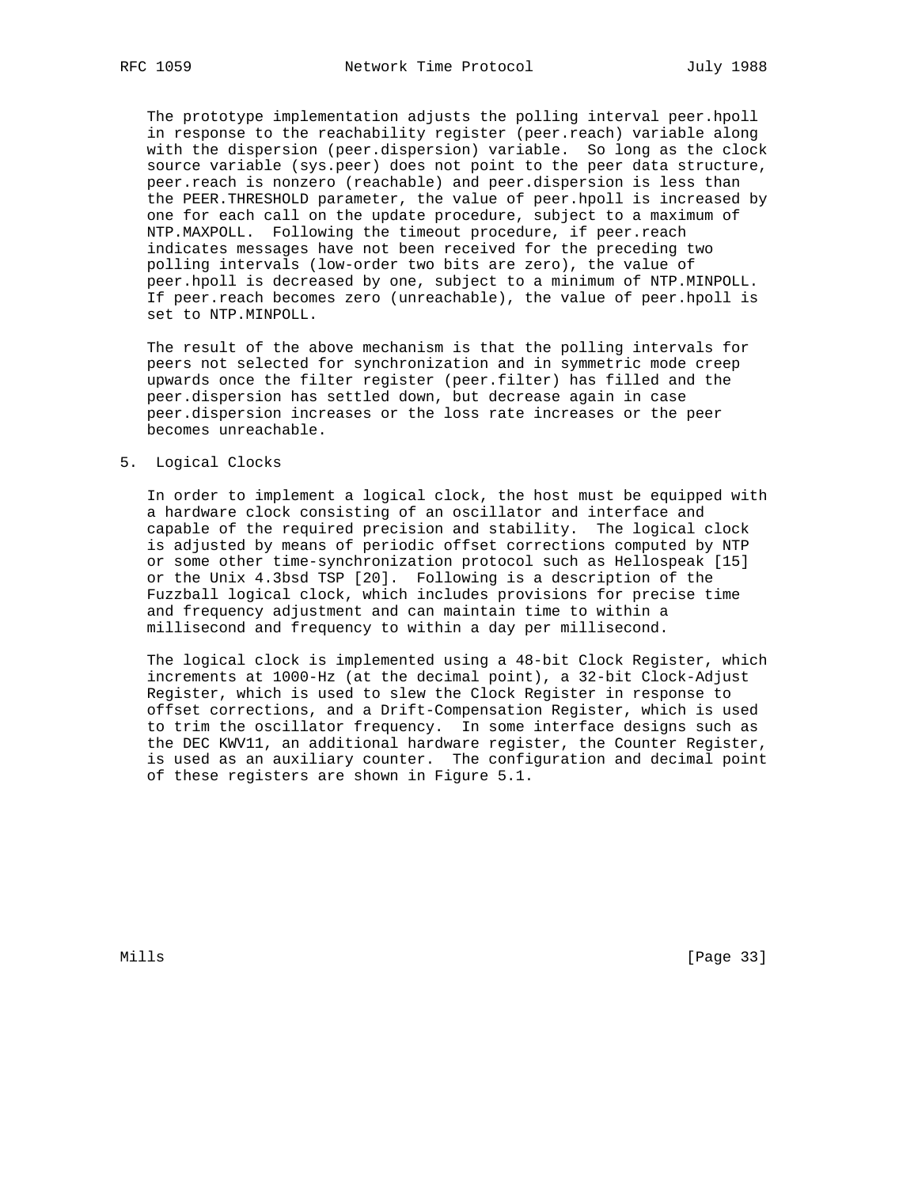The prototype implementation adjusts the polling interval peer.hpoll in response to the reachability register (peer.reach) variable along with the dispersion (peer.dispersion) variable. So long as the clock source variable (sys.peer) does not point to the peer data structure, peer.reach is nonzero (reachable) and peer.dispersion is less than the PEER.THRESHOLD parameter, the value of peer.hpoll is increased by one for each call on the update procedure, subject to a maximum of NTP.MAXPOLL. Following the timeout procedure, if peer.reach indicates messages have not been received for the preceding two polling intervals (low-order two bits are zero), the value of peer.hpoll is decreased by one, subject to a minimum of NTP.MINPOLL. If peer.reach becomes zero (unreachable), the value of peer.hpoll is set to NTP.MINPOLL.

The result of the above mechanism is that the polling intervals for peers not selected for synchronization and in symmetric mode creep upwards once the filter register (peer.filter) has filled and the peer.dispersion has settled down, but decrease again in case peer.dispersion increases or the loss rate increases or the peer becomes unreachable.

## 5. Logical Clocks

In order to implement a logical clock, the host must be equipped with a hardware clock consisting of an oscillator and interface and capable of the required precision and stability. The logical clock is adjusted by means of periodic offset corrections computed by NTP or some other time-synchronization protocol such as Hellospeak [15] or the Unix 4.3bsd TSP [20]. Following is a description of the Fuzzball logical clock, which includes provisions for precise time and frequency adjustment and can maintain time to within a millisecond and frequency to within a day per millisecond.

The logical clock is implemented using a 48-bit Clock Register, which increments at 1000-Hz (at the decimal point), a 32-bit Clock-Adjust Register, which is used to slew the Clock Register in response to offset corrections, and a Drift-Compensation Register, which is used to trim the oscillator frequency. In some interface designs such as the DEC KWV11, an additional hardware register, the Counter Register, is used as an auxiliary counter. The configuration and decimal point of these registers are shown in Figure 5.1.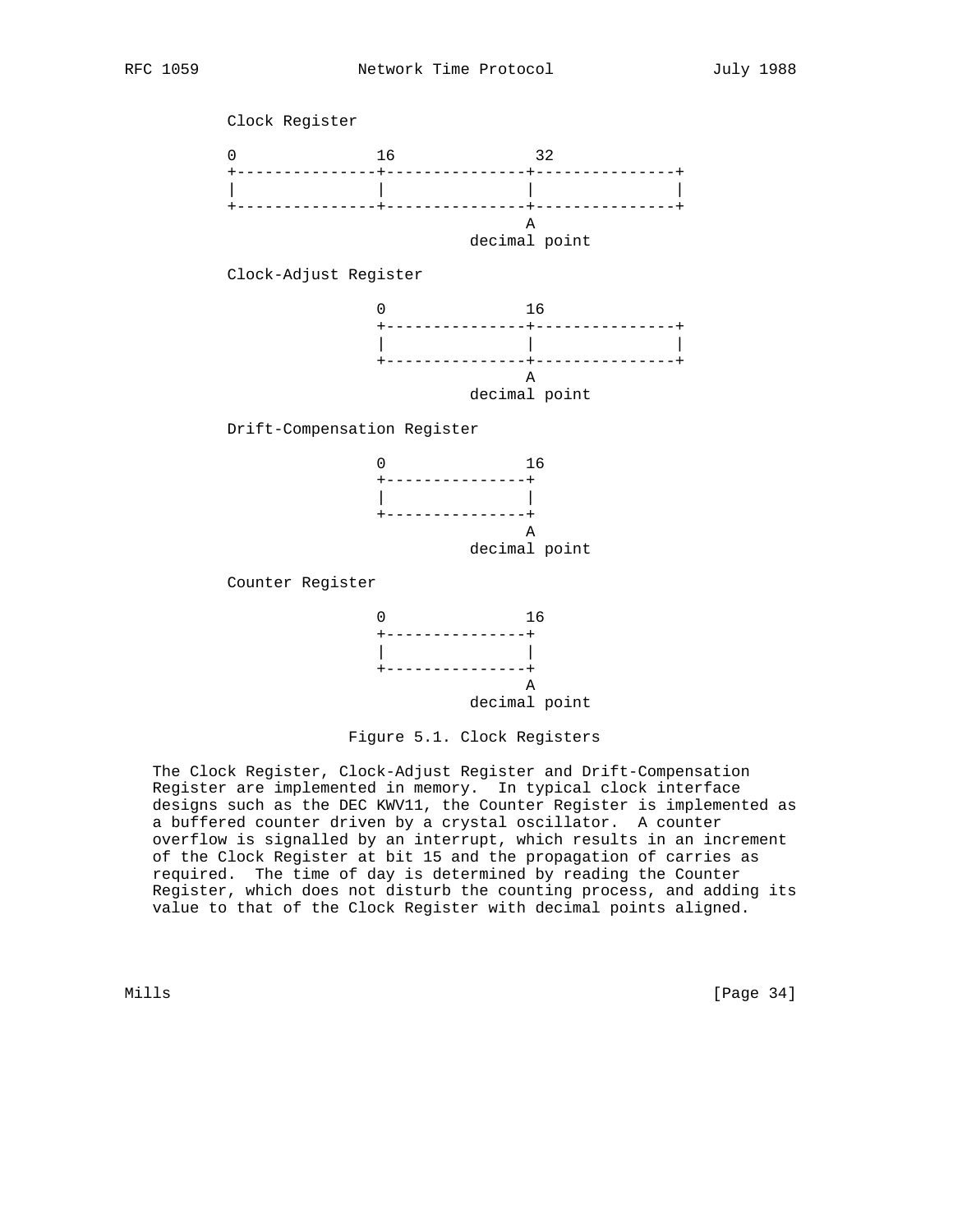```
Clock Register

0               16               32
+---------------+---------------+---------------+
|               |               |               |
+---------------+---------------+---------------+
                                A
                          decimal point

Clock-Adjust Register

                0               16
                +---------------+---------------+
                |               |               |
                +---------------+---------------+
                                A
                          decimal point

Drift-Compensation Register

                0               16
                +---------------+
                |               |
                +---------------+
                                A
                          decimal point

Counter Register

                0               16
                +---------------+
                |               |
                +---------------+
                                A
                          decimal point
```

Figure 5.1. Clock Registers

The Clock Register, Clock-Adjust Register and Drift-Compensation Register are implemented in memory. In typical clock interface designs such as the DEC KWV11, the Counter Register is implemented as a buffered counter driven by a crystal oscillator. A counter overflow is signalled by an interrupt, which results in an increment of the Clock Register at bit 15 and the propagation of carries as required. The time of day is determined by reading the Counter Register, which does not disturb the counting process, and adding its value to that of the Clock Register with decimal points aligned.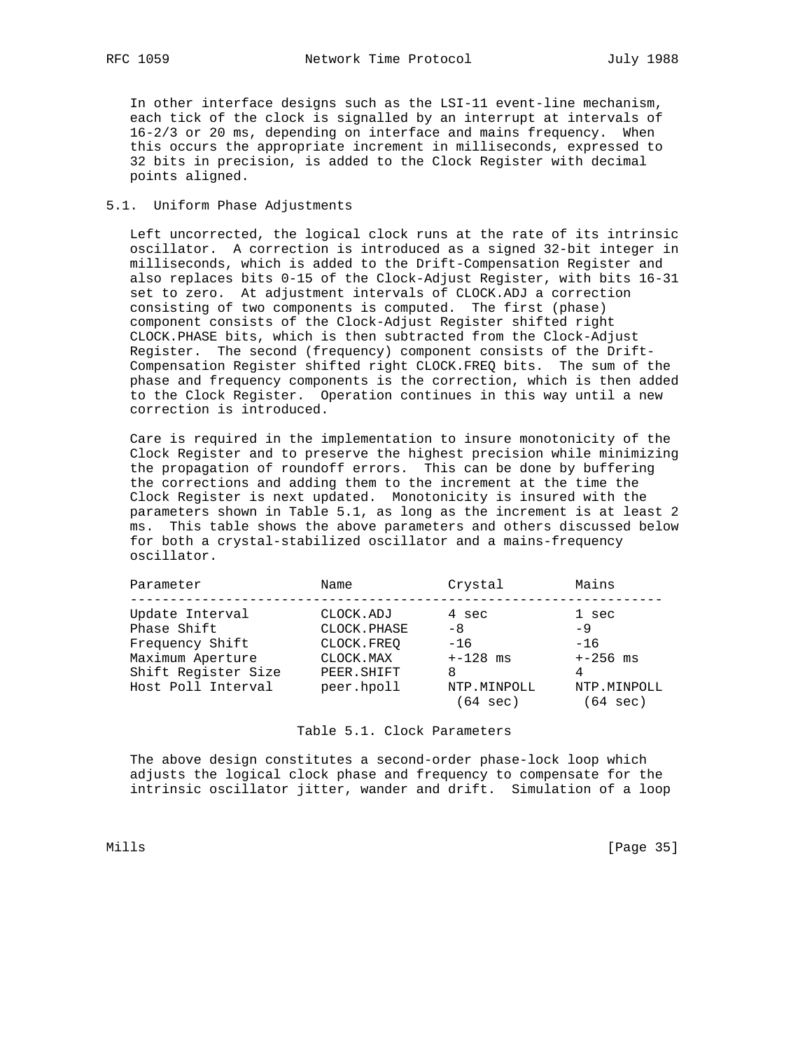In other interface designs such as the LSI-11 event-line mechanism, each tick of the clock is signalled by an interrupt at intervals of 16-2/3 or 20 ms, depending on interface and mains frequency. When this occurs the appropriate increment in milliseconds, expressed to 32 bits in precision, is added to the Clock Register with decimal points aligned.

## 5.1. Uniform Phase Adjustments

Left uncorrected, the logical clock runs at the rate of its intrinsic oscillator. A correction is introduced as a signed 32-bit integer in milliseconds, which is added to the Drift-Compensation Register and also replaces bits 0-15 of the Clock-Adjust Register, with bits 16-31 set to zero. At adjustment intervals of CLOCK.ADJ a correction consisting of two components is computed. The first (phase) component consists of the Clock-Adjust Register shifted right CLOCK.PHASE bits, which is then subtracted from the Clock-Adjust Register. The second (frequency) component consists of the Drift-Compensation Register shifted right CLOCK.FREQ bits. The sum of the phase and frequency components is the correction, which is then added to the Clock Register. Operation continues in this way until a new correction is introduced.

Care is required in the implementation to insure monotonicity of the Clock Register and to preserve the highest precision while minimizing the propagation of roundoff errors. This can be done by buffering the corrections and adding them to the increment at the time the Clock Register is next updated. Monotonicity is insured with the parameters shown in Table 5.1, as long as the increment is at least 2 ms. This table shows the above parameters and others discussed below for both a crystal-stabilized oscillator and a mains-frequency oscillator.

| Parameter | Name | Crystal | Mains |
|---|---|---|---|
| Update Interval | CLOCK.ADJ | 4 sec | 1 sec |
| Phase Shift | CLOCK.PHASE | -8 | -9 |
| Frequency Shift | CLOCK.FREQ | -16 | -16 |
| Maximum Aperture | CLOCK.MAX | +-128 ms | +-256 ms |
| Shift Register Size | PEER.SHIFT | 8 | 4 |
| Host Poll Interval | peer.hpoll | NTP.MINPOLL (64 sec) | NTP.MINPOLL (64 sec) |

Table 5.1. Clock Parameters

The above design constitutes a second-order phase-lock loop which adjusts the logical clock phase and frequency to compensate for the intrinsic oscillator jitter, wander and drift. Simulation of a loop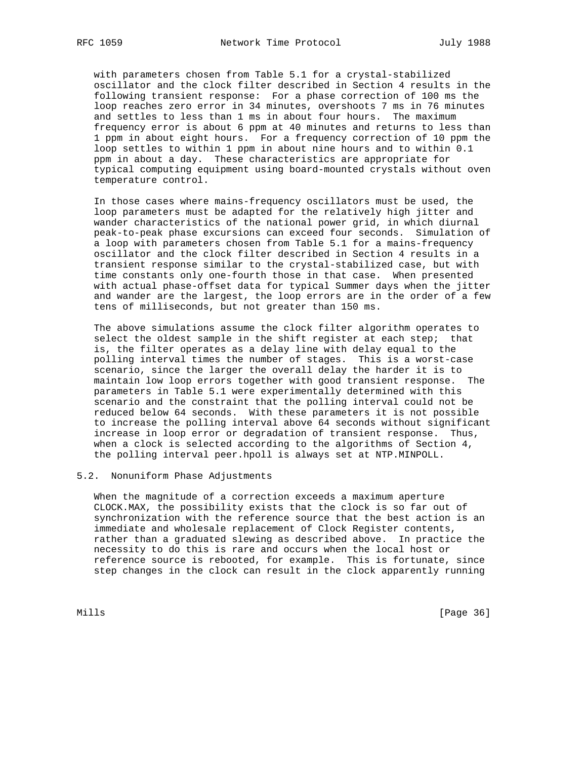with parameters chosen from Table 5.1 for a crystal-stabilized oscillator and the clock filter described in Section 4 results in the following transient response: For a phase correction of 100 ms the loop reaches zero error in 34 minutes, overshoots 7 ms in 76 minutes and settles to less than 1 ms in about four hours. The maximum frequency error is about 6 ppm at 40 minutes and returns to less than 1 ppm in about eight hours. For a frequency correction of 10 ppm the loop settles to within 1 ppm in about nine hours and to within 0.1 ppm in about a day. These characteristics are appropriate for typical computing equipment using board-mounted crystals without oven temperature control.

In those cases where mains-frequency oscillators must be used, the loop parameters must be adapted for the relatively high jitter and wander characteristics of the national power grid, in which diurnal peak-to-peak phase excursions can exceed four seconds. Simulation of a loop with parameters chosen from Table 5.1 for a mains-frequency oscillator and the clock filter described in Section 4 results in a transient response similar to the crystal-stabilized case, but with time constants only one-fourth those in that case. When presented with actual phase-offset data for typical Summer days when the jitter and wander are the largest, the loop errors are in the order of a few tens of milliseconds, but not greater than 150 ms.

The above simulations assume the clock filter algorithm operates to select the oldest sample in the shift register at each step; that is, the filter operates as a delay line with delay equal to the polling interval times the number of stages. This is a worst-case scenario, since the larger the overall delay the harder it is to maintain low loop errors together with good transient response. The parameters in Table 5.1 were experimentally determined with this scenario and the constraint that the polling interval could not be reduced below 64 seconds. With these parameters it is not possible to increase the polling interval above 64 seconds without significant increase in loop error or degradation of transient response. Thus, when a clock is selected according to the algorithms of Section 4, the polling interval peer.hpoll is always set at NTP.MINPOLL.

## 5.2. Nonuniform Phase Adjustments

When the magnitude of a correction exceeds a maximum aperture CLOCK.MAX, the possibility exists that the clock is so far out of synchronization with the reference source that the best action is an immediate and wholesale replacement of Clock Register contents, rather than a graduated slewing as described above. In practice the necessity to do this is rare and occurs when the local host or reference source is rebooted, for example. This is fortunate, since step changes in the clock can result in the clock apparently running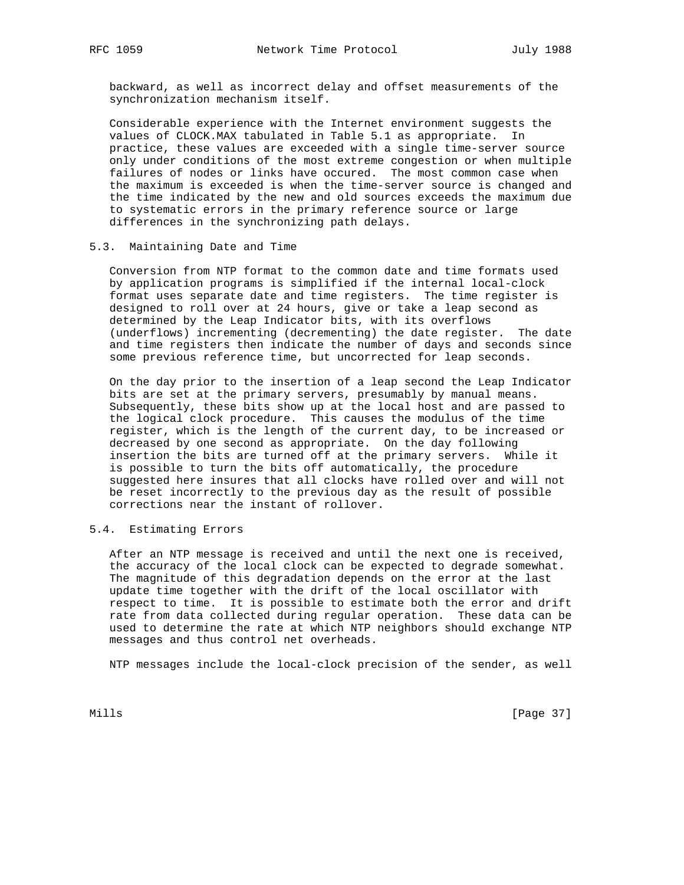backward, as well as incorrect delay and offset measurements of the synchronization mechanism itself.

Considerable experience with the Internet environment suggests the values of CLOCK.MAX tabulated in Table 5.1 as appropriate. In practice, these values are exceeded with a single time-server source only under conditions of the most extreme congestion or when multiple failures of nodes or links have occured. The most common case when the maximum is exceeded is when the time-server source is changed and the time indicated by the new and old sources exceeds the maximum due to systematic errors in the primary reference source or large differences in the synchronizing path delays.

## 5.3. Maintaining Date and Time

Conversion from NTP format to the common date and time formats used by application programs is simplified if the internal local-clock format uses separate date and time registers. The time register is designed to roll over at 24 hours, give or take a leap second as determined by the Leap Indicator bits, with its overflows (underflows) incrementing (decrementing) the date register. The date and time registers then indicate the number of days and seconds since some previous reference time, but uncorrected for leap seconds.

On the day prior to the insertion of a leap second the Leap Indicator bits are set at the primary servers, presumably by manual means. Subsequently, these bits show up at the local host and are passed to the logical clock procedure. This causes the modulus of the time register, which is the length of the current day, to be increased or decreased by one second as appropriate. On the day following insertion the bits are turned off at the primary servers. While it is possible to turn the bits off automatically, the procedure suggested here insures that all clocks have rolled over and will not be reset incorrectly to the previous day as the result of possible corrections near the instant of rollover.

## 5.4. Estimating Errors

After an NTP message is received and until the next one is received, the accuracy of the local clock can be expected to degrade somewhat. The magnitude of this degradation depends on the error at the last update time together with the drift of the local oscillator with respect to time. It is possible to estimate both the error and drift rate from data collected during regular operation. These data can be used to determine the rate at which NTP neighbors should exchange NTP messages and thus control net overheads.

NTP messages include the local-clock precision of the sender, as well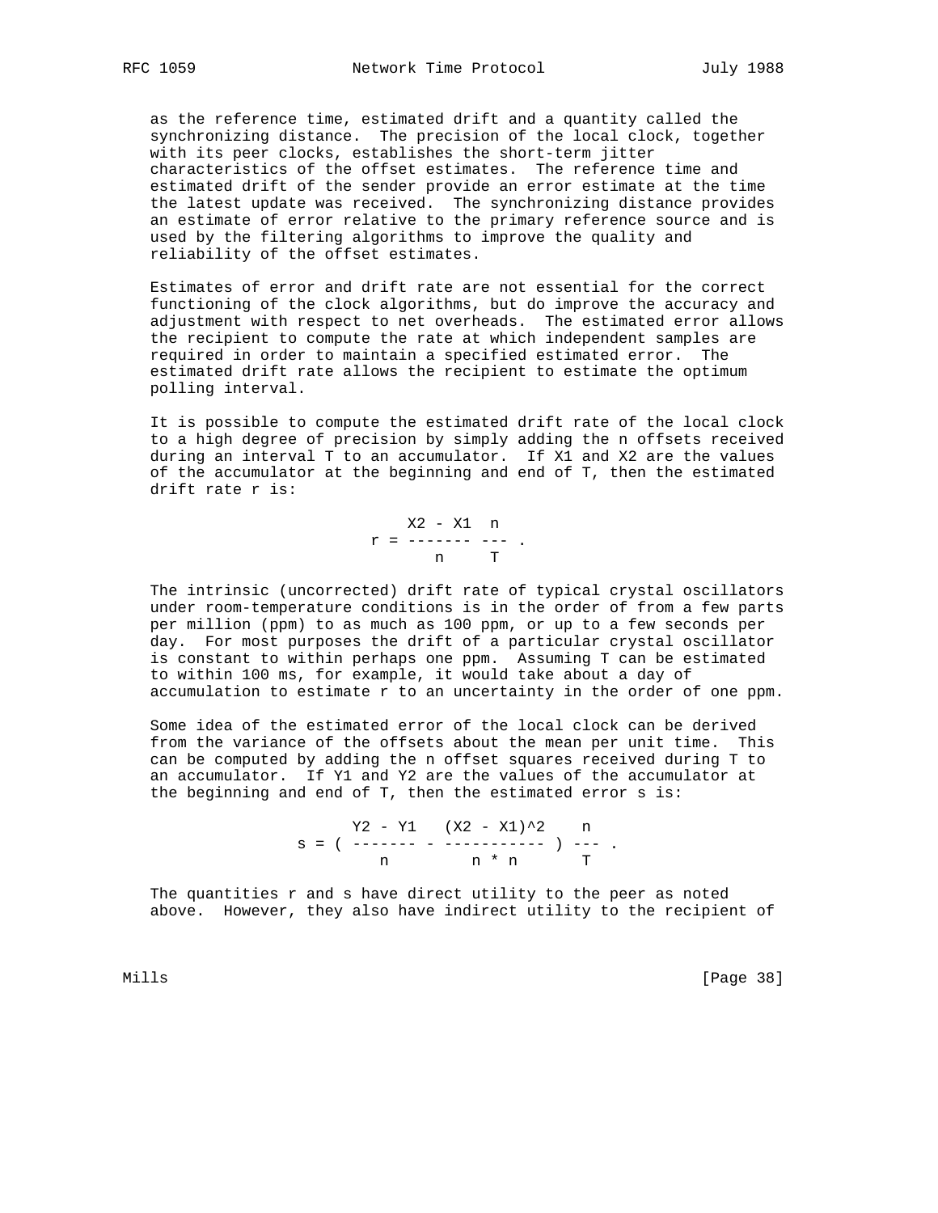as the reference time, estimated drift and a quantity called the synchronizing distance. The precision of the local clock, together with its peer clocks, establishes the short-term jitter characteristics of the offset estimates. The reference time and estimated drift of the sender provide an error estimate at the time the latest update was received. The synchronizing distance provides an estimate of error relative to the primary reference source and is used by the filtering algorithms to improve the quality and reliability of the offset estimates.

Estimates of error and drift rate are not essential for the correct functioning of the clock algorithms, but do improve the accuracy and adjustment with respect to net overheads. The estimated error allows the recipient to compute the rate at which independent samples are required in order to maintain a specified estimated error. The estimated drift rate allows the recipient to estimate the optimum polling interval.

It is possible to compute the estimated drift rate of the local clock to a high degree of precision by simply adding the n offsets received during an interval T to an accumulator. If X1 and X2 are the values of the accumulator at the beginning and end of T, then the estimated drift rate r is:

$$r = \frac{X2 - X1}{n} \frac{n}{T} .$$

The intrinsic (uncorrected) drift rate of typical crystal oscillators under room-temperature conditions is in the order of from a few parts per million (ppm) to as much as 100 ppm, or up to a few seconds per day. For most purposes the drift of a particular crystal oscillator is constant to within perhaps one ppm. Assuming T can be estimated to within 100 ms, for example, it would take about a day of accumulation to estimate r to an uncertainty in the order of one ppm.

Some idea of the estimated error of the local clock can be derived from the variance of the offsets about the mean per unit time. This can be computed by adding the n offset squares received during T to an accumulator. If Y1 and Y2 are the values of the accumulator at the beginning and end of T, then the estimated error s is:

$$s = \left( \frac{Y2 - Y1}{n} - \frac{(X2 - X1)^2}{n * n} \right) \frac{n}{T} .$$

The quantities r and s have direct utility to the peer as noted above. However, they also have indirect utility to the recipient of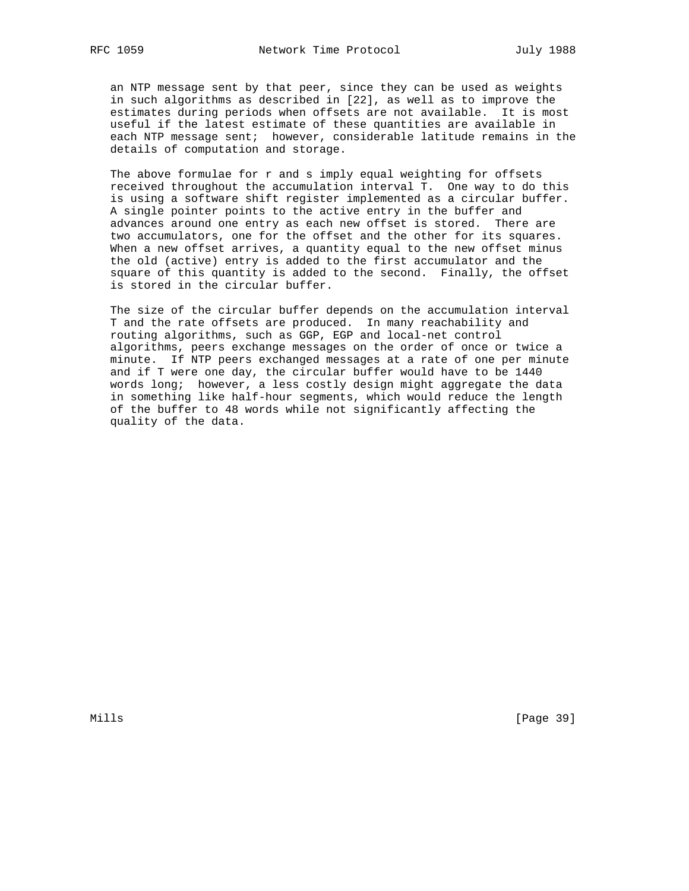an NTP message sent by that peer, since they can be used as weights in such algorithms as described in [22], as well as to improve the estimates during periods when offsets are not available. It is most useful if the latest estimate of these quantities are available in each NTP message sent; however, considerable latitude remains in the details of computation and storage.

The above formulae for r and s imply equal weighting for offsets received throughout the accumulation interval T. One way to do this is using a software shift register implemented as a circular buffer. A single pointer points to the active entry in the buffer and advances around one entry as each new offset is stored. There are two accumulators, one for the offset and the other for its squares. When a new offset arrives, a quantity equal to the new offset minus the old (active) entry is added to the first accumulator and the square of this quantity is added to the second. Finally, the offset is stored in the circular buffer.

The size of the circular buffer depends on the accumulation interval T and the rate offsets are produced. In many reachability and routing algorithms, such as GGP, EGP and local-net control algorithms, peers exchange messages on the order of once or twice a minute. If NTP peers exchanged messages at a rate of one per minute and if T were one day, the circular buffer would have to be 1440 words long; however, a less costly design might aggregate the data in something like half-hour segments, which would reduce the length of the buffer to 48 words while not significantly affecting the quality of the data.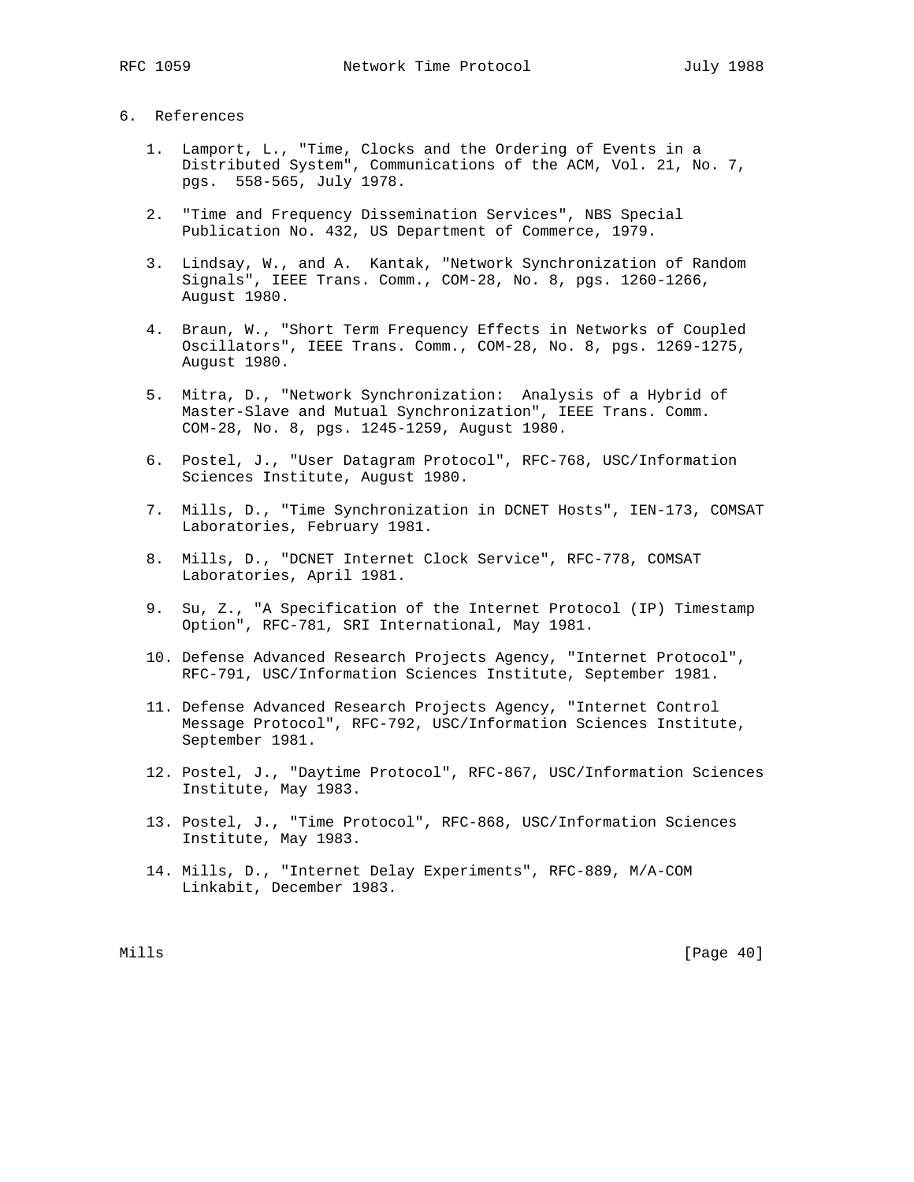## 6. References

1. Lamport, L., "Time, Clocks and the Ordering of Events in a Distributed System", Communications of the ACM, Vol. 21, No. 7, pgs. 558-565, July 1978.

2. "Time and Frequency Dissemination Services", NBS Special Publication No. 432, US Department of Commerce, 1979.

3. Lindsay, W., and A. Kantak, "Network Synchronization of Random Signals", IEEE Trans. Comm., COM-28, No. 8, pgs. 1260-1266, August 1980.

4. Braun, W., "Short Term Frequency Effects in Networks of Coupled Oscillators", IEEE Trans. Comm., COM-28, No. 8, pgs. 1269-1275, August 1980.

5. Mitra, D., "Network Synchronization: Analysis of a Hybrid of Master-Slave and Mutual Synchronization", IEEE Trans. Comm. COM-28, No. 8, pgs. 1245-1259, August 1980.

6. Postel, J., "User Datagram Protocol", RFC-768, USC/Information Sciences Institute, August 1980.

7. Mills, D., "Time Synchronization in DCNET Hosts", IEN-173, COMSAT Laboratories, February 1981.

8. Mills, D., "DCNET Internet Clock Service", RFC-778, COMSAT Laboratories, April 1981.

9. Su, Z., "A Specification of the Internet Protocol (IP) Timestamp Option", RFC-781, SRI International, May 1981.

10. Defense Advanced Research Projects Agency, "Internet Protocol", RFC-791, USC/Information Sciences Institute, September 1981.

11. Defense Advanced Research Projects Agency, "Internet Control Message Protocol", RFC-792, USC/Information Sciences Institute, September 1981.

12. Postel, J., "Daytime Protocol", RFC-867, USC/Information Sciences Institute, May 1983.

13. Postel, J., "Time Protocol", RFC-868, USC/Information Sciences Institute, May 1983.

14. Mills, D., "Internet Delay Experiments", RFC-889, M/A-COM Linkabit, December 1983.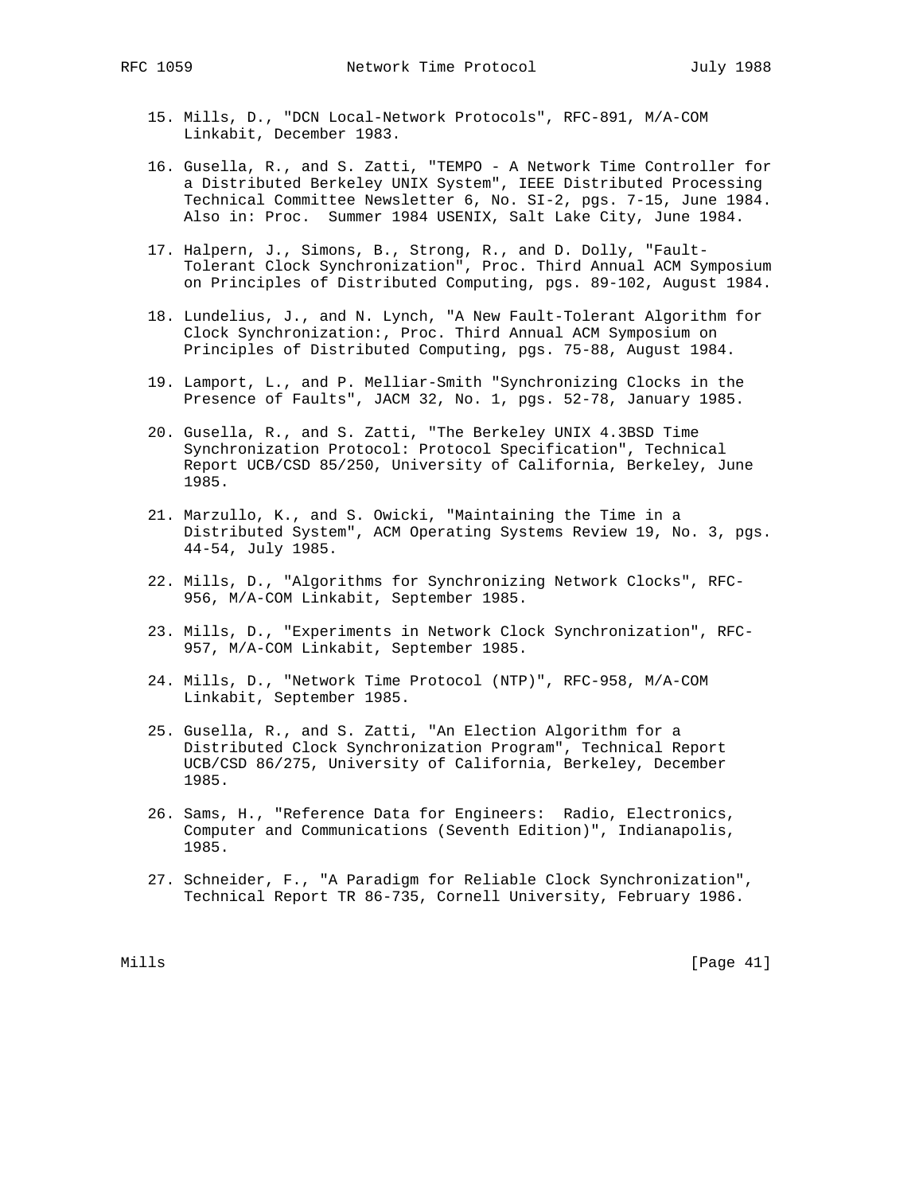15. Mills, D., "DCN Local-Network Protocols", RFC-891, M/A-COM Linkabit, December 1983.

16. Gusella, R., and S. Zatti, "TEMPO - A Network Time Controller for a Distributed Berkeley UNIX System", IEEE Distributed Processing Technical Committee Newsletter 6, No. SI-2, pgs. 7-15, June 1984. Also in: Proc. Summer 1984 USENIX, Salt Lake City, June 1984.

17. Halpern, J., Simons, B., Strong, R., and D. Dolly, "Fault-Tolerant Clock Synchronization", Proc. Third Annual ACM Symposium on Principles of Distributed Computing, pgs. 89-102, August 1984.

18. Lundelius, J., and N. Lynch, "A New Fault-Tolerant Algorithm for Clock Synchronization:, Proc. Third Annual ACM Symposium on Principles of Distributed Computing, pgs. 75-88, August 1984.

19. Lamport, L., and P. Melliar-Smith "Synchronizing Clocks in the Presence of Faults", JACM 32, No. 1, pgs. 52-78, January 1985.

20. Gusella, R., and S. Zatti, "The Berkeley UNIX 4.3BSD Time Synchronization Protocol: Protocol Specification", Technical Report UCB/CSD 85/250, University of California, Berkeley, June 1985.

21. Marzullo, K., and S. Owicki, "Maintaining the Time in a Distributed System", ACM Operating Systems Review 19, No. 3, pgs. 44-54, July 1985.

22. Mills, D., "Algorithms for Synchronizing Network Clocks", RFC-956, M/A-COM Linkabit, September 1985.

23. Mills, D., "Experiments in Network Clock Synchronization", RFC-957, M/A-COM Linkabit, September 1985.

24. Mills, D., "Network Time Protocol (NTP)", RFC-958, M/A-COM Linkabit, September 1985.

25. Gusella, R., and S. Zatti, "An Election Algorithm for a Distributed Clock Synchronization Program", Technical Report UCB/CSD 86/275, University of California, Berkeley, December 1985.

26. Sams, H., "Reference Data for Engineers: Radio, Electronics, Computer and Communications (Seventh Edition)", Indianapolis, 1985.

27. Schneider, F., "A Paradigm for Reliable Clock Synchronization", Technical Report TR 86-735, Cornell University, February 1986.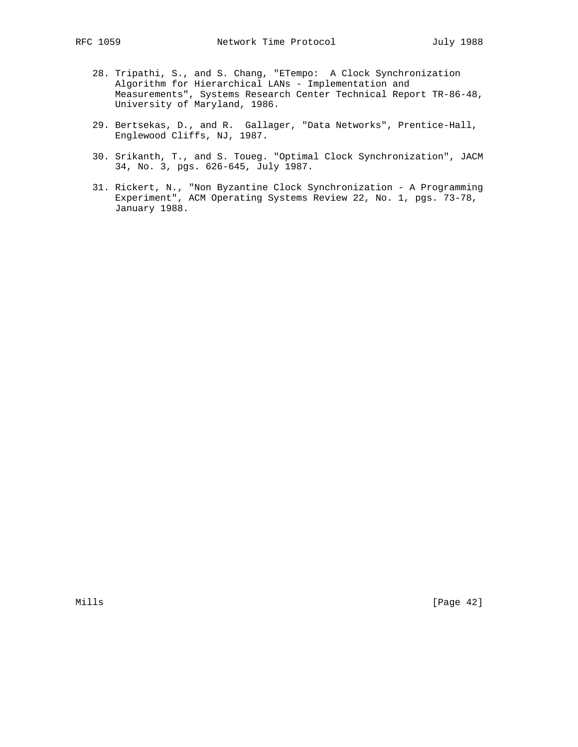28. Tripathi, S., and S. Chang, "ETempo: A Clock Synchronization Algorithm for Hierarchical LANs - Implementation and Measurements", Systems Research Center Technical Report TR-86-48, University of Maryland, 1986.

29. Bertsekas, D., and R. Gallager, "Data Networks", Prentice-Hall, Englewood Cliffs, NJ, 1987.

30. Srikanth, T., and S. Toueg. "Optimal Clock Synchronization", JACM 34, No. 3, pgs. 626-645, July 1987.

31. Rickert, N., "Non Byzantine Clock Synchronization - A Programming Experiment", ACM Operating Systems Review 22, No. 1, pgs. 73-78, January 1988.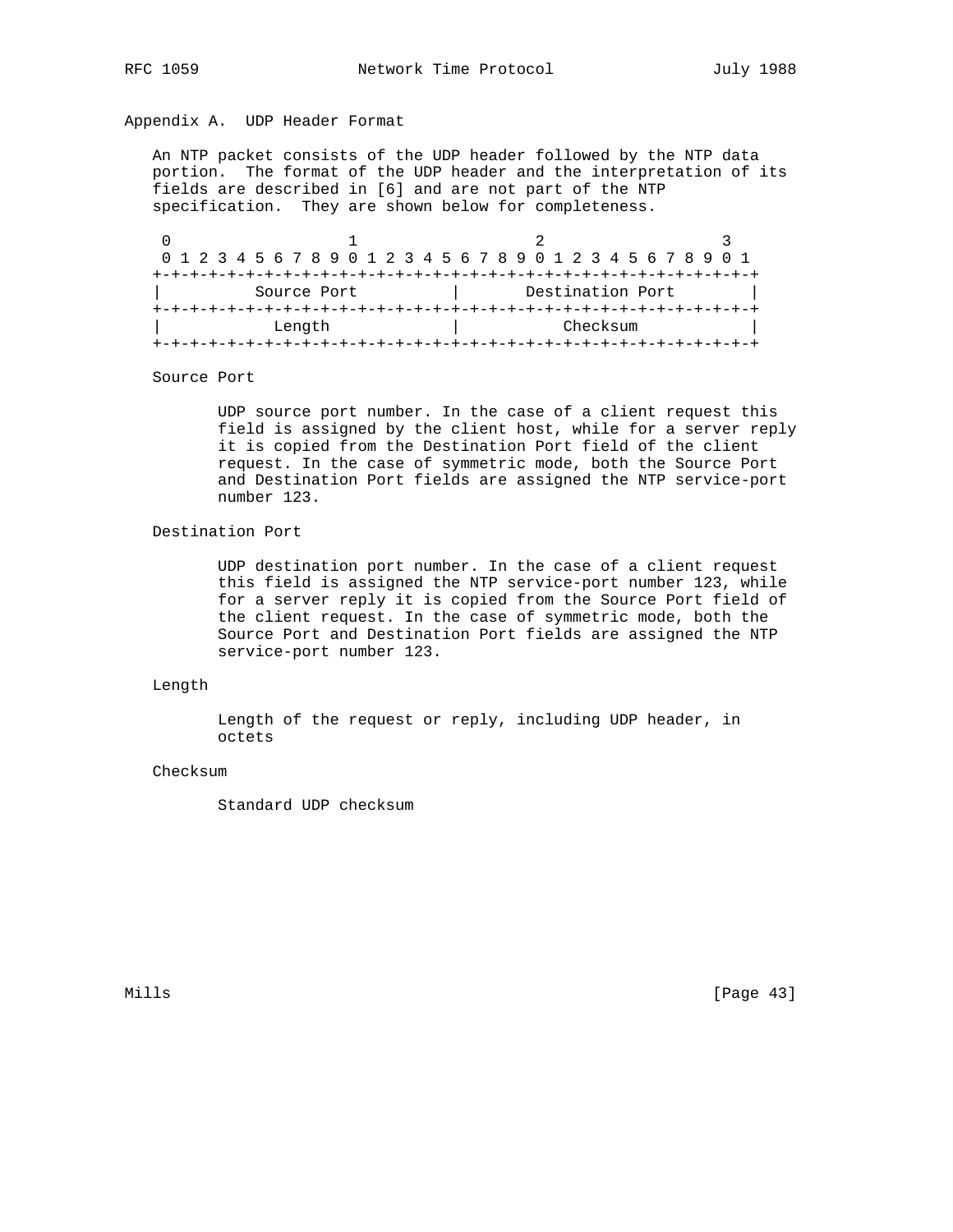## Appendix A. UDP Header Format

An NTP packet consists of the UDP header followed by the NTP data portion. The format of the UDP header and the interpretation of its fields are described in [6] and are not part of the NTP specification. They are shown below for completeness.

```
 0                   1                   2                   3
 0 1 2 3 4 5 6 7 8 9 0 1 2 3 4 5 6 7 8 9 0 1 2 3 4 5 6 7 8 9 0 1
+-+-+-+-+-+-+-+-+-+-+-+-+-+-+-+-+-+-+-+-+-+-+-+-+-+-+-+-+-+-+-+-+
|          Source Port          |       Destination Port        |
+-+-+-+-+-+-+-+-+-+-+-+-+-+-+-+-+-+-+-+-+-+-+-+-+-+-+-+-+-+-+-+-+
|            Length             |           Checksum            |
+-+-+-+-+-+-+-+-+-+-+-+-+-+-+-+-+-+-+-+-+-+-+-+-+-+-+-+-+-+-+-+-+
```

Source Port

UDP source port number. In the case of a client request this field is assigned by the client host, while for a server reply it is copied from the Destination Port field of the client request. In the case of symmetric mode, both the Source Port and Destination Port fields are assigned the NTP service-port number 123.

Destination Port

UDP destination port number. In the case of a client request this field is assigned the NTP service-port number 123, while for a server reply it is copied from the Source Port field of the client request. In the case of symmetric mode, both the Source Port and Destination Port fields are assigned the NTP service-port number 123.

Length

Length of the request or reply, including UDP header, in octets

Checksum

Standard UDP checksum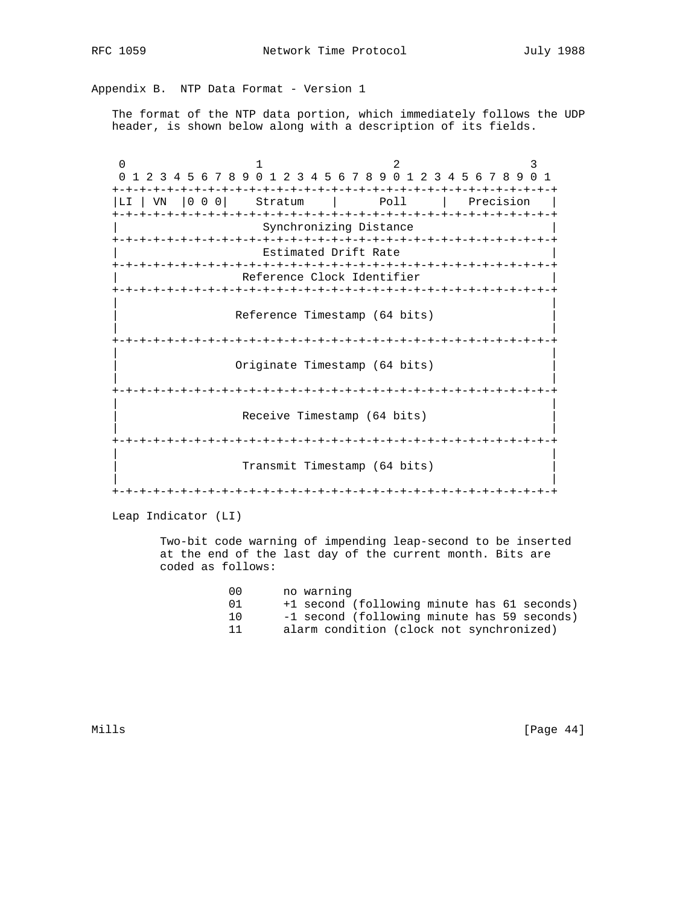## Appendix B. NTP Data Format - Version 1

The format of the NTP data portion, which immediately follows the UDP header, is shown below along with a description of its fields.

```
 0                   1                   2                   3
 0 1 2 3 4 5 6 7 8 9 0 1 2 3 4 5 6 7 8 9 0 1 2 3 4 5 6 7 8 9 0 1
+-+-+-+-+-+-+-+-+-+-+-+-+-+-+-+-+-+-+-+-+-+-+-+-+-+-+-+-+-+-+-+-+
|LI | VN  |0 0 0|    Stratum    |      Poll     |   Precision   |
+-+-+-+-+-+-+-+-+-+-+-+-+-+-+-+-+-+-+-+-+-+-+-+-+-+-+-+-+-+-+-+-+
|                     Synchronizing Distance                    |
+-+-+-+-+-+-+-+-+-+-+-+-+-+-+-+-+-+-+-+-+-+-+-+-+-+-+-+-+-+-+-+-+
|                     Estimated Drift Rate                      |
+-+-+-+-+-+-+-+-+-+-+-+-+-+-+-+-+-+-+-+-+-+-+-+-+-+-+-+-+-+-+-+-+
|                  Reference Clock Identifier                   |
+-+-+-+-+-+-+-+-+-+-+-+-+-+-+-+-+-+-+-+-+-+-+-+-+-+-+-+-+-+-+-+-+
|                                                               |
|                 Reference Timestamp (64 bits)                 |
|                                                               |
+-+-+-+-+-+-+-+-+-+-+-+-+-+-+-+-+-+-+-+-+-+-+-+-+-+-+-+-+-+-+-+-+
|                                                               |
|                 Originate Timestamp (64 bits)                 |
|                                                               |
+-+-+-+-+-+-+-+-+-+-+-+-+-+-+-+-+-+-+-+-+-+-+-+-+-+-+-+-+-+-+-+-+
|                                                               |
|                  Receive Timestamp (64 bits)                  |
|                                                               |
+-+-+-+-+-+-+-+-+-+-+-+-+-+-+-+-+-+-+-+-+-+-+-+-+-+-+-+-+-+-+-+-+
|                                                               |
|                  Transmit Timestamp (64 bits)                 |
|                                                               |
+-+-+-+-+-+-+-+-+-+-+-+-+-+-+-+-+-+-+-+-+-+-+-+-+-+-+-+-+-+-+-+-+
```

Leap Indicator (LI)

Two-bit code warning of impending leap-second to be inserted at the end of the last day of the current month. Bits are coded as follows:

```
00      no warning
01      +1 second (following minute has 61 seconds)
10      -1 second (following minute has 59 seconds)
11      alarm condition (clock not synchronized)
```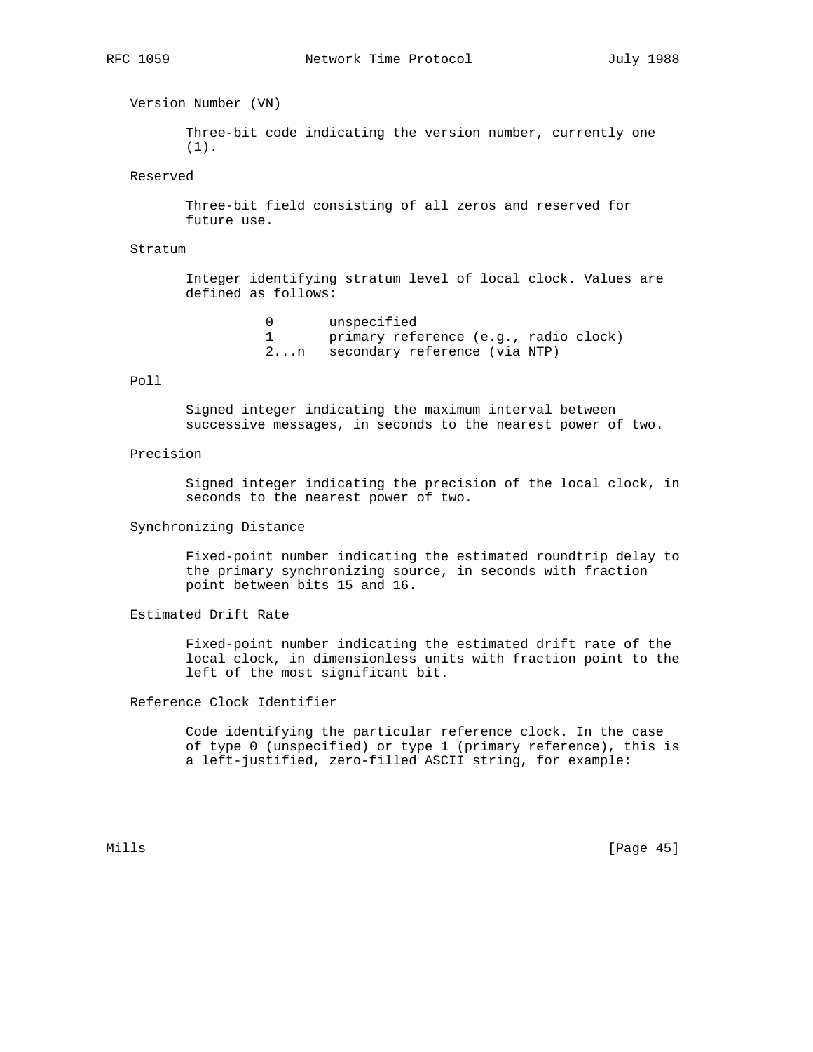Version Number (VN)

Three-bit code indicating the version number, currently one (1).

Reserved

Three-bit field consisting of all zeros and reserved for future use.

Stratum

Integer identifying stratum level of local clock. Values are defined as follows:

| | |
|---|---|
| 0 | unspecified |
| 1 | primary reference (e.g., radio clock) |
| 2...n | secondary reference (via NTP) |

Poll

Signed integer indicating the maximum interval between successive messages, in seconds to the nearest power of two.

Precision

Signed integer indicating the precision of the local clock, in seconds to the nearest power of two.

Synchronizing Distance

Fixed-point number indicating the estimated roundtrip delay to the primary synchronizing source, in seconds with fraction point between bits 15 and 16.

Estimated Drift Rate

Fixed-point number indicating the estimated drift rate of the local clock, in dimensionless units with fraction point to the left of the most significant bit.

Reference Clock Identifier

Code identifying the particular reference clock. In the case of type 0 (unspecified) or type 1 (primary reference), this is a left-justified, zero-filled ASCII string, for example: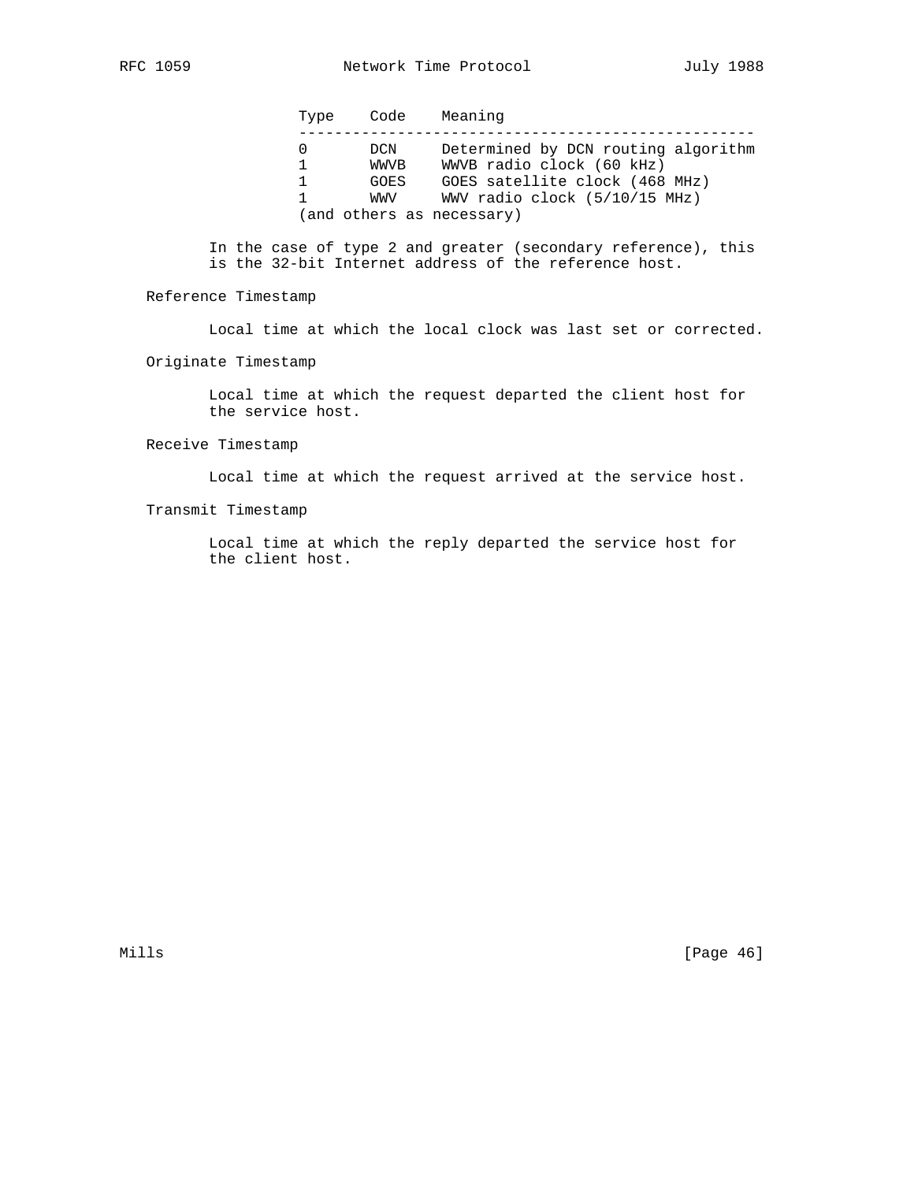| Type | Code | Meaning |
|---|---|---|
| 0 | DCN | Determined by DCN routing algorithm |
| 1 | WWVB | WWVB radio clock (60 kHz) |
| 1 | GOES | GOES satellite clock (468 MHz) |
| 1 | WWV | WWV radio clock (5/10/15 MHz) |
| (and others as necessary) | | |

In the case of type 2 and greater (secondary reference), this is the 32-bit Internet address of the reference host.

Reference Timestamp

Local time at which the local clock was last set or corrected.

Originate Timestamp

Local time at which the request departed the client host for the service host.

Receive Timestamp

Local time at which the request arrived at the service host.

Transmit Timestamp

Local time at which the reply departed the service host for the client host.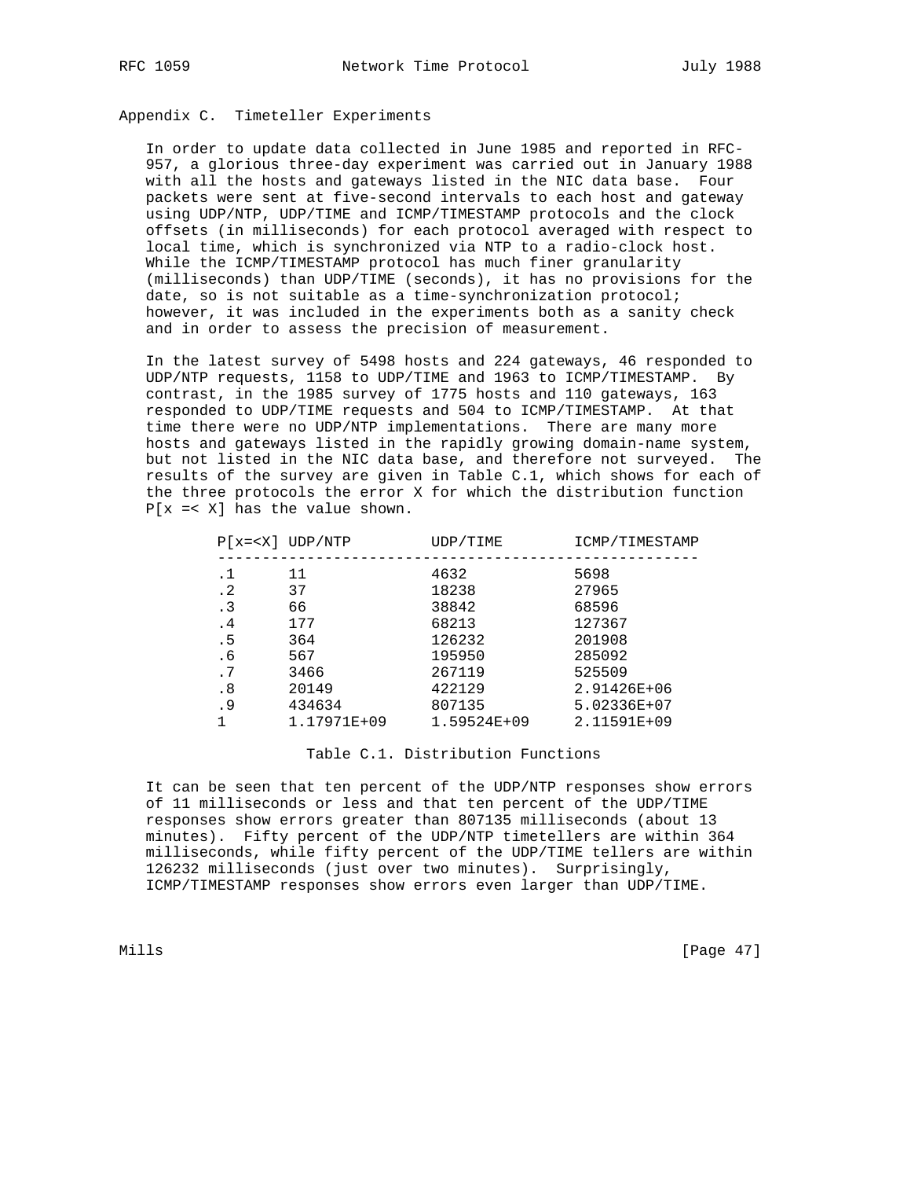## Appendix C. Timeteller Experiments

In order to update data collected in June 1985 and reported in RFC-957, a glorious three-day experiment was carried out in January 1988 with all the hosts and gateways listed in the NIC data base. Four packets were sent at five-second intervals to each host and gateway using UDP/NTP, UDP/TIME and ICMP/TIMESTAMP protocols and the clock offsets (in milliseconds) for each protocol averaged with respect to local time, which is synchronized via NTP to a radio-clock host. While the ICMP/TIMESTAMP protocol has much finer granularity (milliseconds) than UDP/TIME (seconds), it has no provisions for the date, so is not suitable as a time-synchronization protocol; however, it was included in the experiments both as a sanity check and in order to assess the precision of measurement.

In the latest survey of 5498 hosts and 224 gateways, 46 responded to UDP/NTP requests, 1158 to UDP/TIME and 1963 to ICMP/TIMESTAMP. By contrast, in the 1985 survey of 1775 hosts and 110 gateways, 163 responded to UDP/TIME requests and 504 to ICMP/TIMESTAMP. At that time there were no UDP/NTP implementations. There are many more hosts and gateways listed in the rapidly growing domain-name system, but not listed in the NIC data base, and therefore not surveyed. The results of the survey are given in Table C.1, which shows for each of the three protocols the error X for which the distribution function P[x =< X] has the value shown.

| P[x=<X] | UDP/NTP | UDP/TIME | ICMP/TIMESTAMP |
|---|---|---|---|
| .1 | 11 | 4632 | 5698 |
| .2 | 37 | 18238 | 27965 |
| .3 | 66 | 38842 | 68596 |
| .4 | 177 | 68213 | 127367 |
| .5 | 364 | 126232 | 201908 |
| .6 | 567 | 195950 | 285092 |
| .7 | 3466 | 267119 | 525509 |
| .8 | 20149 | 422129 | 2.91426E+06 |
| .9 | 434634 | 807135 | 5.02336E+07 |
| 1 | 1.17971E+09 | 1.59524E+09 | 2.11591E+09 |

Table C.1. Distribution Functions

It can be seen that ten percent of the UDP/NTP responses show errors of 11 milliseconds or less and that ten percent of the UDP/TIME responses show errors greater than 807135 milliseconds (about 13 minutes). Fifty percent of the UDP/NTP timetellers are within 364 milliseconds, while fifty percent of the UDP/TIME tellers are within 126232 milliseconds (just over two minutes). Surprisingly, ICMP/TIMESTAMP responses show errors even larger than UDP/TIME.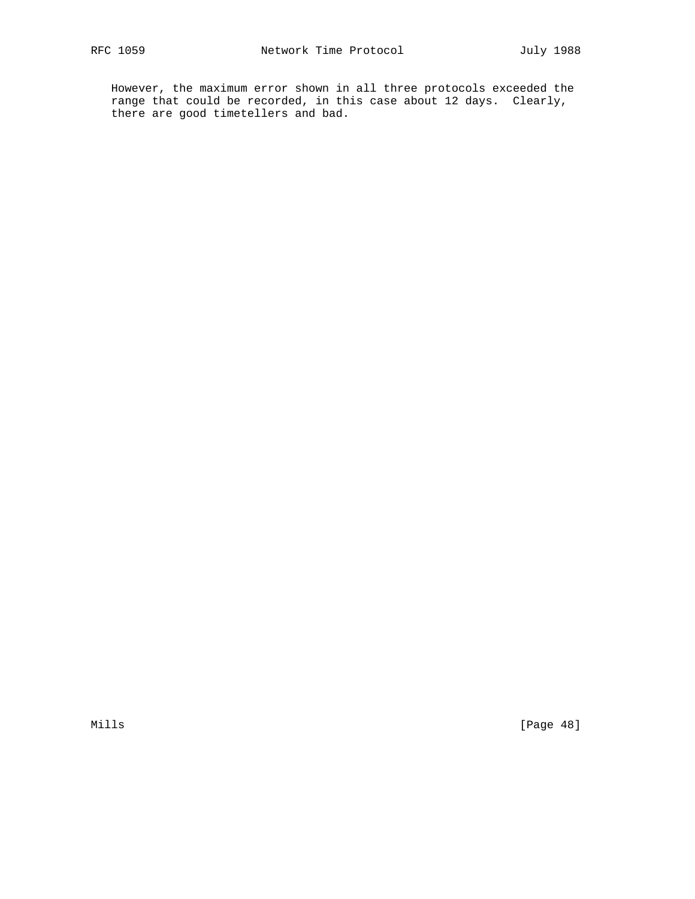However, the maximum error shown in all three protocols exceeded the range that could be recorded, in this case about 12 days. Clearly, there are good timetellers and bad.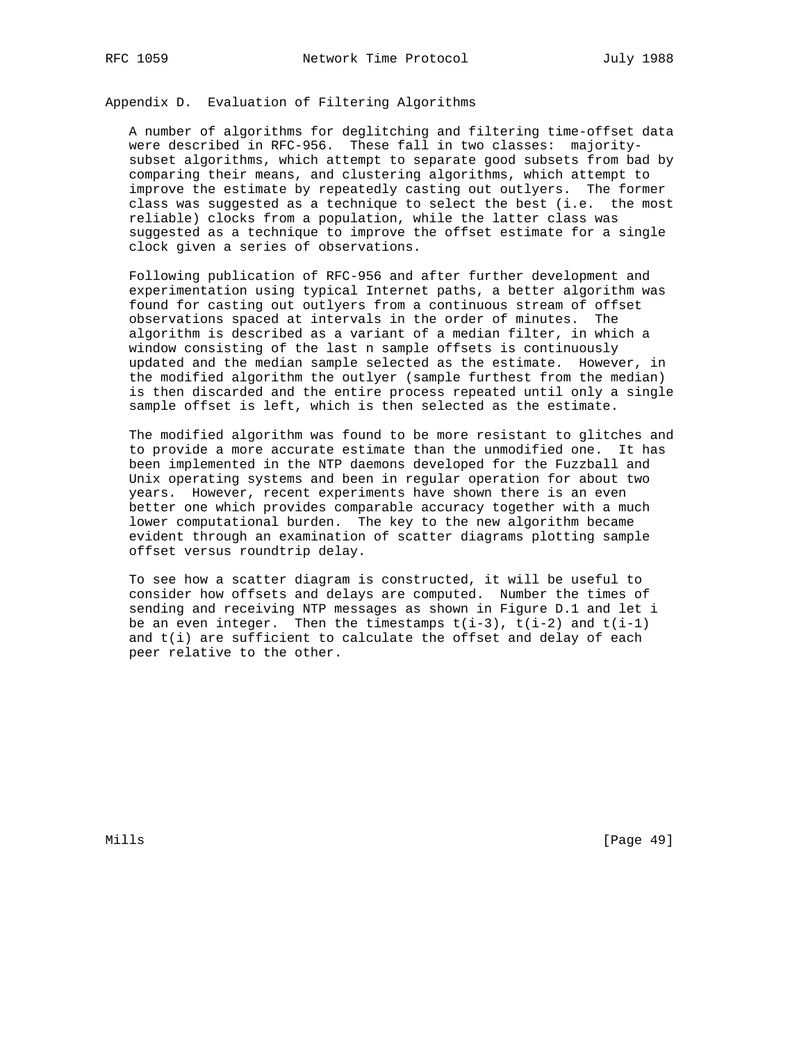## Appendix D. Evaluation of Filtering Algorithms

A number of algorithms for deglitching and filtering time-offset data were described in RFC-956. These fall in two classes: majority-subset algorithms, which attempt to separate good subsets from bad by comparing their means, and clustering algorithms, which attempt to improve the estimate by repeatedly casting out outlyers. The former class was suggested as a technique to select the best (i.e. the most reliable) clocks from a population, while the latter class was suggested as a technique to improve the offset estimate for a single clock given a series of observations.

Following publication of RFC-956 and after further development and experimentation using typical Internet paths, a better algorithm was found for casting out outlyers from a continuous stream of offset observations spaced at intervals in the order of minutes. The algorithm is described as a variant of a median filter, in which a window consisting of the last n sample offsets is continuously updated and the median sample selected as the estimate. However, in the modified algorithm the outlyer (sample furthest from the median) is then discarded and the entire process repeated until only a single sample offset is left, which is then selected as the estimate.

The modified algorithm was found to be more resistant to glitches and to provide a more accurate estimate than the unmodified one. It has been implemented in the NTP daemons developed for the Fuzzball and Unix operating systems and been in regular operation for about two years. However, recent experiments have shown there is an even better one which provides comparable accuracy together with a much lower computational burden. The key to the new algorithm became evident through an examination of scatter diagrams plotting sample offset versus roundtrip delay.

To see how a scatter diagram is constructed, it will be useful to consider how offsets and delays are computed. Number the times of sending and receiving NTP messages as shown in Figure D.1 and let i be an even integer. Then the timestamps $t(i-3)$, $t(i-2)$ and $t(i-1)$ and $t(i)$ are sufficient to calculate the offset and delay of each peer relative to the other.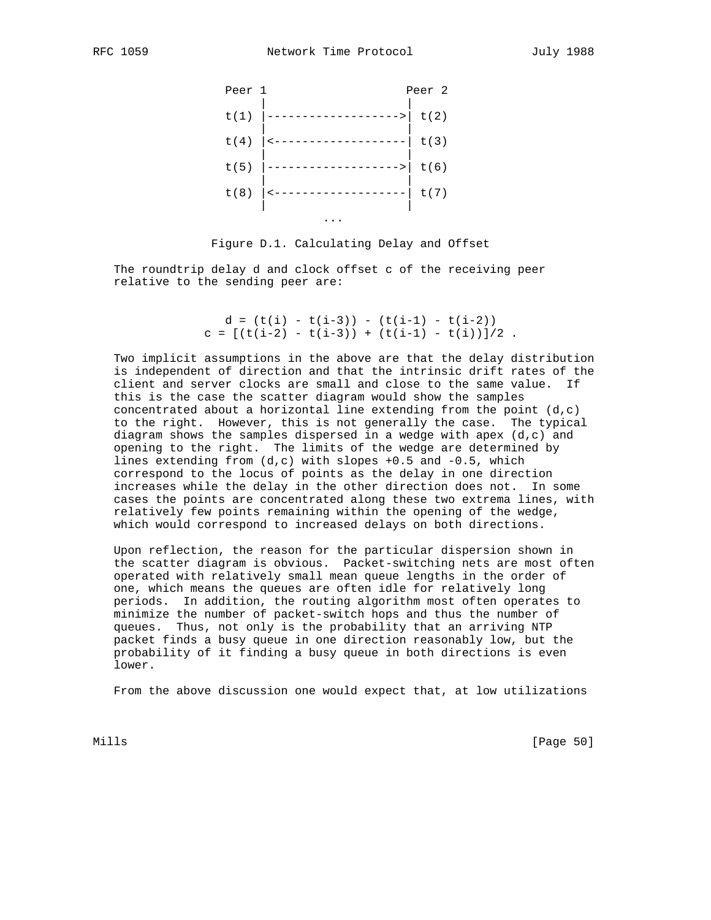```
                  Peer 1                  Peer 2
                       |                   |
                  t(1) |------------------->| t(2)
                       |                   |
                  t(4) |<-------------------| t(3)
                       |                   |
                  t(5) |------------------->| t(6)
                       |                   |
                  t(8) |<-------------------| t(7)
                       |                   |
                                 ...
```

Figure D.1. Calculating Delay and Offset

The roundtrip delay d and clock offset c of the receiving peer relative to the sending peer are:

$$d = (t(i) - t(i-3)) - (t(i-1) - t(i-2))$$
$$c = [(t(i-2) - t(i-3)) + (t(i-1) - t(i))]/2 .$$

Two implicit assumptions in the above are that the delay distribution is independent of direction and that the intrinsic drift rates of the client and server clocks are small and close to the same value. If this is the case the scatter diagram would show the samples concentrated about a horizontal line extending from the point (d,c) to the right. However, this is not generally the case. The typical diagram shows the samples dispersed in a wedge with apex (d,c) and opening to the right. The limits of the wedge are determined by lines extending from (d,c) with slopes +0.5 and -0.5, which correspond to the locus of points as the delay in one direction increases while the delay in the other direction does not. In some cases the points are concentrated along these two extrema lines, with relatively few points remaining within the opening of the wedge, which would correspond to increased delays on both directions.

Upon reflection, the reason for the particular dispersion shown in the scatter diagram is obvious. Packet-switching nets are most often operated with relatively small mean queue lengths in the order of one, which means the queues are often idle for relatively long periods. In addition, the routing algorithm most often operates to minimize the number of packet-switch hops and thus the number of queues. Thus, not only is the probability that an arriving NTP packet finds a busy queue in one direction reasonably low, but the probability of it finding a busy queue in both directions is even lower.

From the above discussion one would expect that, at low utilizations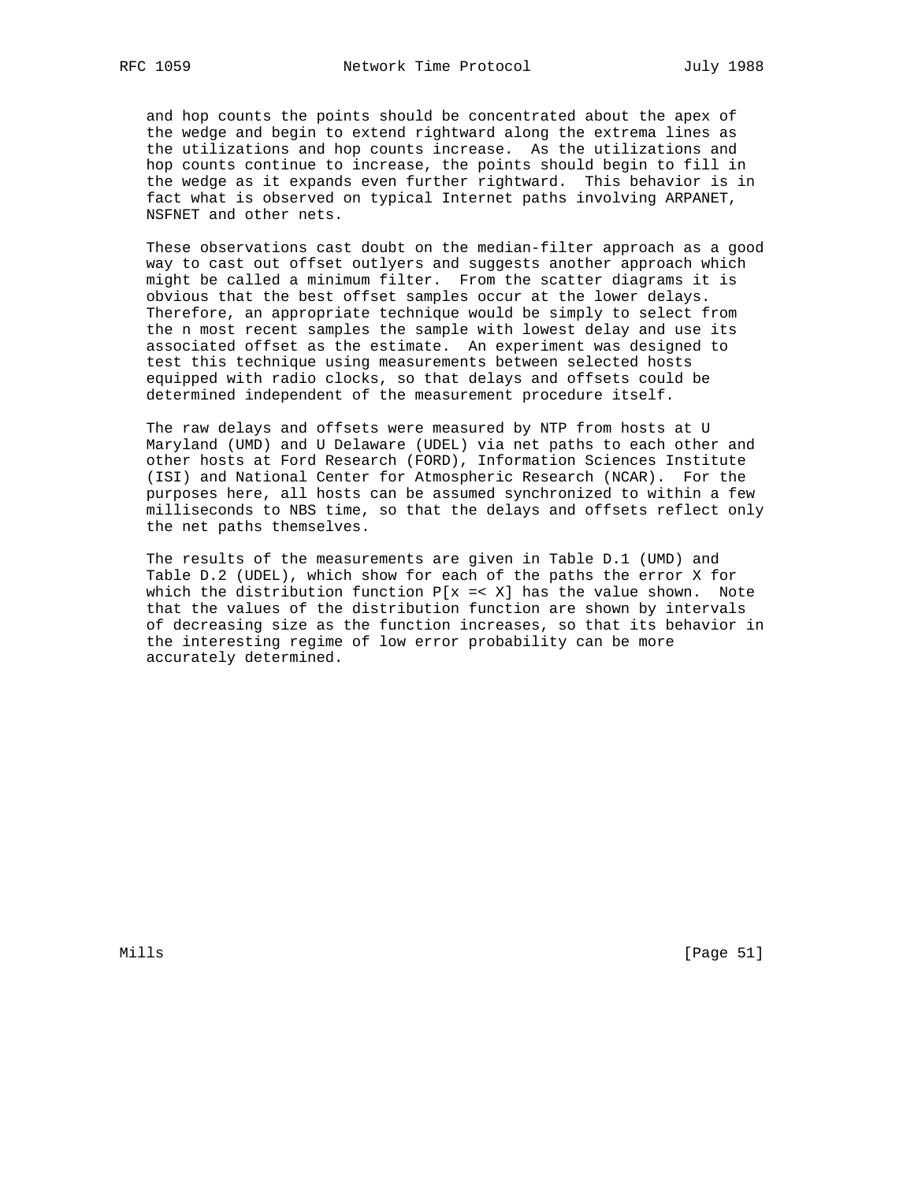and hop counts the points should be concentrated about the apex of the wedge and begin to extend rightward along the extrema lines as the utilizations and hop counts increase. As the utilizations and hop counts continue to increase, the points should begin to fill in the wedge as it expands even further rightward. This behavior is in fact what is observed on typical Internet paths involving ARPANET, NSFNET and other nets.

These observations cast doubt on the median-filter approach as a good way to cast out offset outlyers and suggests another approach which might be called a minimum filter. From the scatter diagrams it is obvious that the best offset samples occur at the lower delays. Therefore, an appropriate technique would be simply to select from the n most recent samples the sample with lowest delay and use its associated offset as the estimate. An experiment was designed to test this technique using measurements between selected hosts equipped with radio clocks, so that delays and offsets could be determined independent of the measurement procedure itself.

The raw delays and offsets were measured by NTP from hosts at U Maryland (UMD) and U Delaware (UDEL) via net paths to each other and other hosts at Ford Research (FORD), Information Sciences Institute (ISI) and National Center for Atmospheric Research (NCAR). For the purposes here, all hosts can be assumed synchronized to within a few milliseconds to NBS time, so that the delays and offsets reflect only the net paths themselves.

The results of the measurements are given in Table D.1 (UMD) and Table D.2 (UDEL), which show for each of the paths the error X for which the distribution function P[x =< X] has the value shown. Note that the values of the distribution function are shown by intervals of decreasing size as the function increases, so that its behavior in the interesting regime of low error probability can be more accurately determined.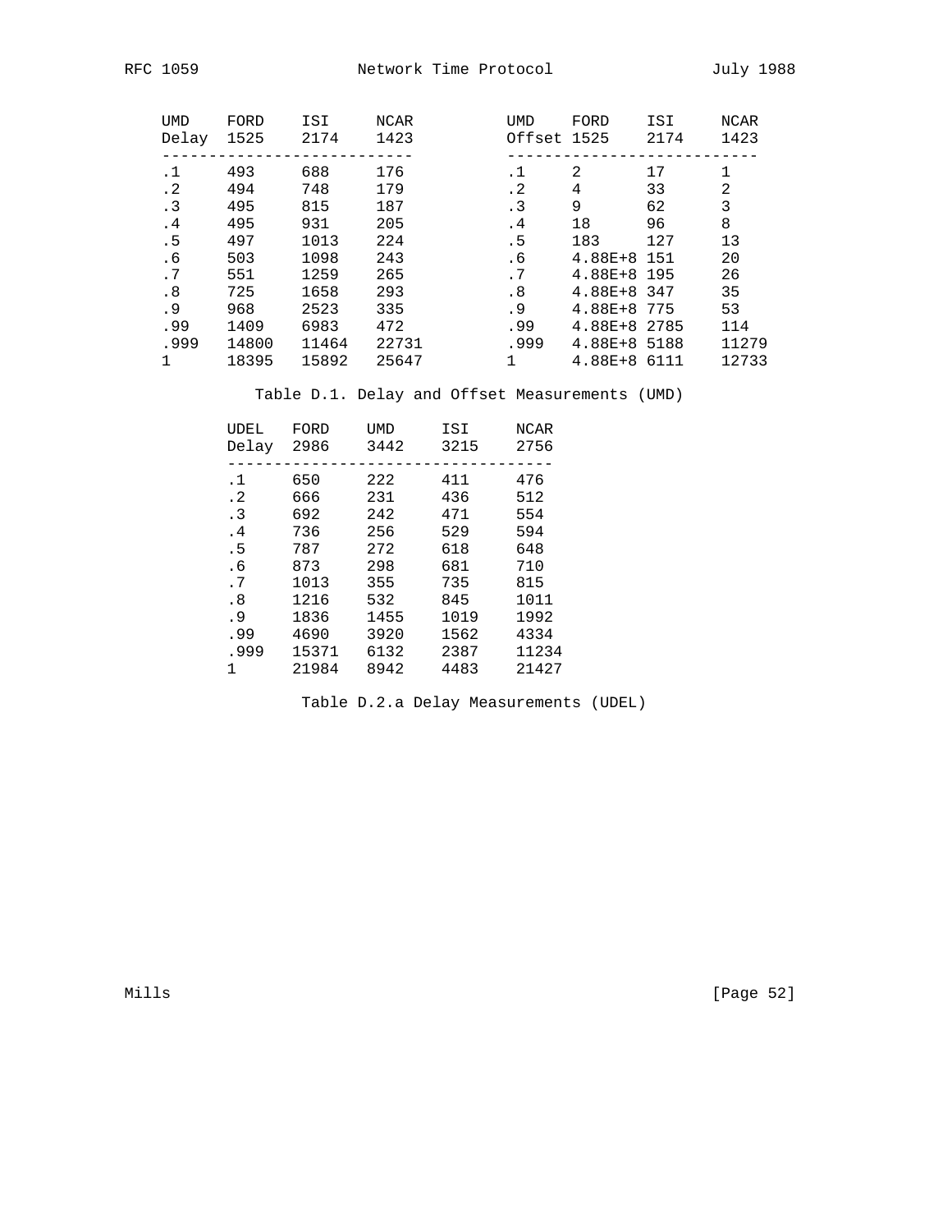| UMD Delay | FORD 1525 | ISI 2174 | NCAR 1423 |
|---|---|---|---|
| .1 | 493 | 688 | 176 |
| .2 | 494 | 748 | 179 |
| .3 | 495 | 815 | 187 |
| .4 | 495 | 931 | 205 |
| .5 | 497 | 1013 | 224 |
| .6 | 503 | 1098 | 243 |
| .7 | 551 | 1259 | 265 |
| .8 | 725 | 1658 | 293 |
| .9 | 968 | 2523 | 335 |
| .99 | 1409 | 6983 | 472 |
| .999 | 14800 | 11464 | 22731 |
| 1 | 18395 | 15892 | 25647 |

| UMD Offset | FORD 1525 | ISI 2174 | NCAR 1423 |
|---|---|---|---|
| .1 | 2 | 17 | 1 |
| .2 | 4 | 33 | 2 |
| .3 | 9 | 62 | 3 |
| .4 | 18 | 96 | 8 |
| .5 | 183 | 127 | 13 |
| .6 | 4.88E+8 | 151 | 20 |
| .7 | 4.88E+8 | 195 | 26 |
| .8 | 4.88E+8 | 347 | 35 |
| .9 | 4.88E+8 | 775 | 53 |
| .99 | 4.88E+8 | 2785 | 114 |
| .999 | 4.88E+8 | 5188 | 11279 |
| 1 | 4.88E+8 | 6111 | 12733 |

Table D.1. Delay and Offset Measurements (UMD)

| UDEL Delay | FORD 2986 | UMD 3442 | ISI 3215 | NCAR 2756 |
|---|---|---|---|---|
| .1 | 650 | 222 | 411 | 476 |
| .2 | 666 | 231 | 436 | 512 |
| .3 | 692 | 242 | 471 | 554 |
| .4 | 736 | 256 | 529 | 594 |
| .5 | 787 | 272 | 618 | 648 |
| .6 | 873 | 298 | 681 | 710 |
| .7 | 1013 | 355 | 735 | 815 |
| .8 | 1216 | 532 | 845 | 1011 |
| .9 | 1836 | 1455 | 1019 | 1992 |
| .99 | 4690 | 3920 | 1562 | 4334 |
| .999 | 15371 | 6132 | 2387 | 11234 |
| 1 | 21984 | 8942 | 4483 | 21427 |

Table D.2.a Delay Measurements (UDEL)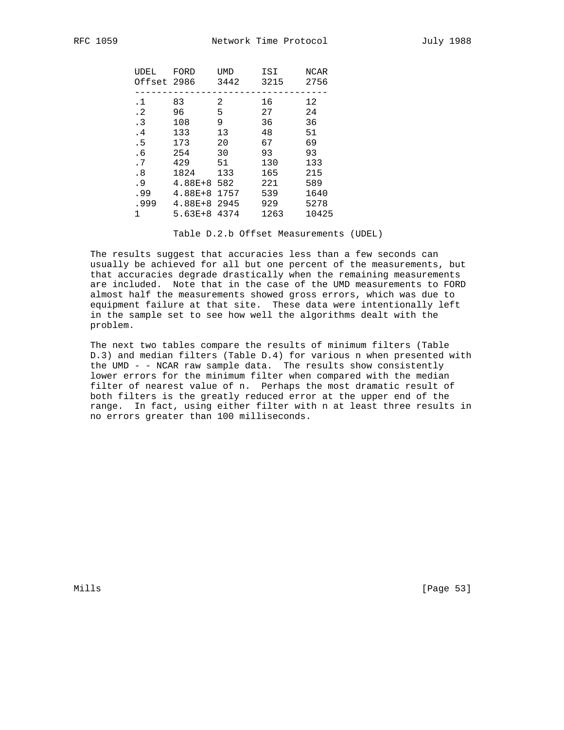| UDEL Offset | FORD 2986 | UMD 3442 | ISI 3215 | NCAR 2756 |
|---|---|---|---|---|
| .1 | 83 | 2 | 16 | 12 |
| .2 | 96 | 5 | 27 | 24 |
| .3 | 108 | 9 | 36 | 36 |
| .4 | 133 | 13 | 48 | 51 |
| .5 | 173 | 20 | 67 | 69 |
| .6 | 254 | 30 | 93 | 93 |
| .7 | 429 | 51 | 130 | 133 |
| .8 | 1824 | 133 | 165 | 215 |
| .9 | 4.88E+8 | 582 | 221 | 589 |
| .99 | 4.88E+8 | 1757 | 539 | 1640 |
| .999 | 4.88E+8 | 2945 | 929 | 5278 |
| 1 | 5.63E+8 | 4374 | 1263 | 10425 |

Table D.2.b Offset Measurements (UDEL)

The results suggest that accuracies less than a few seconds can usually be achieved for all but one percent of the measurements, but that accuracies degrade drastically when the remaining measurements are included. Note that in the case of the UMD measurements to FORD almost half the measurements showed gross errors, which was due to equipment failure at that site. These data were intentionally left in the sample set to see how well the algorithms dealt with the problem.

The next two tables compare the results of minimum filters (Table D.3) and median filters (Table D.4) for various n when presented with the UMD - - NCAR raw sample data. The results show consistently lower errors for the minimum filter when compared with the median filter of nearest value of n. Perhaps the most dramatic result of both filters is the greatly reduced error at the upper end of the range. In fact, using either filter with n at least three results in no errors greater than 100 milliseconds.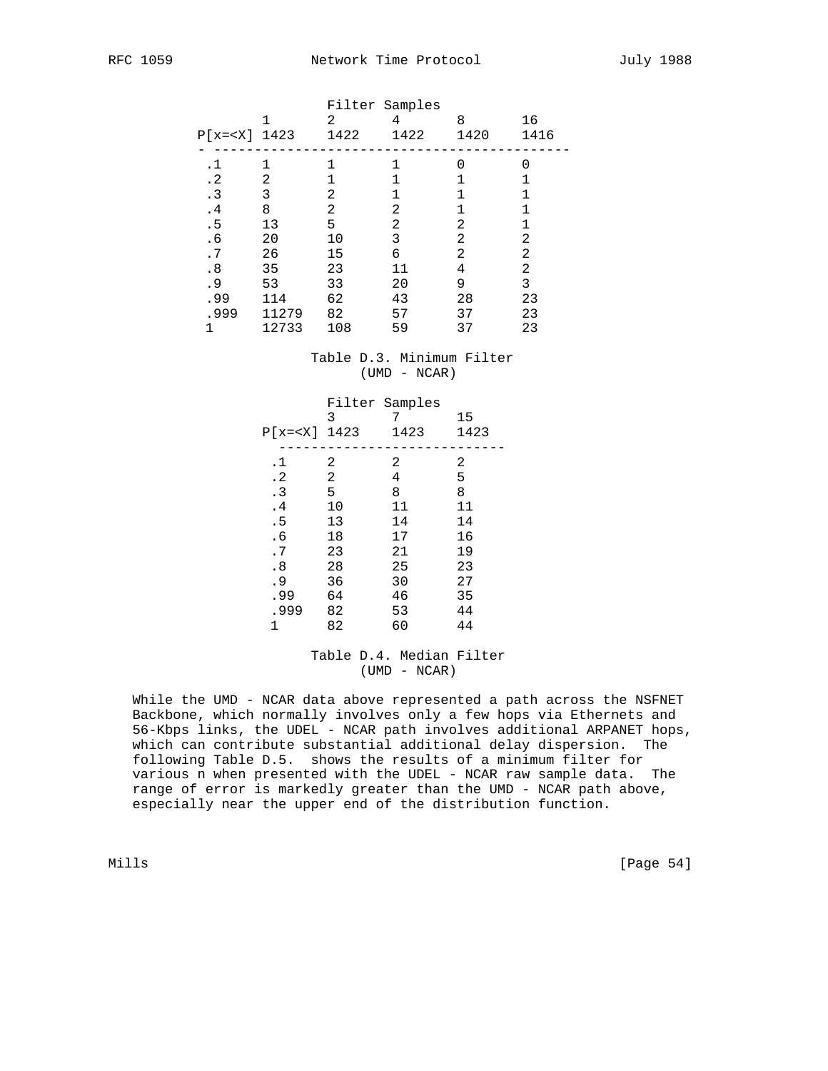| | Filter Samples | | | | |
|---|---|---|---|---|---|
| | 1 | 2 | 4 | 8 | 16 |
| P[x=<X] | 1423 | 1422 | 1422 | 1420 | 1416 |
| .1 | 1 | 1 | 1 | 0 | 0 |
| .2 | 2 | 1 | 1 | 1 | 1 |
| .3 | 3 | 2 | 1 | 1 | 1 |
| .4 | 8 | 2 | 2 | 1 | 1 |
| .5 | 13 | 5 | 2 | 2 | 1 |
| .6 | 20 | 10 | 3 | 2 | 2 |
| .7 | 26 | 15 | 6 | 2 | 2 |
| .8 | 35 | 23 | 11 | 4 | 2 |
| .9 | 53 | 33 | 20 | 9 | 3 |
| .99 | 114 | 62 | 43 | 28 | 23 |
| .999 | 11279 | 82 | 57 | 37 | 23 |
| 1 | 12733 | 108 | 59 | 37 | 23 |

Table D.3. Minimum Filter
(UMD - NCAR)

| | Filter Samples | | |
|---|---|---|---|
| | 3 | 7 | 15 |
| P[x=<X] | 1423 | 1423 | 1423 |
| .1 | 2 | 2 | 2 |
| .2 | 2 | 4 | 5 |
| .3 | 5 | 8 | 8 |
| .4 | 10 | 11 | 11 |
| .5 | 13 | 14 | 14 |
| .6 | 18 | 17 | 16 |
| .7 | 23 | 21 | 19 |
| .8 | 28 | 25 | 23 |
| .9 | 36 | 30 | 27 |
| .99 | 64 | 46 | 35 |
| .999 | 82 | 53 | 44 |
| 1 | 82 | 60 | 44 |

Table D.4. Median Filter
(UMD - NCAR)

While the UMD - NCAR data above represented a path across the NSFNET Backbone, which normally involves only a few hops via Ethernets and 56-Kbps links, the UDEL - NCAR path involves additional ARPANET hops, which can contribute substantial additional delay dispersion. The following Table D.5. shows the results of a minimum filter for various n when presented with the UDEL - NCAR raw sample data. The range of error is markedly greater than the UMD - NCAR path above, especially near the upper end of the distribution function.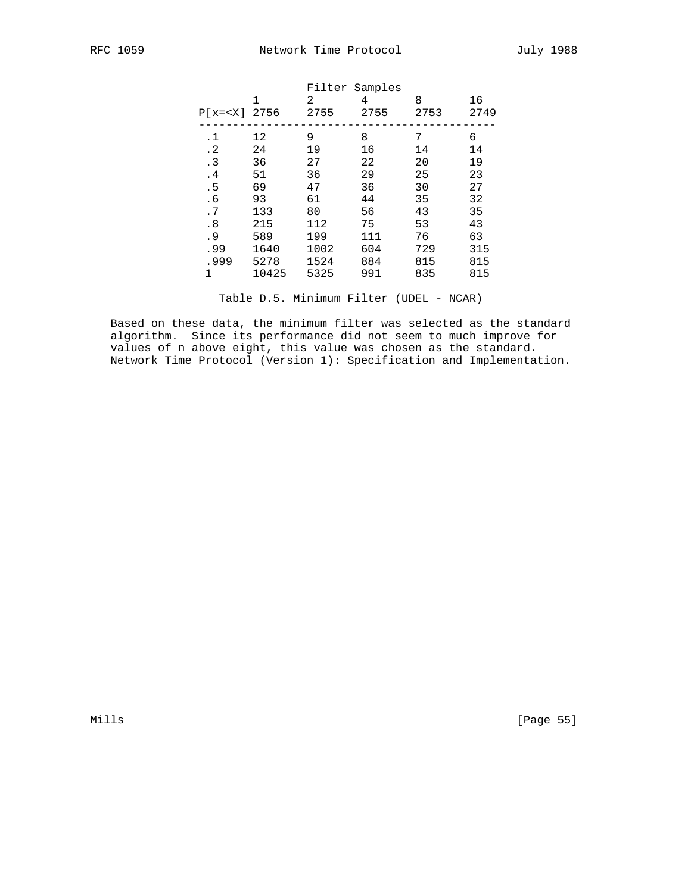| | Filter Samples | | | | |
|---|---|---|---|---|---|
| | 1 | 2 | 4 | 8 | 16 |
| P[x=<X] | 2756 | 2755 | 2755 | 2753 | 2749 |
| .1 | 12 | 9 | 8 | 7 | 6 |
| .2 | 24 | 19 | 16 | 14 | 14 |
| .3 | 36 | 27 | 22 | 20 | 19 |
| .4 | 51 | 36 | 29 | 25 | 23 |
| .5 | 69 | 47 | 36 | 30 | 27 |
| .6 | 93 | 61 | 44 | 35 | 32 |
| .7 | 133 | 80 | 56 | 43 | 35 |
| .8 | 215 | 112 | 75 | 53 | 43 |
| .9 | 589 | 199 | 111 | 76 | 63 |
| .99 | 1640 | 1002 | 604 | 729 | 315 |
| .999 | 5278 | 1524 | 884 | 815 | 815 |
| 1 | 10425 | 5325 | 991 | 835 | 815 |

Table D.5. Minimum Filter (UDEL - NCAR)

Based on these data, the minimum filter was selected as the standard algorithm. Since its performance did not seem to much improve for values of n above eight, this value was chosen as the standard. Network Time Protocol (Version 1): Specification and Implementation.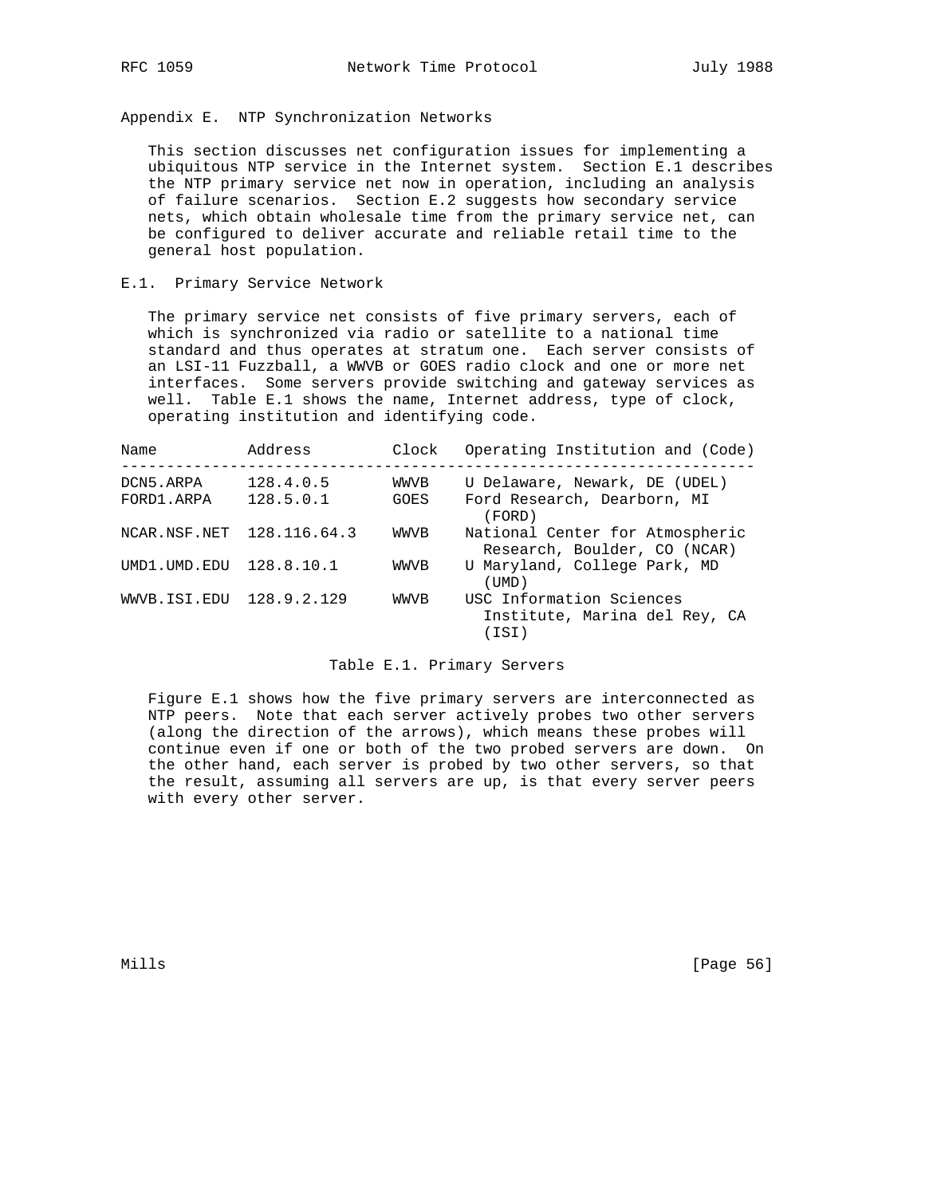## Appendix E. NTP Synchronization Networks

This section discusses net configuration issues for implementing a ubiquitous NTP service in the Internet system. Section E.1 describes the NTP primary service net now in operation, including an analysis of failure scenarios. Section E.2 suggests how secondary service nets, which obtain wholesale time from the primary service net, can be configured to deliver accurate and reliable retail time to the general host population.

### E.1. Primary Service Network

The primary service net consists of five primary servers, each of which is synchronized via radio or satellite to a national time standard and thus operates at stratum one. Each server consists of an LSI-11 Fuzzball, a WWVB or GOES radio clock and one or more net interfaces. Some servers provide switching and gateway services as well. Table E.1 shows the name, Internet address, type of clock, operating institution and identifying code.

| Name | Address | Clock | Operating Institution and (Code) |
|---|---|---|---|
| DCN5.ARPA | 128.4.0.5 | WWVB | U Delaware, Newark, DE (UDEL) |
| FORD1.ARPA | 128.5.0.1 | GOES | Ford Research, Dearborn, MI (FORD) |
| NCAR.NSF.NET | 128.116.64.3 | WWVB | National Center for Atmospheric Research, Boulder, CO (NCAR) |
| UMD1.UMD.EDU | 128.8.10.1 | WWVB | U Maryland, College Park, MD (UMD) |
| WWVB.ISI.EDU | 128.9.2.129 | WWVB | USC Information Sciences Institute, Marina del Rey, CA (ISI) |

Table E.1. Primary Servers

Figure E.1 shows how the five primary servers are interconnected as NTP peers. Note that each server actively probes two other servers (along the direction of the arrows), which means these probes will continue even if one or both of the two probed servers are down. On the other hand, each server is probed by two other servers, so that the result, assuming all servers are up, is that every server peers with every other server.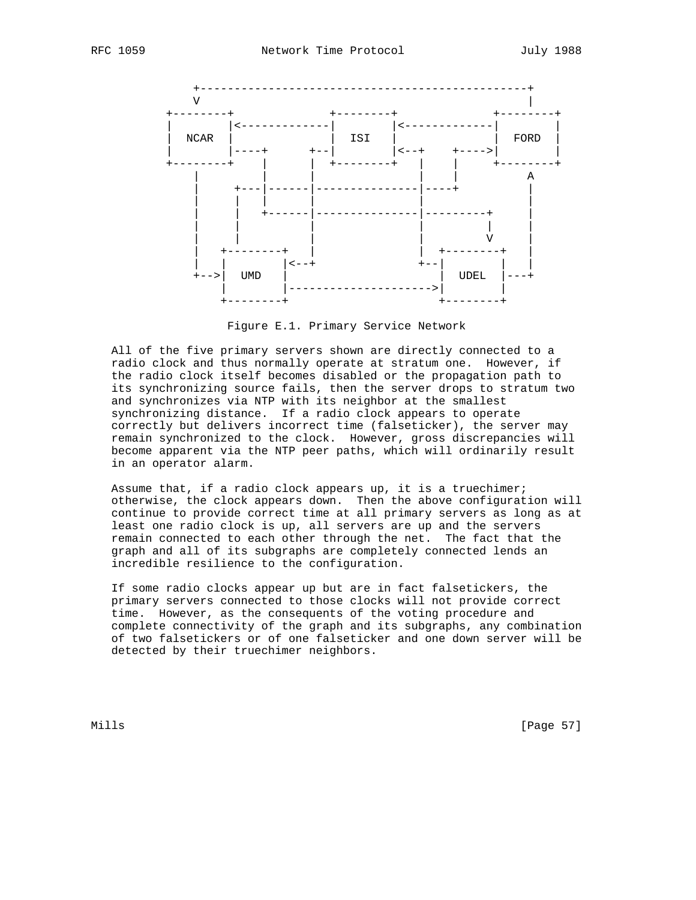```
        +-------------------------------------------------+
        V                                                 |
    +--------+             +--------+             +--------+
    |        |<------------|        |<------------|        |
    |  NCAR  |             |  ISI   |             |  FORD  |
    |        |----+     +--|        |<--+    +--->|        |
    +--------+    |     |  +--------+   |    |    +--------+
        |         |     |               |    |        A
        |    +----|-----|---------------|----+        |
        |    |    |     |               |             |
        |    |    +-----|---------------|---------+   |
        |    |          |               |         |   |
        |    |          |               |         V   |
        |  +--------+   |               | +--------+  |
        |  |        |<--+               +--|        |  |
        +-->|  UMD   |                     |  UDEL  |---+
           |        |--------------------->|        |
           +--------+                     +--------+
```

Figure E.1. Primary Service Network

All of the five primary servers shown are directly connected to a radio clock and thus normally operate at stratum one. However, if the radio clock itself becomes disabled or the propagation path to its synchronizing source fails, then the server drops to stratum two and synchronizes via NTP with its neighbor at the smallest synchronizing distance. If a radio clock appears to operate correctly but delivers incorrect time (falseticker), the server may remain synchronized to the clock. However, gross discrepancies will become apparent via the NTP peer paths, which will ordinarily result in an operator alarm.

Assume that, if a radio clock appears up, it is a truechimer; otherwise, the clock appears down. Then the above configuration will continue to provide correct time at all primary servers as long as at least one radio clock is up, all servers are up and the servers remain connected to each other through the net. The fact that the graph and all of its subgraphs are completely connected lends an incredible resilience to the configuration.

If some radio clocks appear up but are in fact falsetickers, the primary servers connected to those clocks will not provide correct time. However, as the consequents of the voting procedure and complete connectivity of the graph and its subgraphs, any combination of two falsetickers or of one falseticker and one down server will be detected by their truechimer neighbors.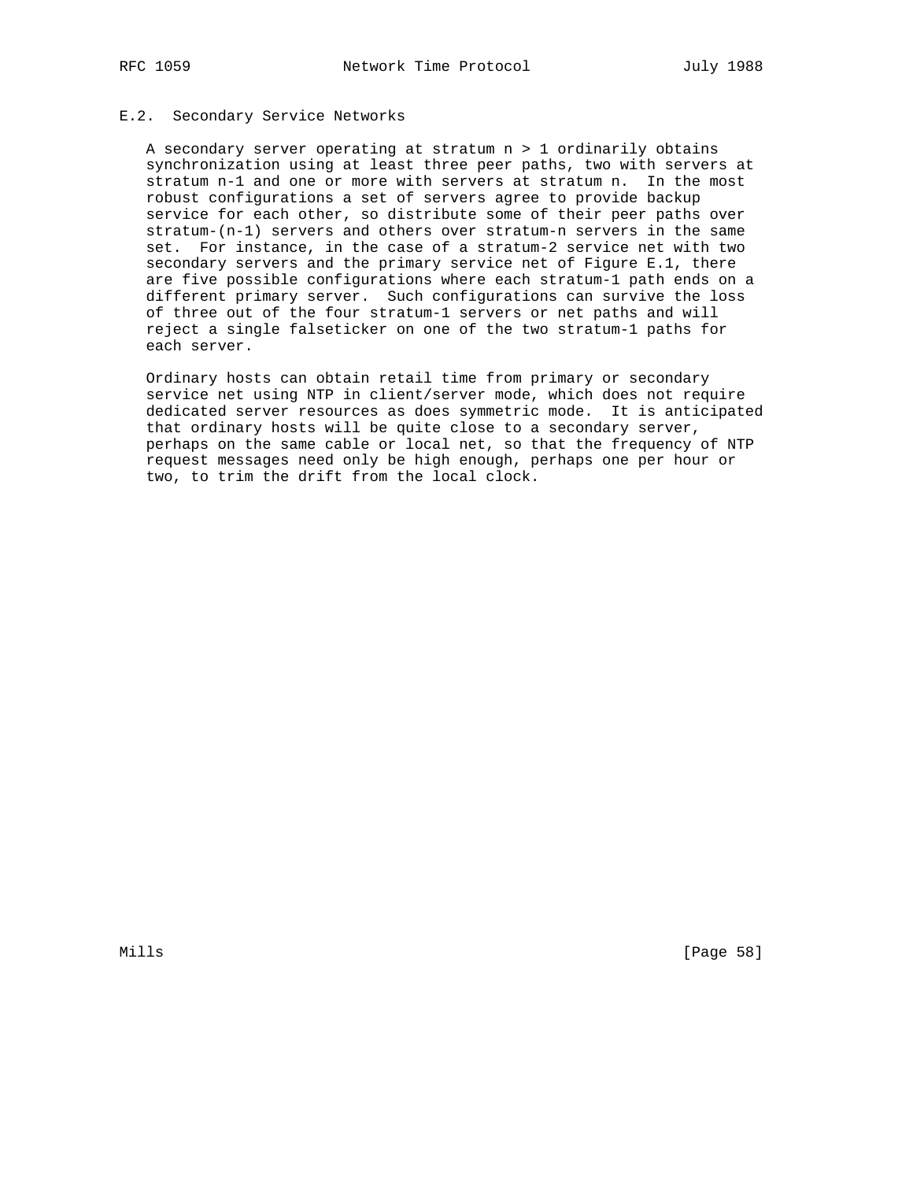### E.2. Secondary Service Networks

A secondary server operating at stratum n > 1 ordinarily obtains synchronization using at least three peer paths, two with servers at stratum n-1 and one or more with servers at stratum n. In the most robust configurations a set of servers agree to provide backup service for each other, so distribute some of their peer paths over stratum-(n-1) servers and others over stratum-n servers in the same set. For instance, in the case of a stratum-2 service net with two secondary servers and the primary service net of Figure E.1, there are five possible configurations where each stratum-1 path ends on a different primary server. Such configurations can survive the loss of three out of the four stratum-1 servers or net paths and will reject a single falseticker on one of the two stratum-1 paths for each server.

Ordinary hosts can obtain retail time from primary or secondary service net using NTP in client/server mode, which does not require dedicated server resources as does symmetric mode. It is anticipated that ordinary hosts will be quite close to a secondary server, perhaps on the same cable or local net, so that the frequency of NTP request messages need only be high enough, perhaps one per hour or two, to trim the drift from the local clock.